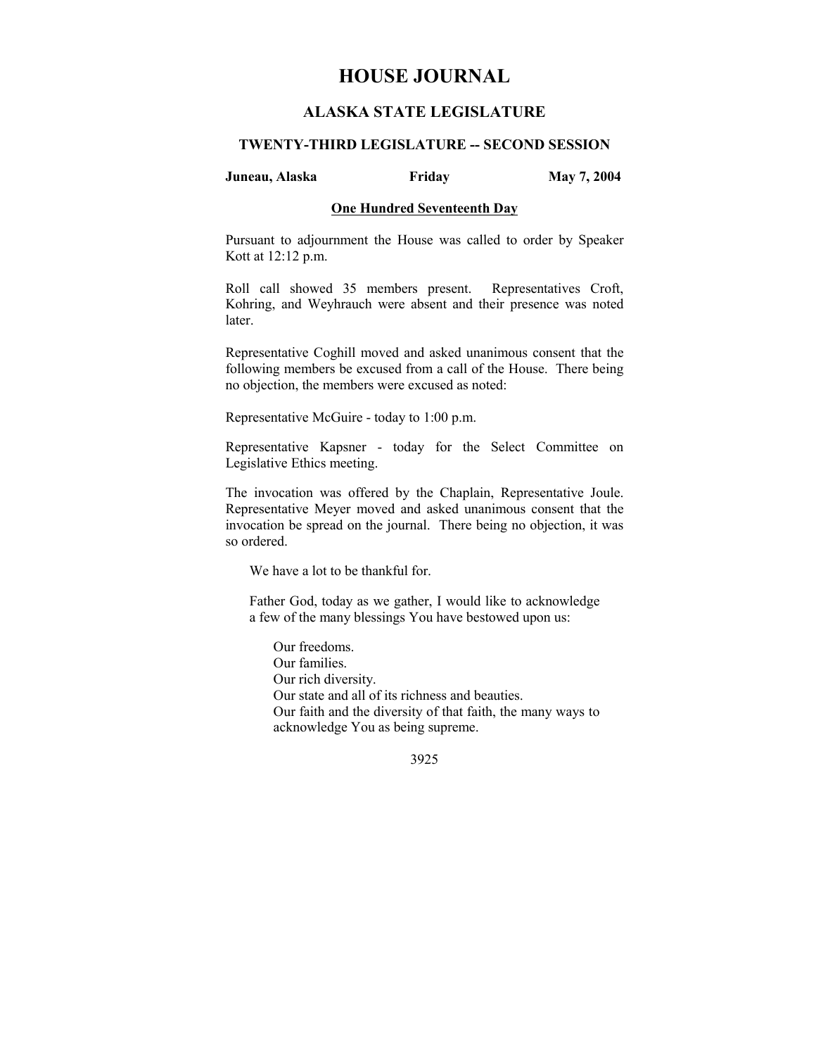# HOUSE JOURNAL

## ALASKA STATE LEGISLATURE

### TWENTY-THIRD LEGISLATURE -- SECOND SESSION

**Juneau, Alaska** **Friday** **May 7, 2004**

**One Hundred Seventeenth Day**

Pursuant to adjournment the House was called to order by Speaker Kott at 12:12 p.m.

Roll call showed 35 members present. Representatives Croft, Kohring, and Weyhrauch were absent and their presence was noted later.

Representative Coghill moved and asked unanimous consent that the following members be excused from a call of the House. There being no objection, the members were excused as noted:

Representative McGuire - today to 1:00 p.m.

Representative Kapsner - today for the Select Committee on Legislative Ethics meeting.

The invocation was offered by the Chaplain, Representative Joule. Representative Meyer moved and asked unanimous consent that the invocation be spread on the journal. There being no objection, it was so ordered.

We have a lot to be thankful for.

Father God, today as we gather, I would like to acknowledge a few of the many blessings You have bestowed upon us:

Our freedoms.
Our families.
Our rich diversity.
Our state and all of its richness and beauties.
Our faith and the diversity of that faith, the many ways to acknowledge You as being supreme.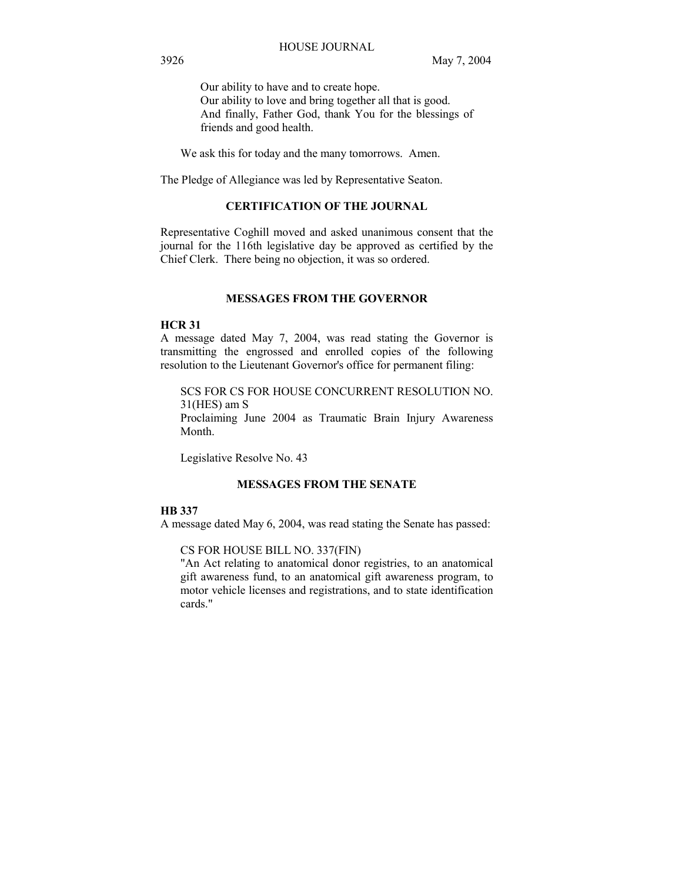Our ability to have and to create hope.
Our ability to love and bring together all that is good.
And finally, Father God, thank You for the blessings of friends and good health.

We ask this for today and the many tomorrows. Amen.

The Pledge of Allegiance was led by Representative Seaton.

## CERTIFICATION OF THE JOURNAL

Representative Coghill moved and asked unanimous consent that the journal for the 116th legislative day be approved as certified by the Chief Clerk. There being no objection, it was so ordered.

## MESSAGES FROM THE GOVERNOR

**HCR 31**
A message dated May 7, 2004, was read stating the Governor is transmitting the engrossed and enrolled copies of the following resolution to the Lieutenant Governor's office for permanent filing:

SCS FOR CS FOR HOUSE CONCURRENT RESOLUTION NO. 31(HES) am S
Proclaiming June 2004 as Traumatic Brain Injury Awareness Month.

Legislative Resolve No. 43

## MESSAGES FROM THE SENATE

**HB 337**
A message dated May 6, 2004, was read stating the Senate has passed:

CS FOR HOUSE BILL NO. 337(FIN)
"An Act relating to anatomical donor registries, to an anatomical gift awareness fund, to an anatomical gift awareness program, to motor vehicle licenses and registrations, and to state identification cards."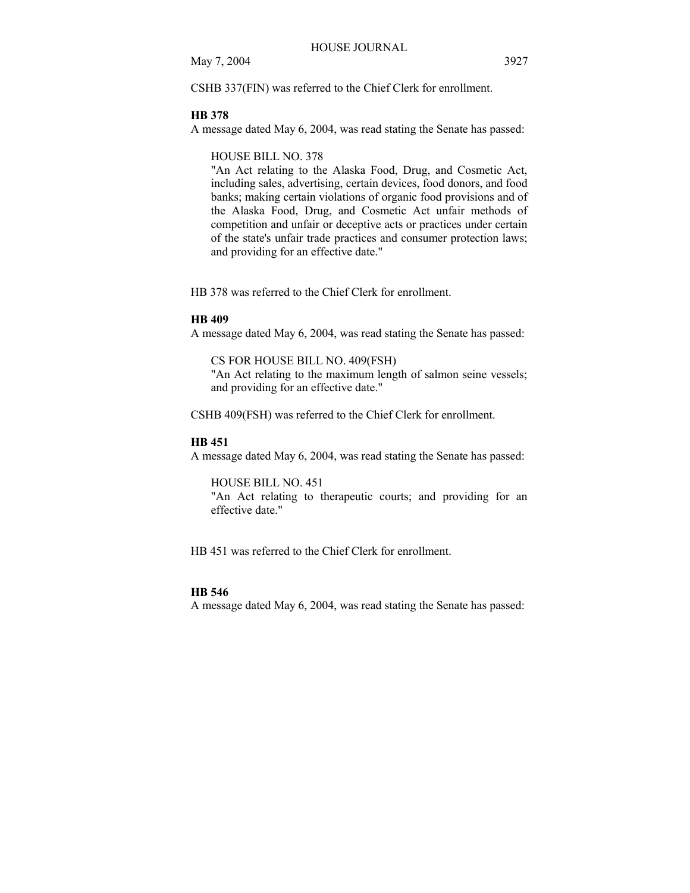CSHB 337(FIN) was referred to the Chief Clerk for enrollment.

**HB 378**

A message dated May 6, 2004, was read stating the Senate has passed:

> HOUSE BILL NO. 378
> "An Act relating to the Alaska Food, Drug, and Cosmetic Act, including sales, advertising, certain devices, food donors, and food banks; making certain violations of organic food provisions and of the Alaska Food, Drug, and Cosmetic Act unfair methods of competition and unfair or deceptive acts or practices under certain of the state's unfair trade practices and consumer protection laws; and providing for an effective date."

HB 378 was referred to the Chief Clerk for enrollment.

**HB 409**

A message dated May 6, 2004, was read stating the Senate has passed:

> CS FOR HOUSE BILL NO. 409(FSH)
> "An Act relating to the maximum length of salmon seine vessels; and providing for an effective date."

CSHB 409(FSH) was referred to the Chief Clerk for enrollment.

**HB 451**

A message dated May 6, 2004, was read stating the Senate has passed:

> HOUSE BILL NO. 451
> "An Act relating to therapeutic courts; and providing for an effective date."

HB 451 was referred to the Chief Clerk for enrollment.

**HB 546**

A message dated May 6, 2004, was read stating the Senate has passed: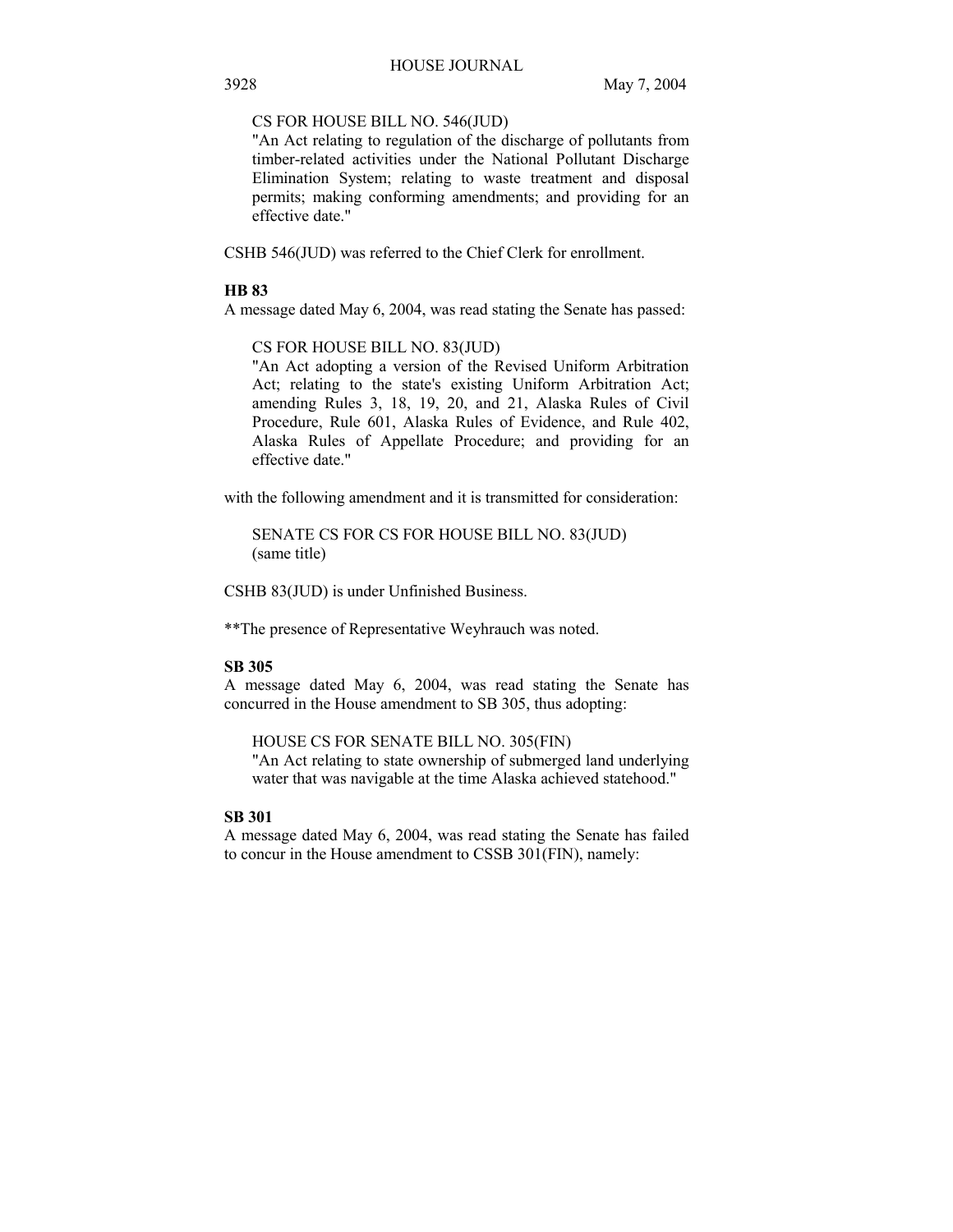CS FOR HOUSE BILL NO. 546(JUD)
"An Act relating to regulation of the discharge of pollutants from timber-related activities under the National Pollutant Discharge Elimination System; relating to waste treatment and disposal permits; making conforming amendments; and providing for an effective date."

CSHB 546(JUD) was referred to the Chief Clerk for enrollment.

**HB 83**

A message dated May 6, 2004, was read stating the Senate has passed:

CS FOR HOUSE BILL NO. 83(JUD)
"An Act adopting a version of the Revised Uniform Arbitration Act; relating to the state's existing Uniform Arbitration Act; amending Rules 3, 18, 19, 20, and 21, Alaska Rules of Civil Procedure, Rule 601, Alaska Rules of Evidence, and Rule 402, Alaska Rules of Appellate Procedure; and providing for an effective date."

with the following amendment and it is transmitted for consideration:

SENATE CS FOR CS FOR HOUSE BILL NO. 83(JUD)
(same title)

CSHB 83(JUD) is under Unfinished Business.

**The presence of Representative Weyhrauch was noted.

**SB 305**

A message dated May 6, 2004, was read stating the Senate has concurred in the House amendment to SB 305, thus adopting:

HOUSE CS FOR SENATE BILL NO. 305(FIN)
"An Act relating to state ownership of submerged land underlying water that was navigable at the time Alaska achieved statehood."

**SB 301**

A message dated May 6, 2004, was read stating the Senate has failed to concur in the House amendment to CSSB 301(FIN), namely: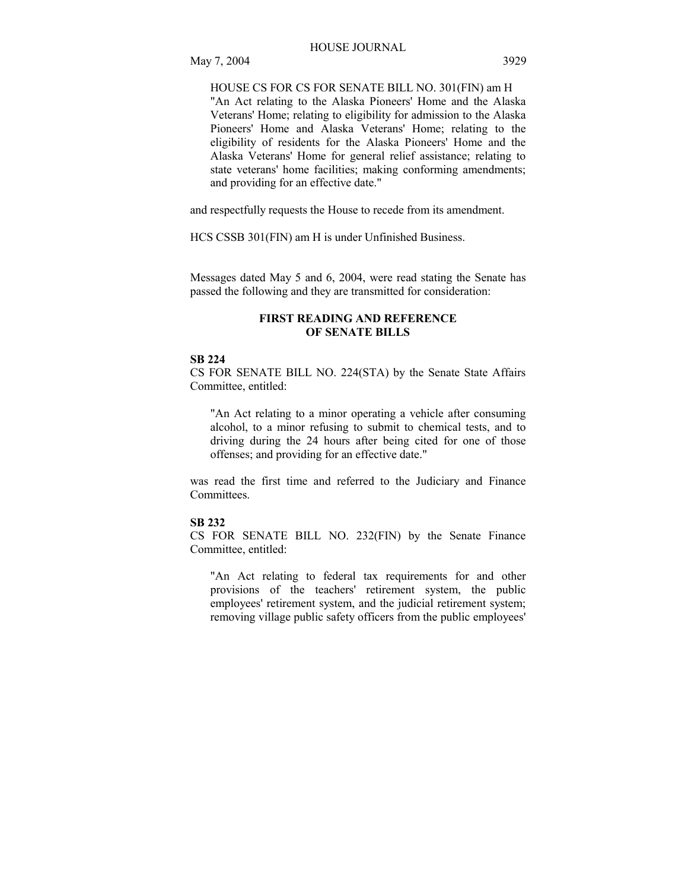HOUSE CS FOR CS FOR SENATE BILL NO. 301(FIN) am H
"An Act relating to the Alaska Pioneers' Home and the Alaska Veterans' Home; relating to eligibility for admission to the Alaska Pioneers' Home and Alaska Veterans' Home; relating to the eligibility of residents for the Alaska Pioneers' Home and the Alaska Veterans' Home for general relief assistance; relating to state veterans' home facilities; making conforming amendments; and providing for an effective date."

and respectfully requests the House to recede from its amendment.

HCS CSSB 301(FIN) am H is under Unfinished Business.

Messages dated May 5 and 6, 2004, were read stating the Senate has passed the following and they are transmitted for consideration:

## FIRST READING AND REFERENCE OF SENATE BILLS

**SB 224**
CS FOR SENATE BILL NO. 224(STA) by the Senate State Affairs Committee, entitled:

"An Act relating to a minor operating a vehicle after consuming alcohol, to a minor refusing to submit to chemical tests, and to driving during the 24 hours after being cited for one of those offenses; and providing for an effective date."

was read the first time and referred to the Judiciary and Finance Committees.

**SB 232**
CS FOR SENATE BILL NO. 232(FIN) by the Senate Finance Committee, entitled:

"An Act relating to federal tax requirements for and other provisions of the teachers' retirement system, the public employees' retirement system, and the judicial retirement system; removing village public safety officers from the public employees'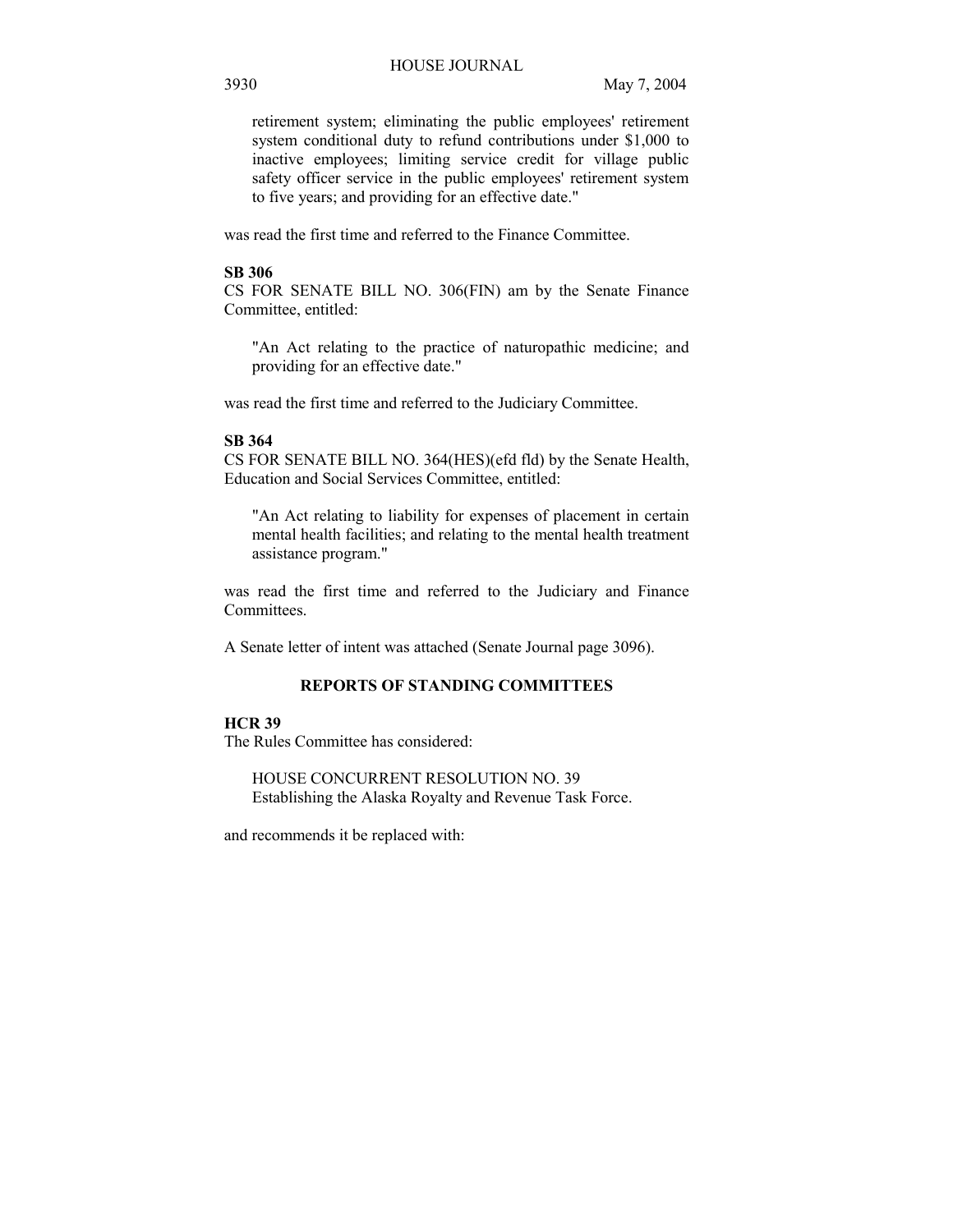retirement system; eliminating the public employees' retirement system conditional duty to refund contributions under $1,000 to inactive employees; limiting service credit for village public safety officer service in the public employees' retirement system to five years; and providing for an effective date."

was read the first time and referred to the Finance Committee.

**SB 306**
CS FOR SENATE BILL NO. 306(FIN) am by the Senate Finance Committee, entitled:

"An Act relating to the practice of naturopathic medicine; and providing for an effective date."

was read the first time and referred to the Judiciary Committee.

**SB 364**
CS FOR SENATE BILL NO. 364(HES)(efd fld) by the Senate Health, Education and Social Services Committee, entitled:

"An Act relating to liability for expenses of placement in certain mental health facilities; and relating to the mental health treatment assistance program."

was read the first time and referred to the Judiciary and Finance Committees.

A Senate letter of intent was attached (Senate Journal page 3096).

## REPORTS OF STANDING COMMITTEES

**HCR 39**
The Rules Committee has considered:

HOUSE CONCURRENT RESOLUTION NO. 39
Establishing the Alaska Royalty and Revenue Task Force.

and recommends it be replaced with: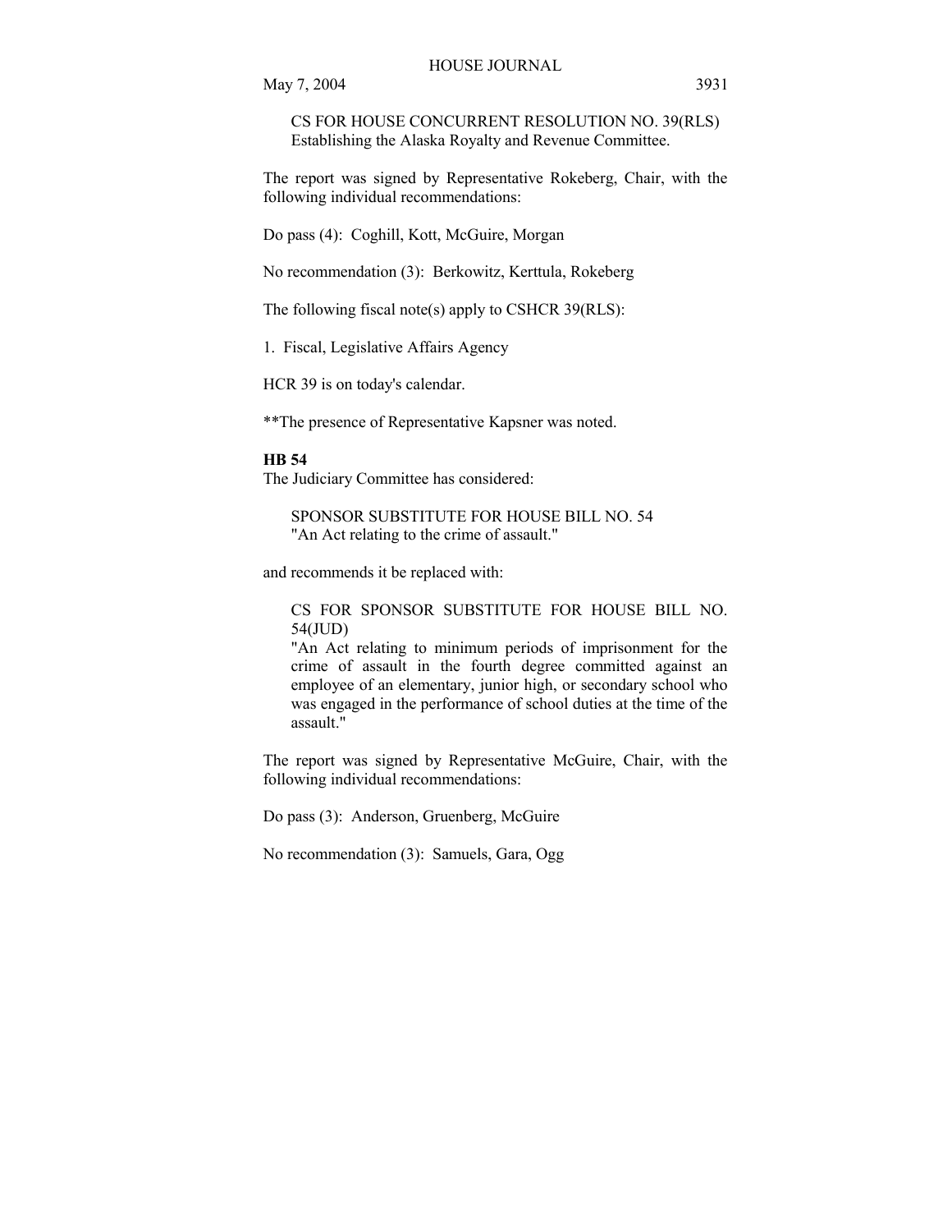CS FOR HOUSE CONCURRENT RESOLUTION NO. 39(RLS)
Establishing the Alaska Royalty and Revenue Committee.

The report was signed by Representative Rokeberg, Chair, with the following individual recommendations:

Do pass (4): Coghill, Kott, McGuire, Morgan

No recommendation (3): Berkowitz, Kerttula, Rokeberg

The following fiscal note(s) apply to CSHCR 39(RLS):

1. Fiscal, Legislative Affairs Agency

HCR 39 is on today's calendar.

**The presence of Representative Kapsner was noted.

**HB 54**

The Judiciary Committee has considered:

SPONSOR SUBSTITUTE FOR HOUSE BILL NO. 54
"An Act relating to the crime of assault."

and recommends it be replaced with:

CS FOR SPONSOR SUBSTITUTE FOR HOUSE BILL NO. 54(JUD)
"An Act relating to minimum periods of imprisonment for the crime of assault in the fourth degree committed against an employee of an elementary, junior high, or secondary school who was engaged in the performance of school duties at the time of the assault."

The report was signed by Representative McGuire, Chair, with the following individual recommendations:

Do pass (3): Anderson, Gruenberg, McGuire

No recommendation (3): Samuels, Gara, Ogg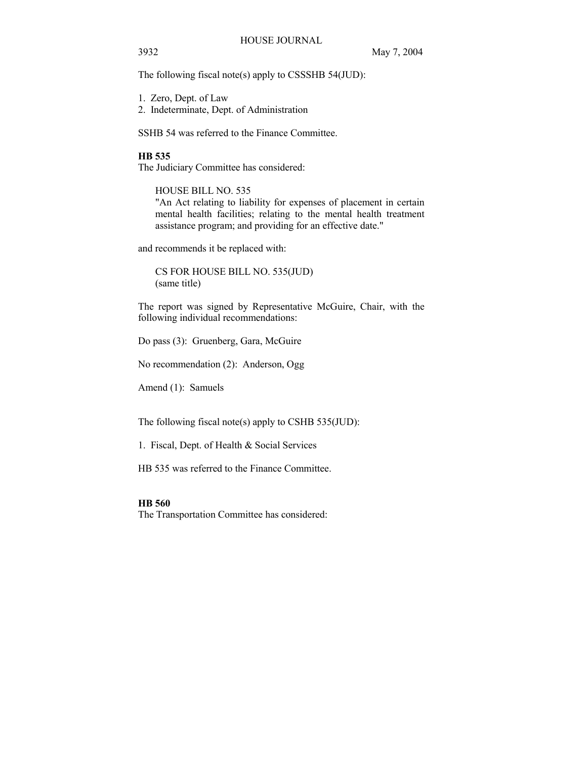The following fiscal note(s) apply to CSSSHB 54(JUD):

1. Zero, Dept. of Law
2. Indeterminate, Dept. of Administration

SSHB 54 was referred to the Finance Committee.

**HB 535**

The Judiciary Committee has considered:

HOUSE BILL NO. 535
"An Act relating to liability for expenses of placement in certain mental health facilities; relating to the mental health treatment assistance program; and providing for an effective date."

and recommends it be replaced with:

CS FOR HOUSE BILL NO. 535(JUD)
(same title)

The report was signed by Representative McGuire, Chair, with the following individual recommendations:

Do pass (3): Gruenberg, Gara, McGuire

No recommendation (2): Anderson, Ogg

Amend (1): Samuels

The following fiscal note(s) apply to CSHB 535(JUD):

1. Fiscal, Dept. of Health & Social Services

HB 535 was referred to the Finance Committee.

**HB 560**

The Transportation Committee has considered: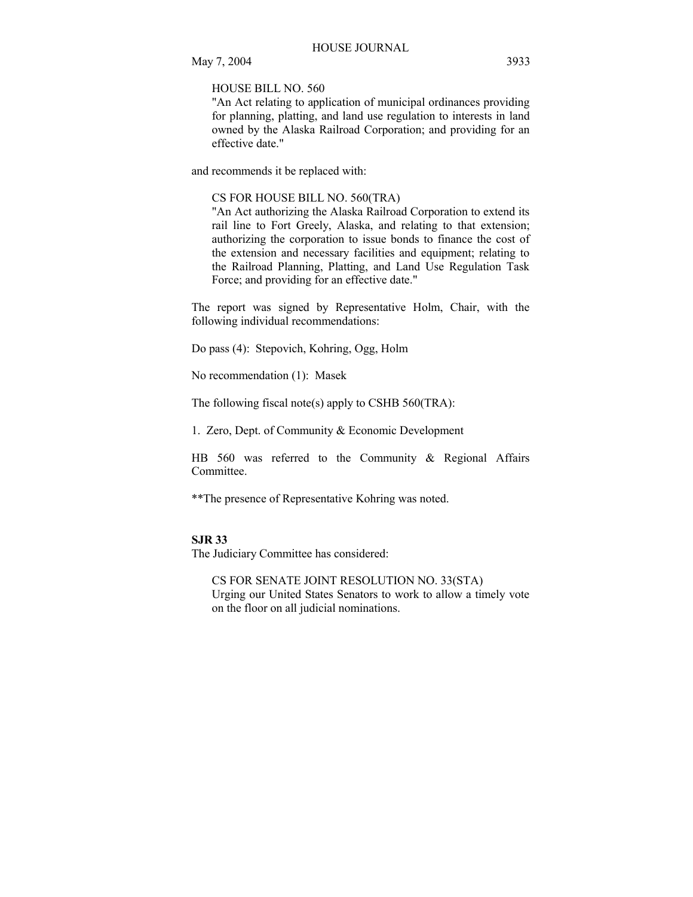HOUSE BILL NO. 560
"An Act relating to application of municipal ordinances providing for planning, platting, and land use regulation to interests in land owned by the Alaska Railroad Corporation; and providing for an effective date."

and recommends it be replaced with:

CS FOR HOUSE BILL NO. 560(TRA)
"An Act authorizing the Alaska Railroad Corporation to extend its rail line to Fort Greely, Alaska, and relating to that extension; authorizing the corporation to issue bonds to finance the cost of the extension and necessary facilities and equipment; relating to the Railroad Planning, Platting, and Land Use Regulation Task Force; and providing for an effective date."

The report was signed by Representative Holm, Chair, with the following individual recommendations:

Do pass (4): Stepovich, Kohring, Ogg, Holm

No recommendation (1): Masek

The following fiscal note(s) apply to CSHB 560(TRA):

1. Zero, Dept. of Community & Economic Development

HB 560 was referred to the Community & Regional Affairs Committee.

**The presence of Representative Kohring was noted.

**SJR 33**

The Judiciary Committee has considered:

CS FOR SENATE JOINT RESOLUTION NO. 33(STA)
Urging our United States Senators to work to allow a timely vote on the floor on all judicial nominations.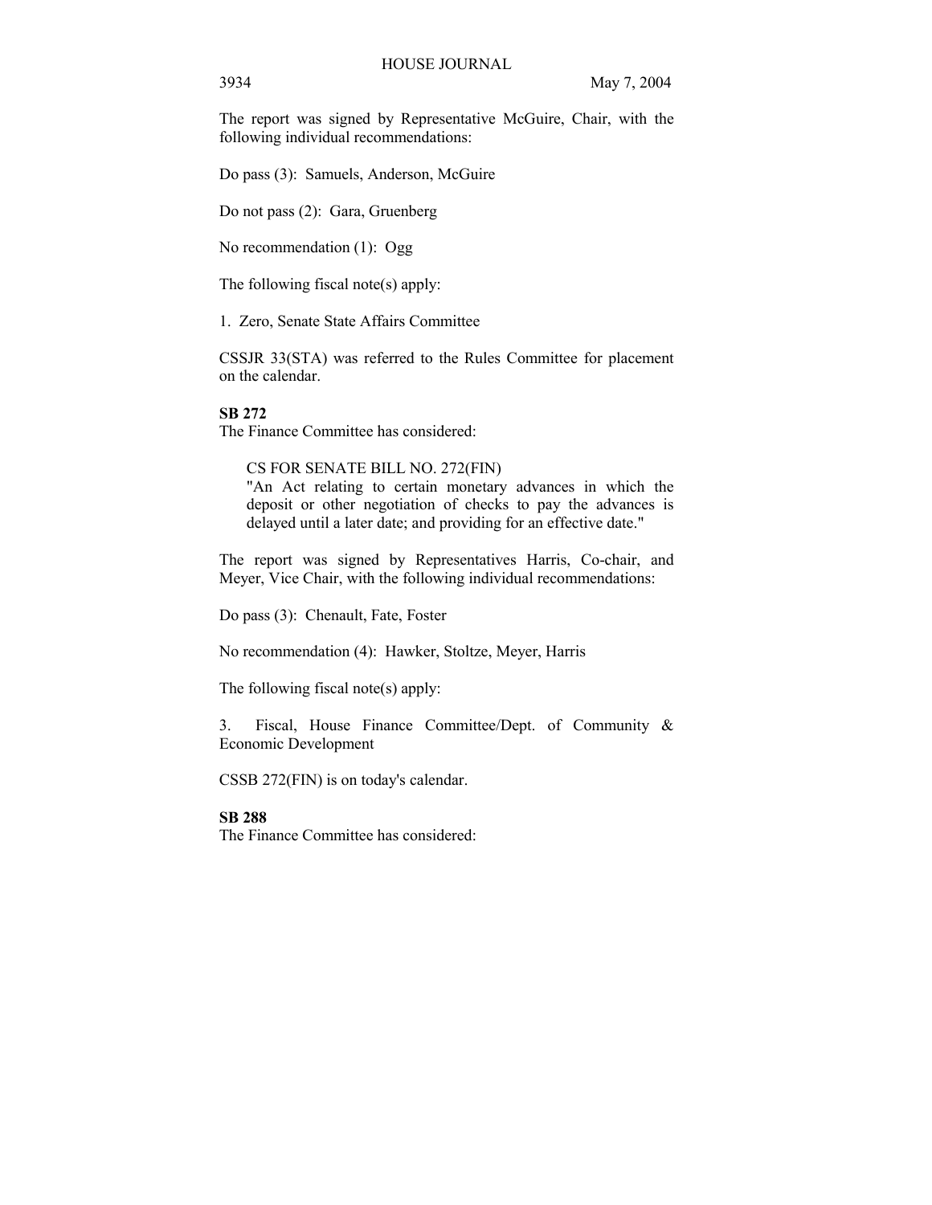The report was signed by Representative McGuire, Chair, with the following individual recommendations:

Do pass (3): Samuels, Anderson, McGuire

Do not pass (2): Gara, Gruenberg

No recommendation (1): Ogg

The following fiscal note(s) apply:

1. Zero, Senate State Affairs Committee

CSSJR 33(STA) was referred to the Rules Committee for placement on the calendar.

**SB 272**

The Finance Committee has considered:

> CS FOR SENATE BILL NO. 272(FIN)
> "An Act relating to certain monetary advances in which the deposit or other negotiation of checks to pay the advances is delayed until a later date; and providing for an effective date."

The report was signed by Representatives Harris, Co-chair, and Meyer, Vice Chair, with the following individual recommendations:

Do pass (3): Chenault, Fate, Foster

No recommendation (4): Hawker, Stoltze, Meyer, Harris

The following fiscal note(s) apply:

3. Fiscal, House Finance Committee/Dept. of Community & Economic Development

CSSB 272(FIN) is on today's calendar.

**SB 288**

The Finance Committee has considered: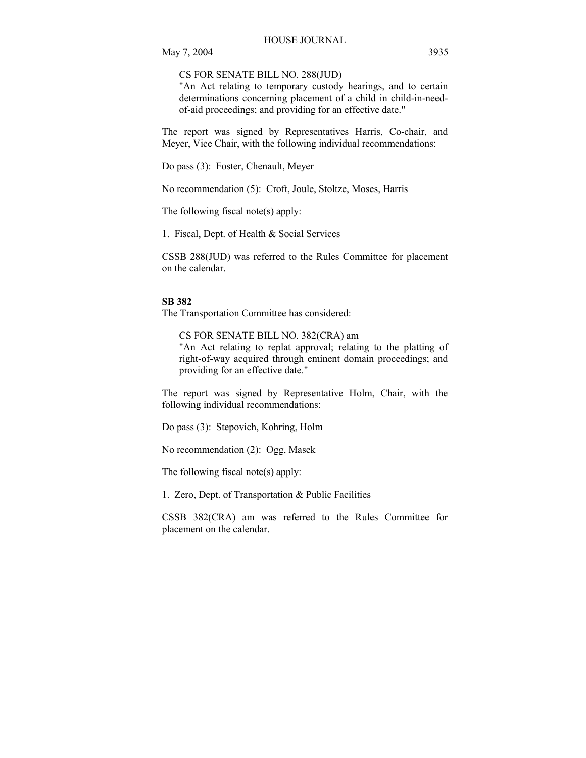CS FOR SENATE BILL NO. 288(JUD)
"An Act relating to temporary custody hearings, and to certain determinations concerning placement of a child in child-in-need-of-aid proceedings; and providing for an effective date."

The report was signed by Representatives Harris, Co-chair, and Meyer, Vice Chair, with the following individual recommendations:

Do pass (3): Foster, Chenault, Meyer

No recommendation (5): Croft, Joule, Stoltze, Moses, Harris

The following fiscal note(s) apply:

1. Fiscal, Dept. of Health & Social Services

CSSB 288(JUD) was referred to the Rules Committee for placement on the calendar.

**SB 382**

The Transportation Committee has considered:

CS FOR SENATE BILL NO. 382(CRA) am
"An Act relating to replat approval; relating to the platting of right-of-way acquired through eminent domain proceedings; and providing for an effective date."

The report was signed by Representative Holm, Chair, with the following individual recommendations:

Do pass (3): Stepovich, Kohring, Holm

No recommendation (2): Ogg, Masek

The following fiscal note(s) apply:

1. Zero, Dept. of Transportation & Public Facilities

CSSB 382(CRA) am was referred to the Rules Committee for placement on the calendar.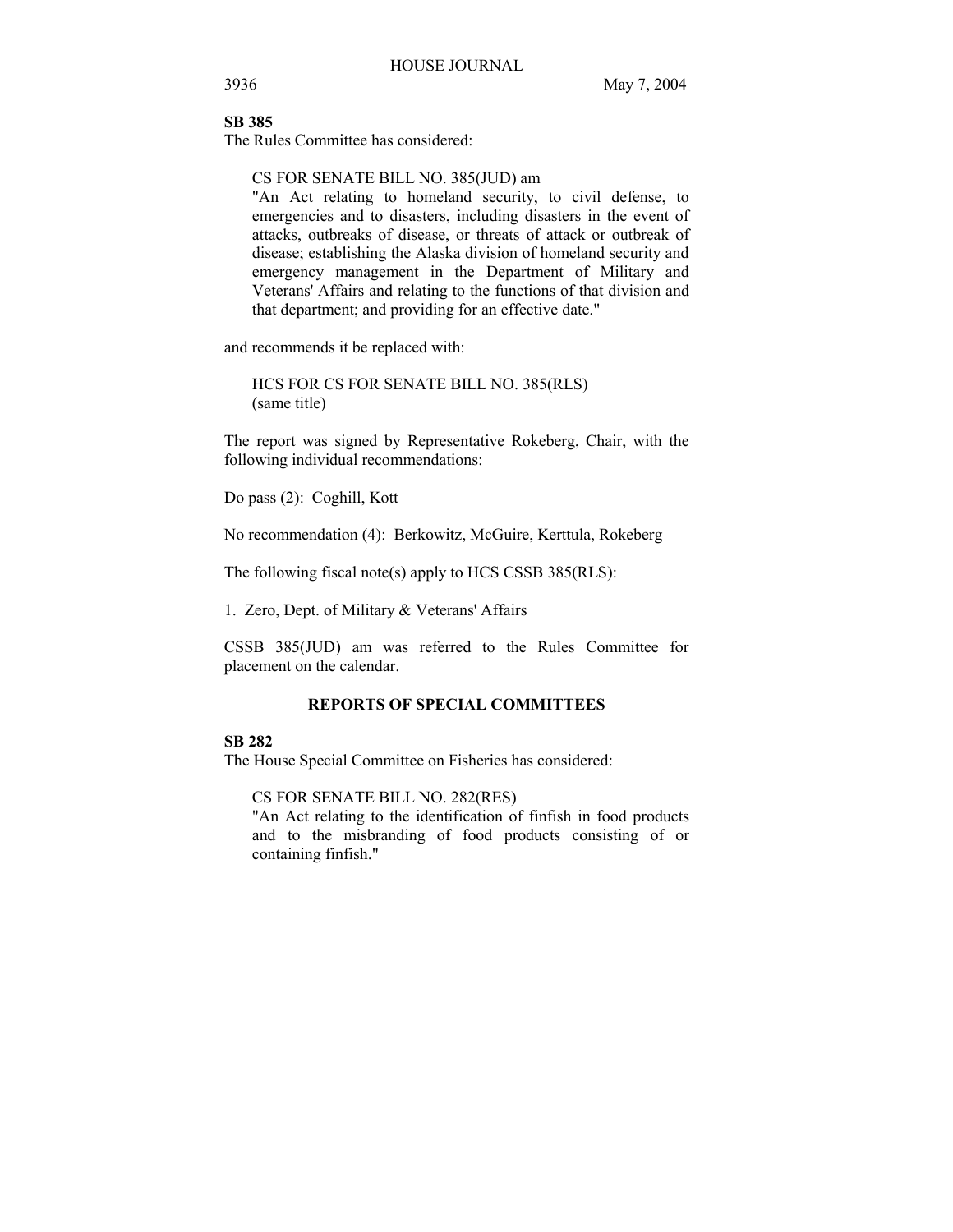**SB 385**

The Rules Committee has considered:

> CS FOR SENATE BILL NO. 385(JUD) am
> "An Act relating to homeland security, to civil defense, to emergencies and to disasters, including disasters in the event of attacks, outbreaks of disease, or threats of attack or outbreak of disease; establishing the Alaska division of homeland security and emergency management in the Department of Military and Veterans' Affairs and relating to the functions of that division and that department; and providing for an effective date."

and recommends it be replaced with:

> HCS FOR CS FOR SENATE BILL NO. 385(RLS)
> (same title)

The report was signed by Representative Rokeberg, Chair, with the following individual recommendations:

Do pass (2): Coghill, Kott

No recommendation (4): Berkowitz, McGuire, Kerttula, Rokeberg

The following fiscal note(s) apply to HCS CSSB 385(RLS):

1. Zero, Dept. of Military & Veterans' Affairs

CSSB 385(JUD) am was referred to the Rules Committee for placement on the calendar.

## REPORTS OF SPECIAL COMMITTEES

**SB 282**

The House Special Committee on Fisheries has considered:

> CS FOR SENATE BILL NO. 282(RES)
> "An Act relating to the identification of finfish in food products and to the misbranding of food products consisting of or containing finfish."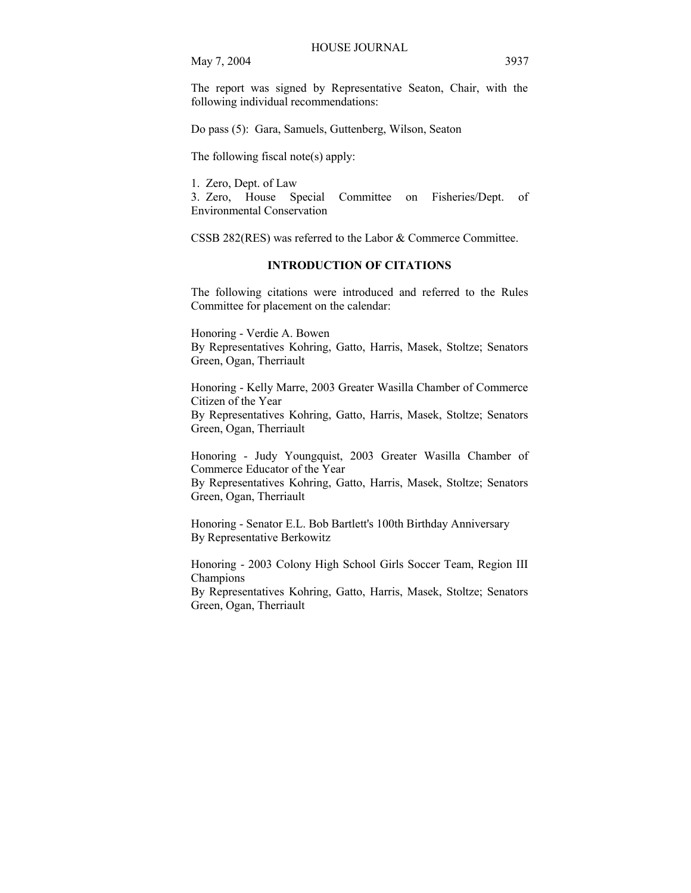The report was signed by Representative Seaton, Chair, with the following individual recommendations:

Do pass (5): Gara, Samuels, Guttenberg, Wilson, Seaton

The following fiscal note(s) apply:

1. Zero, Dept. of Law
3. Zero, House Special Committee on Fisheries/Dept. of Environmental Conservation

CSSB 282(RES) was referred to the Labor & Commerce Committee.

## INTRODUCTION OF CITATIONS

The following citations were introduced and referred to the Rules Committee for placement on the calendar:

Honoring - Verdie A. Bowen
By Representatives Kohring, Gatto, Harris, Masek, Stoltze; Senators Green, Ogan, Therriault

Honoring - Kelly Marre, 2003 Greater Wasilla Chamber of Commerce Citizen of the Year
By Representatives Kohring, Gatto, Harris, Masek, Stoltze; Senators Green, Ogan, Therriault

Honoring - Judy Youngquist, 2003 Greater Wasilla Chamber of Commerce Educator of the Year
By Representatives Kohring, Gatto, Harris, Masek, Stoltze; Senators Green, Ogan, Therriault

Honoring - Senator E.L. Bob Bartlett's 100th Birthday Anniversary
By Representative Berkowitz

Honoring - 2003 Colony High School Girls Soccer Team, Region III Champions
By Representatives Kohring, Gatto, Harris, Masek, Stoltze; Senators Green, Ogan, Therriault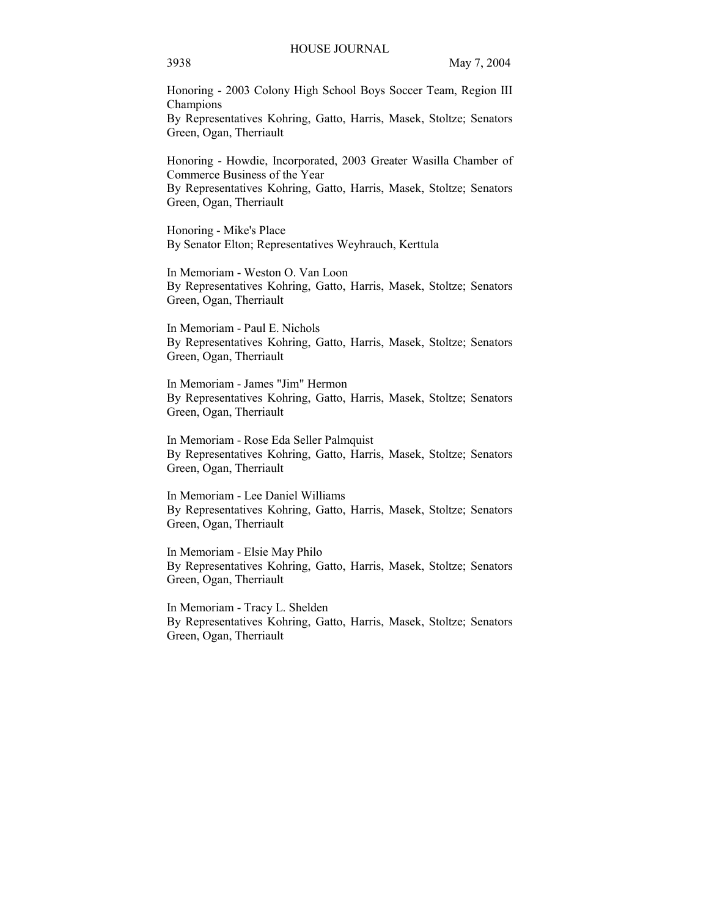Honoring - 2003 Colony High School Boys Soccer Team, Region III Champions
By Representatives Kohring, Gatto, Harris, Masek, Stoltze; Senators Green, Ogan, Therriault

Honoring - Howdie, Incorporated, 2003 Greater Wasilla Chamber of Commerce Business of the Year
By Representatives Kohring, Gatto, Harris, Masek, Stoltze; Senators Green, Ogan, Therriault

Honoring - Mike's Place
By Senator Elton; Representatives Weyhrauch, Kerttula

In Memoriam - Weston O. Van Loon
By Representatives Kohring, Gatto, Harris, Masek, Stoltze; Senators Green, Ogan, Therriault

In Memoriam - Paul E. Nichols
By Representatives Kohring, Gatto, Harris, Masek, Stoltze; Senators Green, Ogan, Therriault

In Memoriam - James "Jim" Hermon
By Representatives Kohring, Gatto, Harris, Masek, Stoltze; Senators Green, Ogan, Therriault

In Memoriam - Rose Eda Seller Palmquist
By Representatives Kohring, Gatto, Harris, Masek, Stoltze; Senators Green, Ogan, Therriault

In Memoriam - Lee Daniel Williams
By Representatives Kohring, Gatto, Harris, Masek, Stoltze; Senators Green, Ogan, Therriault

In Memoriam - Elsie May Philo
By Representatives Kohring, Gatto, Harris, Masek, Stoltze; Senators Green, Ogan, Therriault

In Memoriam - Tracy L. Shelden
By Representatives Kohring, Gatto, Harris, Masek, Stoltze; Senators Green, Ogan, Therriault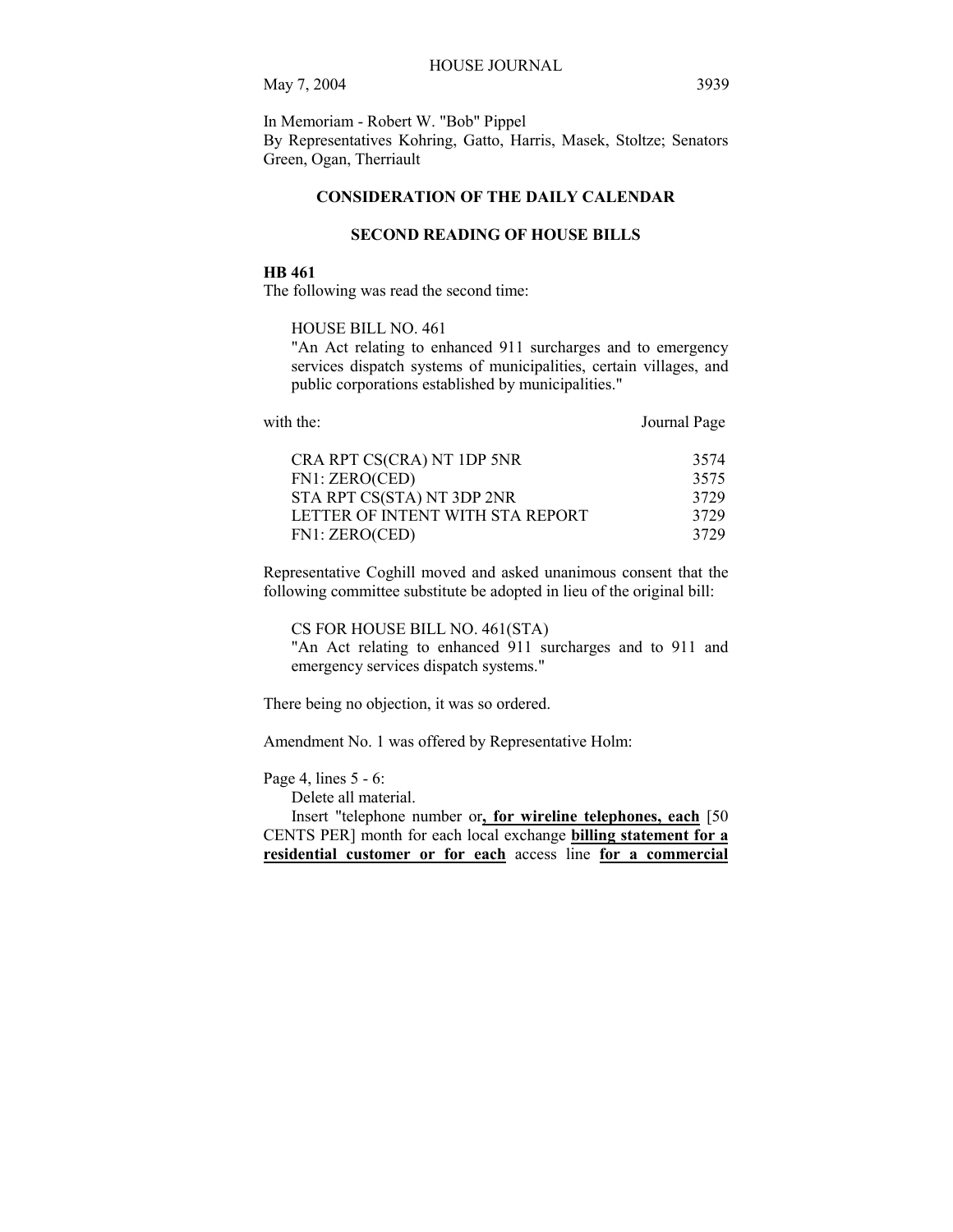In Memoriam - Robert W. "Bob" Pippel
By Representatives Kohring, Gatto, Harris, Masek, Stoltze; Senators Green, Ogan, Therriault

## CONSIDERATION OF THE DAILY CALENDAR

### SECOND READING OF HOUSE BILLS

**HB 461**
The following was read the second time:

HOUSE BILL NO. 461
"An Act relating to enhanced 911 surcharges and to emergency services dispatch systems of municipalities, certain villages, and public corporations established by municipalities."

| with the: | Journal Page |
|---|---|
| CRA RPT CS(CRA) NT 1DP 5NR | 3574 |
| FN1: ZERO(CED) | 3575 |
| STA RPT CS(STA) NT 3DP 2NR | 3729 |
| LETTER OF INTENT WITH STA REPORT | 3729 |
| FN1: ZERO(CED) | 3729 |

Representative Coghill moved and asked unanimous consent that the following committee substitute be adopted in lieu of the original bill:

CS FOR HOUSE BILL NO. 461(STA)
"An Act relating to enhanced 911 surcharges and to 911 and emergency services dispatch systems."

There being no objection, it was so ordered.

Amendment No. 1 was offered by Representative Holm:

Page 4, lines 5 - 6:
Delete all material.
Insert "telephone number or**, for wireline telephones, each** [50 CENTS PER] month for each local exchange **billing statement for a residential customer or for each** access line **for a commercial**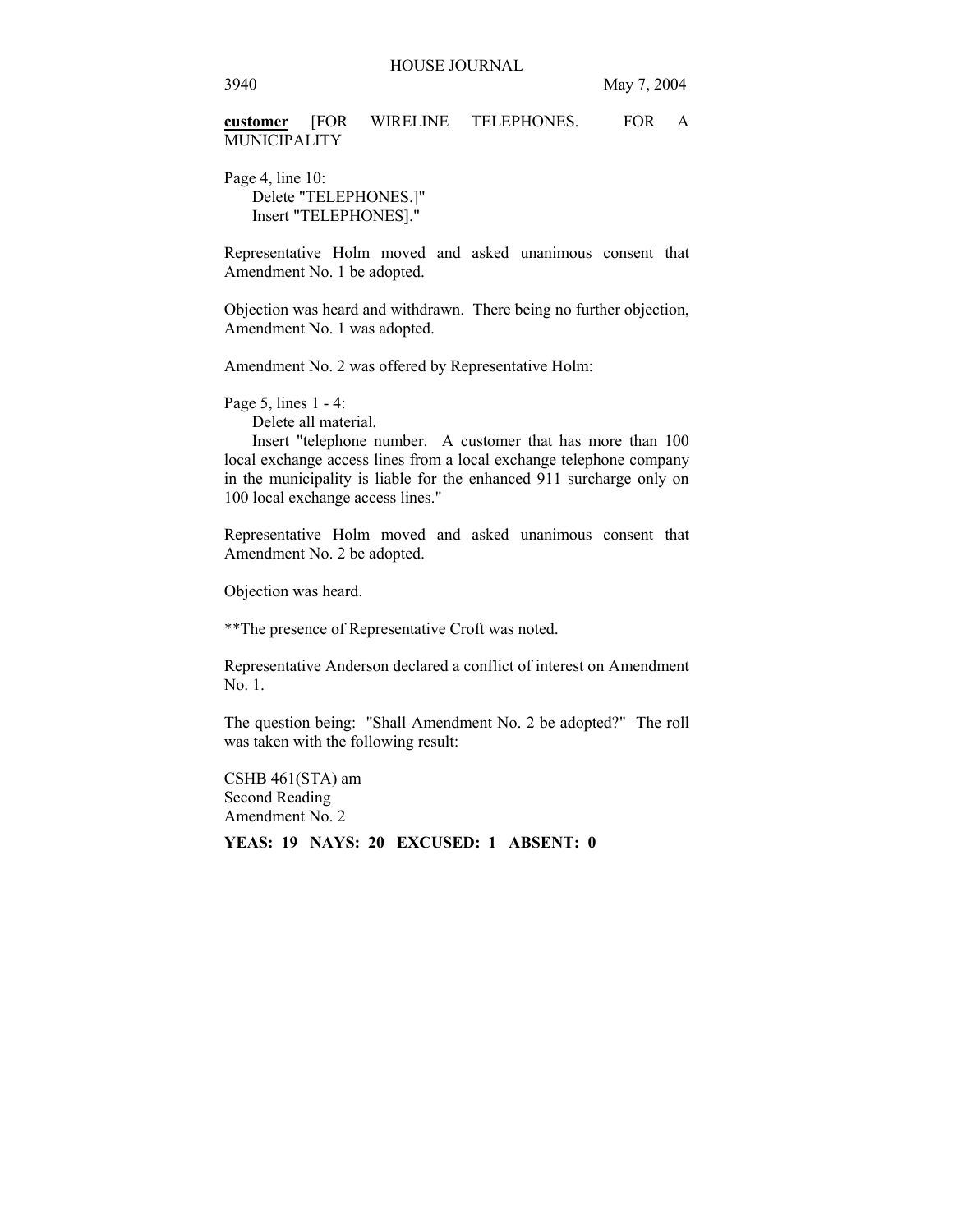**customer** [FOR WIRELINE TELEPHONES. FOR A MUNICIPALITY

Page 4, line 10:
Delete "TELEPHONES.]"
Insert "TELEPHONES]."

Representative Holm moved and asked unanimous consent that Amendment No. 1 be adopted.

Objection was heard and withdrawn. There being no further objection, Amendment No. 1 was adopted.

Amendment No. 2 was offered by Representative Holm:

Page 5, lines 1 - 4:
Delete all material.
Insert "telephone number. A customer that has more than 100 local exchange access lines from a local exchange telephone company in the municipality is liable for the enhanced 911 surcharge only on 100 local exchange access lines."

Representative Holm moved and asked unanimous consent that Amendment No. 2 be adopted.

Objection was heard.

**The presence of Representative Croft was noted.

Representative Anderson declared a conflict of interest on Amendment No. 1.

The question being: "Shall Amendment No. 2 be adopted?" The roll was taken with the following result:

CSHB 461(STA) am
Second Reading
Amendment No. 2

**YEAS: 19 NAYS: 20 EXCUSED: 1 ABSENT: 0**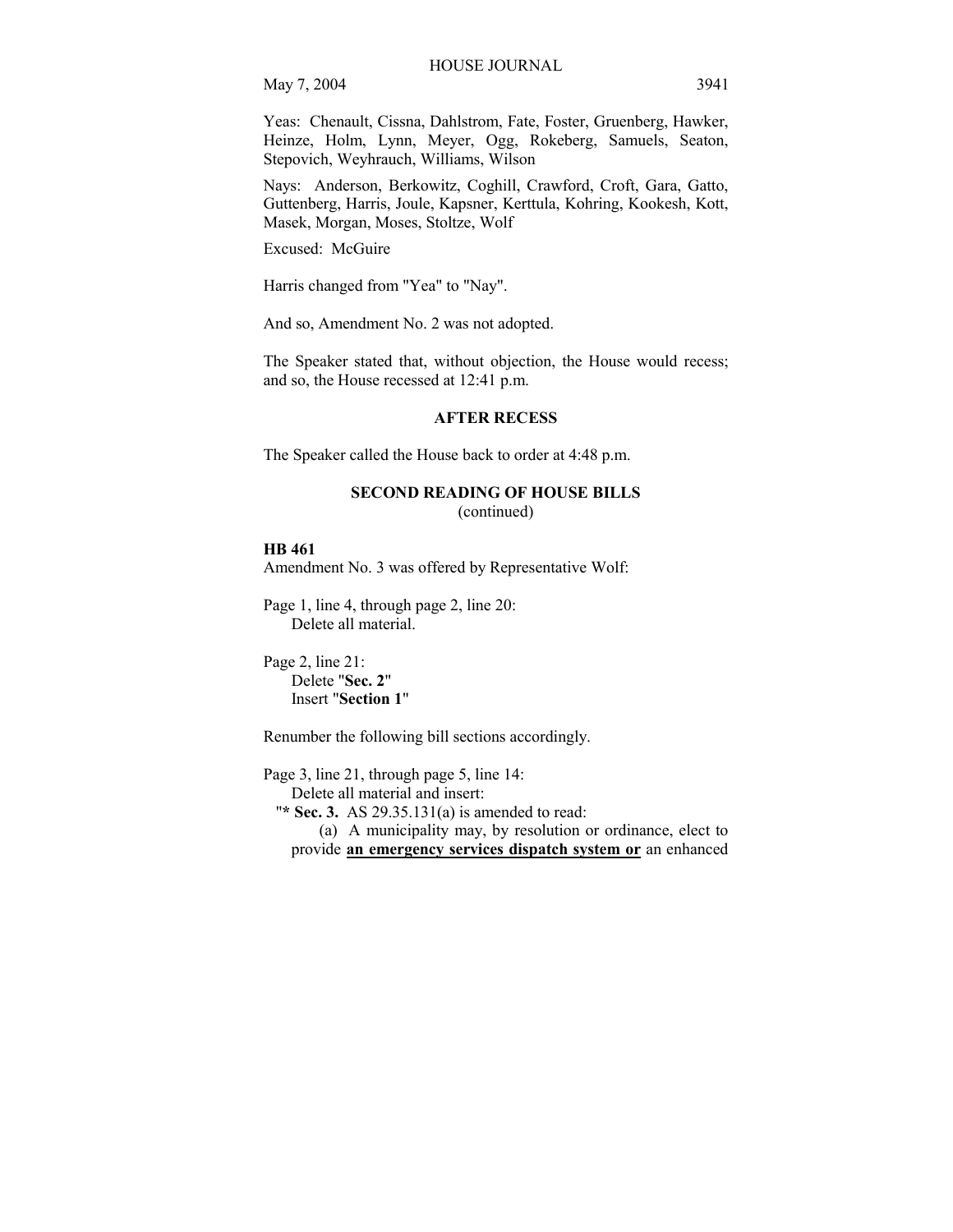Yeas: Chenault, Cissna, Dahlstrom, Fate, Foster, Gruenberg, Hawker, Heinze, Holm, Lynn, Meyer, Ogg, Rokeberg, Samuels, Seaton, Stepovich, Weyhrauch, Williams, Wilson

Nays: Anderson, Berkowitz, Coghill, Crawford, Croft, Gara, Gatto, Guttenberg, Harris, Joule, Kapsner, Kerttula, Kohring, Kookesh, Kott, Masek, Morgan, Moses, Stoltze, Wolf

Excused: McGuire

Harris changed from "Yea" to "Nay".

And so, Amendment No. 2 was not adopted.

The Speaker stated that, without objection, the House would recess; and so, the House recessed at 12:41 p.m.

## AFTER RECESS

The Speaker called the House back to order at 4:48 p.m.

## SECOND READING OF HOUSE BILLS
(continued)

**HB 461**

Amendment No. 3 was offered by Representative Wolf:

Page 1, line 4, through page 2, line 20:
Delete all material.

Page 2, line 21:
Delete "**Sec. 2**"
Insert "**Section 1**"

Renumber the following bill sections accordingly.

Page 3, line 21, through page 5, line 14:
Delete all material and insert:
"**\* Sec. 3.** AS 29.35.131(a) is amended to read:
(a) A municipality may, by resolution or ordinance, elect to provide <u>**an emergency services dispatch system or**</u> an enhanced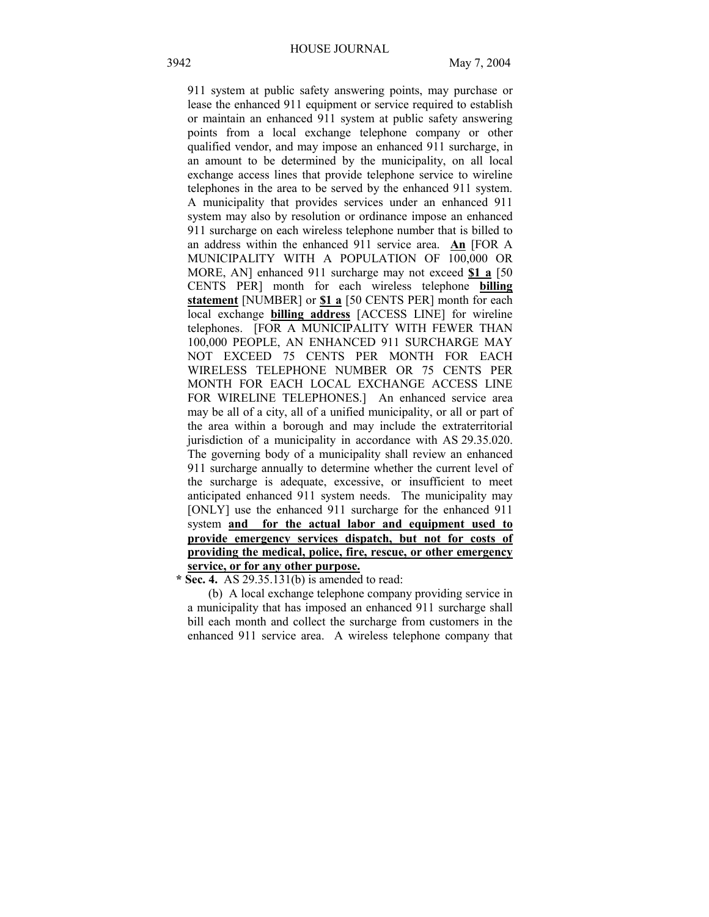911 system at public safety answering points, may purchase or lease the enhanced 911 equipment or service required to establish or maintain an enhanced 911 system at public safety answering points from a local exchange telephone company or other qualified vendor, and may impose an enhanced 911 surcharge, in an amount to be determined by the municipality, on all local exchange access lines that provide telephone service to wireline telephones in the area to be served by the enhanced 911 system. A municipality that provides services under an enhanced 911 system may also by resolution or ordinance impose an enhanced 911 surcharge on each wireless telephone number that is billed to an address within the enhanced 911 service area. **An** [FOR A MUNICIPALITY WITH A POPULATION OF 100,000 OR MORE, AN] enhanced 911 surcharge may not exceed **$1 a** [50 CENTS PER] month for each wireless telephone **billing statement** [NUMBER] or **$1 a** [50 CENTS PER] month for each local exchange **billing address** [ACCESS LINE] for wireline telephones. [FOR A MUNICIPALITY WITH FEWER THAN 100,000 PEOPLE, AN ENHANCED 911 SURCHARGE MAY NOT EXCEED 75 CENTS PER MONTH FOR EACH WIRELESS TELEPHONE NUMBER OR 75 CENTS PER MONTH FOR EACH LOCAL EXCHANGE ACCESS LINE FOR WIRELINE TELEPHONES.] An enhanced service area may be all of a city, all of a unified municipality, or all or part of the area within a borough and may include the extraterritorial jurisdiction of a municipality in accordance with AS 29.35.020. The governing body of a municipality shall review an enhanced 911 surcharge annually to determine whether the current level of the surcharge is adequate, excessive, or insufficient to meet anticipated enhanced 911 system needs. The municipality may [ONLY] use the enhanced 911 surcharge for the enhanced 911 system **and for the actual labor and equipment used to provide emergency services dispatch, but not for costs of providing the medical, police, fire, rescue, or other emergency service, or for any other purpose.**

**\* Sec. 4.** AS 29.35.131(b) is amended to read:

(b) A local exchange telephone company providing service in a municipality that has imposed an enhanced 911 surcharge shall bill each month and collect the surcharge from customers in the enhanced 911 service area. A wireless telephone company that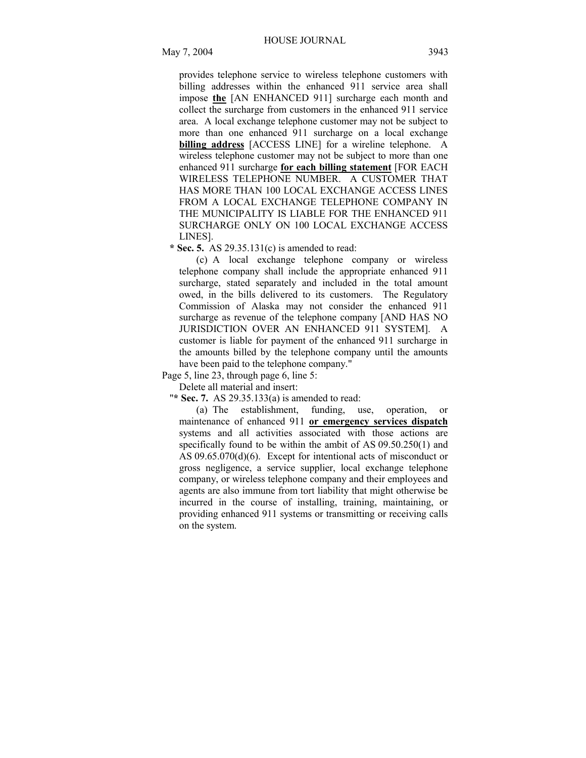provides telephone service to wireless telephone customers with billing addresses within the enhanced 911 service area shall impose **the** [AN ENHANCED 911] surcharge each month and collect the surcharge from customers in the enhanced 911 service area. A local exchange telephone customer may not be subject to more than one enhanced 911 surcharge on a local exchange **billing address** [ACCESS LINE] for a wireline telephone. A wireless telephone customer may not be subject to more than one enhanced 911 surcharge **for each billing statement** [FOR EACH WIRELESS TELEPHONE NUMBER. A CUSTOMER THAT HAS MORE THAN 100 LOCAL EXCHANGE ACCESS LINES FROM A LOCAL EXCHANGE TELEPHONE COMPANY IN THE MUNICIPALITY IS LIABLE FOR THE ENHANCED 911 SURCHARGE ONLY ON 100 LOCAL EXCHANGE ACCESS LINES].

**\* Sec. 5.** AS 29.35.131(c) is amended to read:

(c) A local exchange telephone company or wireless telephone company shall include the appropriate enhanced 911 surcharge, stated separately and included in the total amount owed, in the bills delivered to its customers. The Regulatory Commission of Alaska may not consider the enhanced 911 surcharge as revenue of the telephone company [AND HAS NO JURISDICTION OVER AN ENHANCED 911 SYSTEM]. A customer is liable for payment of the enhanced 911 surcharge in the amounts billed by the telephone company until the amounts have been paid to the telephone company."

Page 5, line 23, through page 6, line 5:

Delete all material and insert:

"**\* Sec. 7.** AS 29.35.133(a) is amended to read:

(a) The establishment, funding, use, operation, or maintenance of enhanced 911 **or emergency services dispatch** systems and all activities associated with those actions are specifically found to be within the ambit of AS 09.50.250(1) and AS 09.65.070(d)(6). Except for intentional acts of misconduct or gross negligence, a service supplier, local exchange telephone company, or wireless telephone company and their employees and agents are also immune from tort liability that might otherwise be incurred in the course of installing, training, maintaining, or providing enhanced 911 systems or transmitting or receiving calls on the system.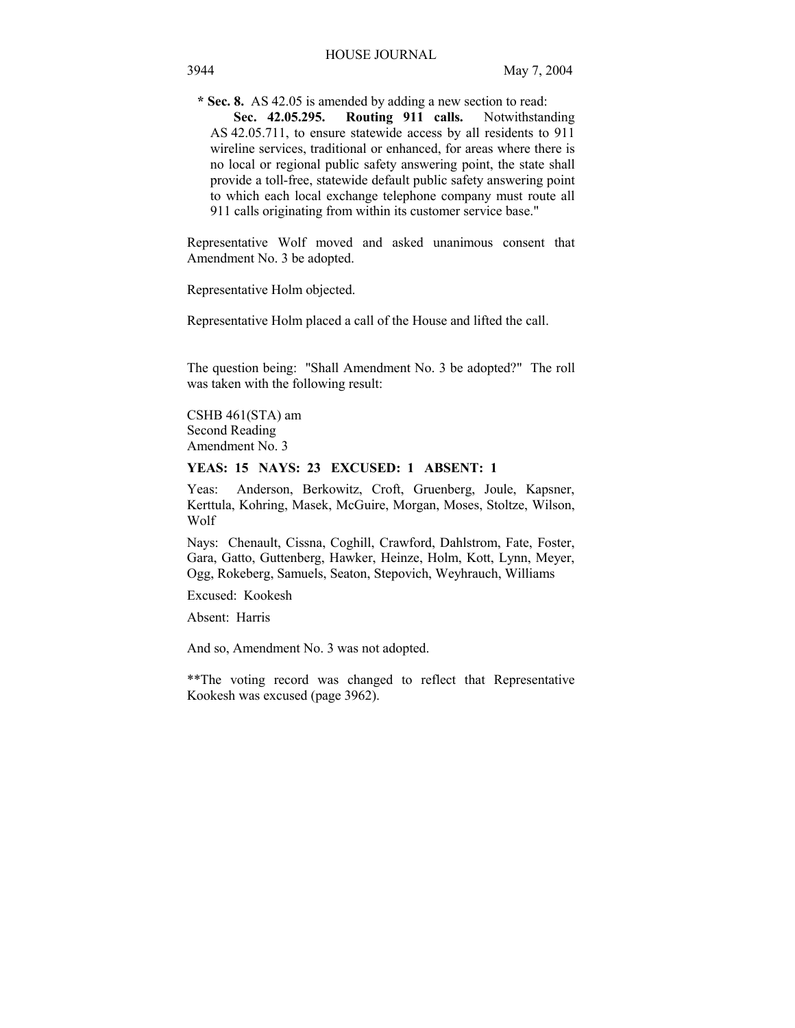**\* Sec. 8.** AS 42.05 is amended by adding a new section to read:

**Sec. 42.05.295. Routing 911 calls.** Notwithstanding AS 42.05.711, to ensure statewide access by all residents to 911 wireline services, traditional or enhanced, for areas where there is no local or regional public safety answering point, the state shall provide a toll-free, statewide default public safety answering point to which each local exchange telephone company must route all 911 calls originating from within its customer service base."

Representative Wolf moved and asked unanimous consent that Amendment No. 3 be adopted.

Representative Holm objected.

Representative Holm placed a call of the House and lifted the call.

The question being: "Shall Amendment No. 3 be adopted?" The roll was taken with the following result:

CSHB 461(STA) am
Second Reading
Amendment No. 3

**YEAS: 15 NAYS: 23 EXCUSED: 1 ABSENT: 1**

Yeas: Anderson, Berkowitz, Croft, Gruenberg, Joule, Kapsner, Kerttula, Kohring, Masek, McGuire, Morgan, Moses, Stoltze, Wilson, Wolf

Nays: Chenault, Cissna, Coghill, Crawford, Dahlstrom, Fate, Foster, Gara, Gatto, Guttenberg, Hawker, Heinze, Holm, Kott, Lynn, Meyer, Ogg, Rokeberg, Samuels, Seaton, Stepovich, Weyhrauch, Williams

Excused: Kookesh

Absent: Harris

And so, Amendment No. 3 was not adopted.

**The voting record was changed to reflect that Representative Kookesh was excused (page 3962).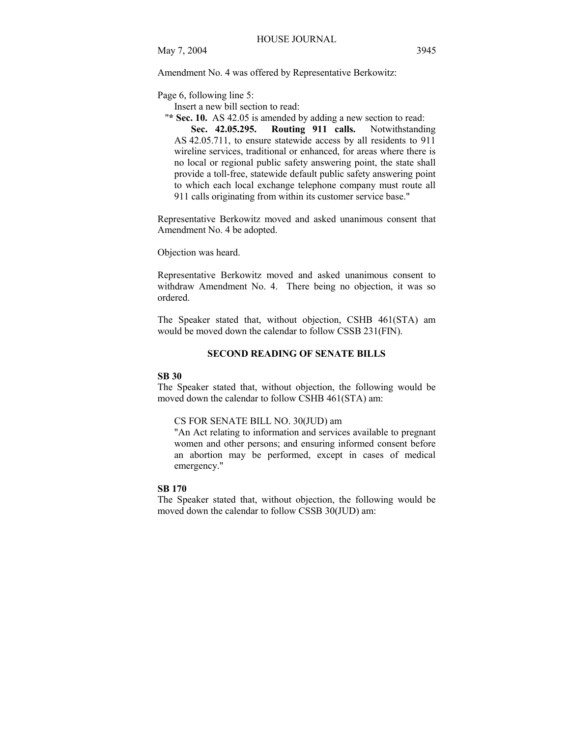Amendment No. 4 was offered by Representative Berkowitz:

Page 6, following line 5:

Insert a new bill section to read:

"* **Sec. 10.** AS 42.05 is amended by adding a new section to read:

**Sec. 42.05.295. Routing 911 calls.** Notwithstanding AS 42.05.711, to ensure statewide access by all residents to 911 wireline services, traditional or enhanced, for areas where there is no local or regional public safety answering point, the state shall provide a toll-free, statewide default public safety answering point to which each local exchange telephone company must route all 911 calls originating from within its customer service base."

Representative Berkowitz moved and asked unanimous consent that Amendment No. 4 be adopted.

Objection was heard.

Representative Berkowitz moved and asked unanimous consent to withdraw Amendment No. 4. There being no objection, it was so ordered.

The Speaker stated that, without objection, CSHB 461(STA) am would be moved down the calendar to follow CSSB 231(FIN).

## SECOND READING OF SENATE BILLS

**SB 30**

The Speaker stated that, without objection, the following would be moved down the calendar to follow CSHB 461(STA) am:

CS FOR SENATE BILL NO. 30(JUD) am

"An Act relating to information and services available to pregnant women and other persons; and ensuring informed consent before an abortion may be performed, except in cases of medical emergency."

**SB 170**

The Speaker stated that, without objection, the following would be moved down the calendar to follow CSSB 30(JUD) am: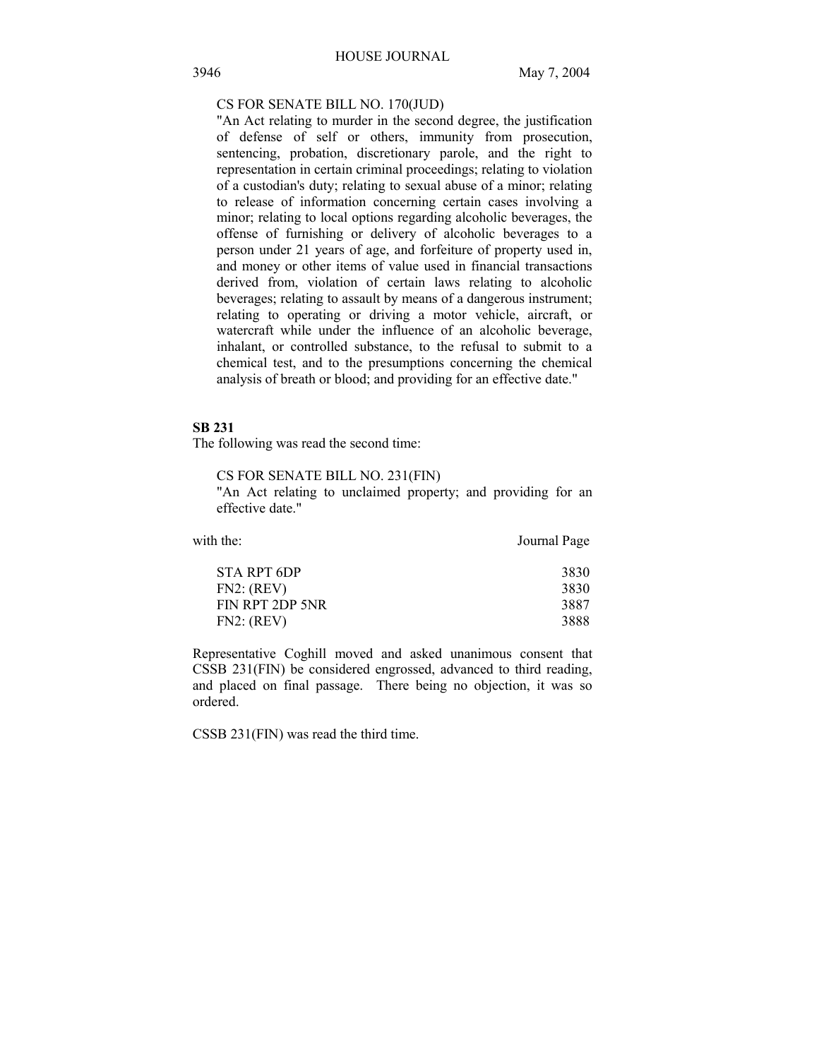CS FOR SENATE BILL NO. 170(JUD)
"An Act relating to murder in the second degree, the justification of defense of self or others, immunity from prosecution, sentencing, probation, discretionary parole, and the right to representation in certain criminal proceedings; relating to violation of a custodian's duty; relating to sexual abuse of a minor; relating to release of information concerning certain cases involving a minor; relating to local options regarding alcoholic beverages, the offense of furnishing or delivery of alcoholic beverages to a person under 21 years of age, and forfeiture of property used in, and money or other items of value used in financial transactions derived from, violation of certain laws relating to alcoholic beverages; relating to assault by means of a dangerous instrument; relating to operating or driving a motor vehicle, aircraft, or watercraft while under the influence of an alcoholic beverage, inhalant, or controlled substance, to the refusal to submit to a chemical test, and to the presumptions concerning the chemical analysis of breath or blood; and providing for an effective date."

**SB 231**

The following was read the second time:

CS FOR SENATE BILL NO. 231(FIN)
"An Act relating to unclaimed property; and providing for an effective date."

| with the: | Journal Page |
|---|---|
| STA RPT 6DP | 3830 |
| FN2: (REV) | 3830 |
| FIN RPT 2DP 5NR | 3887 |
| FN2: (REV) | 3888 |

Representative Coghill moved and asked unanimous consent that CSSB 231(FIN) be considered engrossed, advanced to third reading, and placed on final passage. There being no objection, it was so ordered.

CSSB 231(FIN) was read the third time.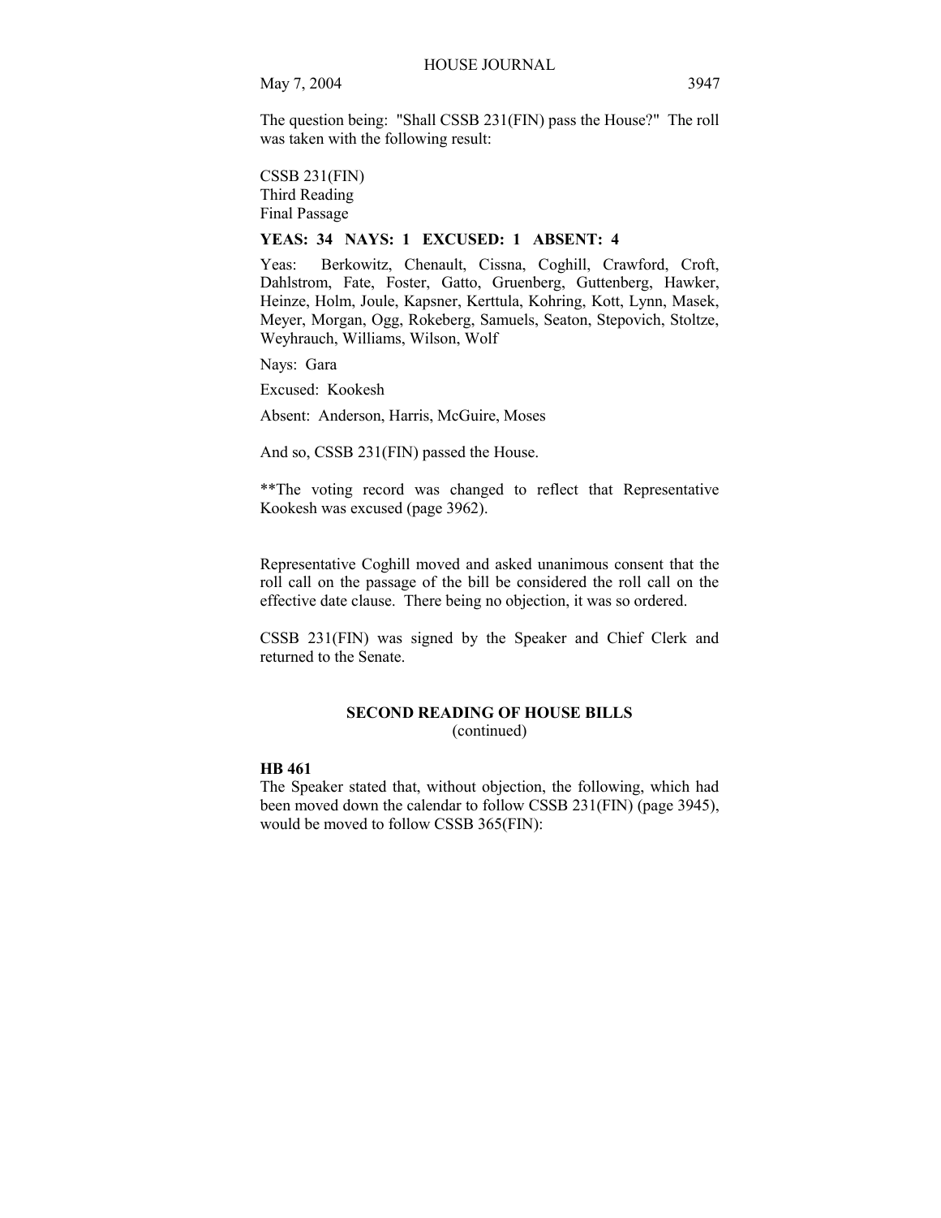The question being: "Shall CSSB 231(FIN) pass the House?" The roll was taken with the following result:

CSSB 231(FIN)
Third Reading
Final Passage

**YEAS: 34 NAYS: 1 EXCUSED: 1 ABSENT: 4**

Yeas: Berkowitz, Chenault, Cissna, Coghill, Crawford, Croft, Dahlstrom, Fate, Foster, Gatto, Gruenberg, Guttenberg, Hawker, Heinze, Holm, Joule, Kapsner, Kerttula, Kohring, Kott, Lynn, Masek, Meyer, Morgan, Ogg, Rokeberg, Samuels, Seaton, Stepovich, Stoltze, Weyhrauch, Williams, Wilson, Wolf

Nays: Gara

Excused: Kookesh

Absent: Anderson, Harris, McGuire, Moses

And so, CSSB 231(FIN) passed the House.

**The voting record was changed to reflect that Representative Kookesh was excused (page 3962).

Representative Coghill moved and asked unanimous consent that the roll call on the passage of the bill be considered the roll call on the effective date clause. There being no objection, it was so ordered.

CSSB 231(FIN) was signed by the Speaker and Chief Clerk and returned to the Senate.

## SECOND READING OF HOUSE BILLS
(continued)

**HB 461**
The Speaker stated that, without objection, the following, which had been moved down the calendar to follow CSSB 231(FIN) (page 3945), would be moved to follow CSSB 365(FIN):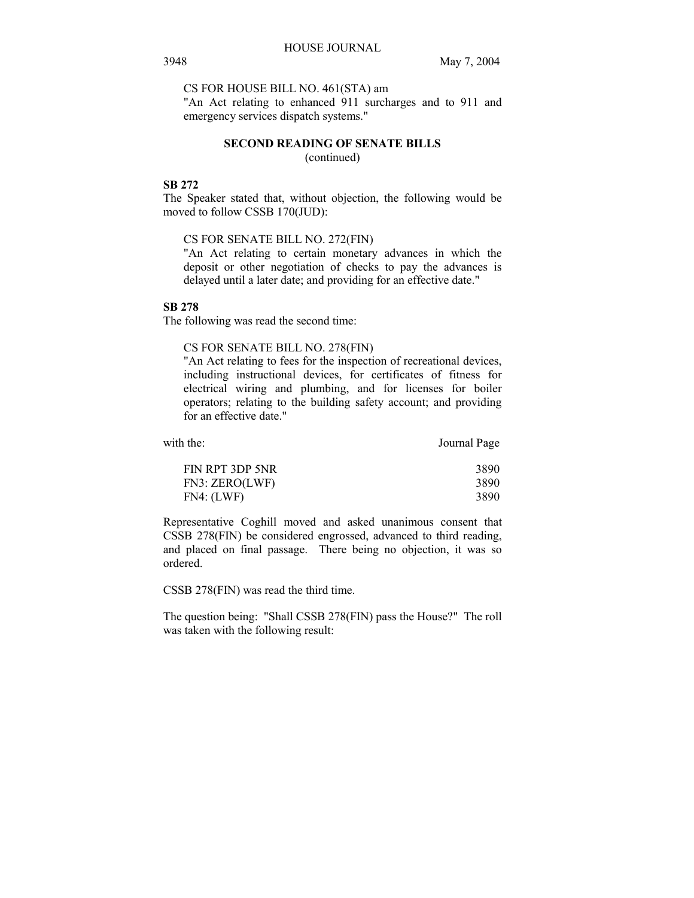CS FOR HOUSE BILL NO. 461(STA) am
"An Act relating to enhanced 911 surcharges and to 911 and emergency services dispatch systems."

**SECOND READING OF SENATE BILLS**
(continued)

**SB 272**

The Speaker stated that, without objection, the following would be moved to follow CSSB 170(JUD):

CS FOR SENATE BILL NO. 272(FIN)
"An Act relating to certain monetary advances in which the deposit or other negotiation of checks to pay the advances is delayed until a later date; and providing for an effective date."

**SB 278**

The following was read the second time:

CS FOR SENATE BILL NO. 278(FIN)
"An Act relating to fees for the inspection of recreational devices, including instructional devices, for certificates of fitness for electrical wiring and plumbing, and for licenses for boiler operators; relating to the building safety account; and providing for an effective date."

| with the: | Journal Page |
|---|---|
| FIN RPT 3DP 5NR | 3890 |
| FN3: ZERO(LWF) | 3890 |
| FN4: (LWF) | 3890 |

Representative Coghill moved and asked unanimous consent that CSSB 278(FIN) be considered engrossed, advanced to third reading, and placed on final passage. There being no objection, it was so ordered.

CSSB 278(FIN) was read the third time.

The question being: "Shall CSSB 278(FIN) pass the House?" The roll was taken with the following result: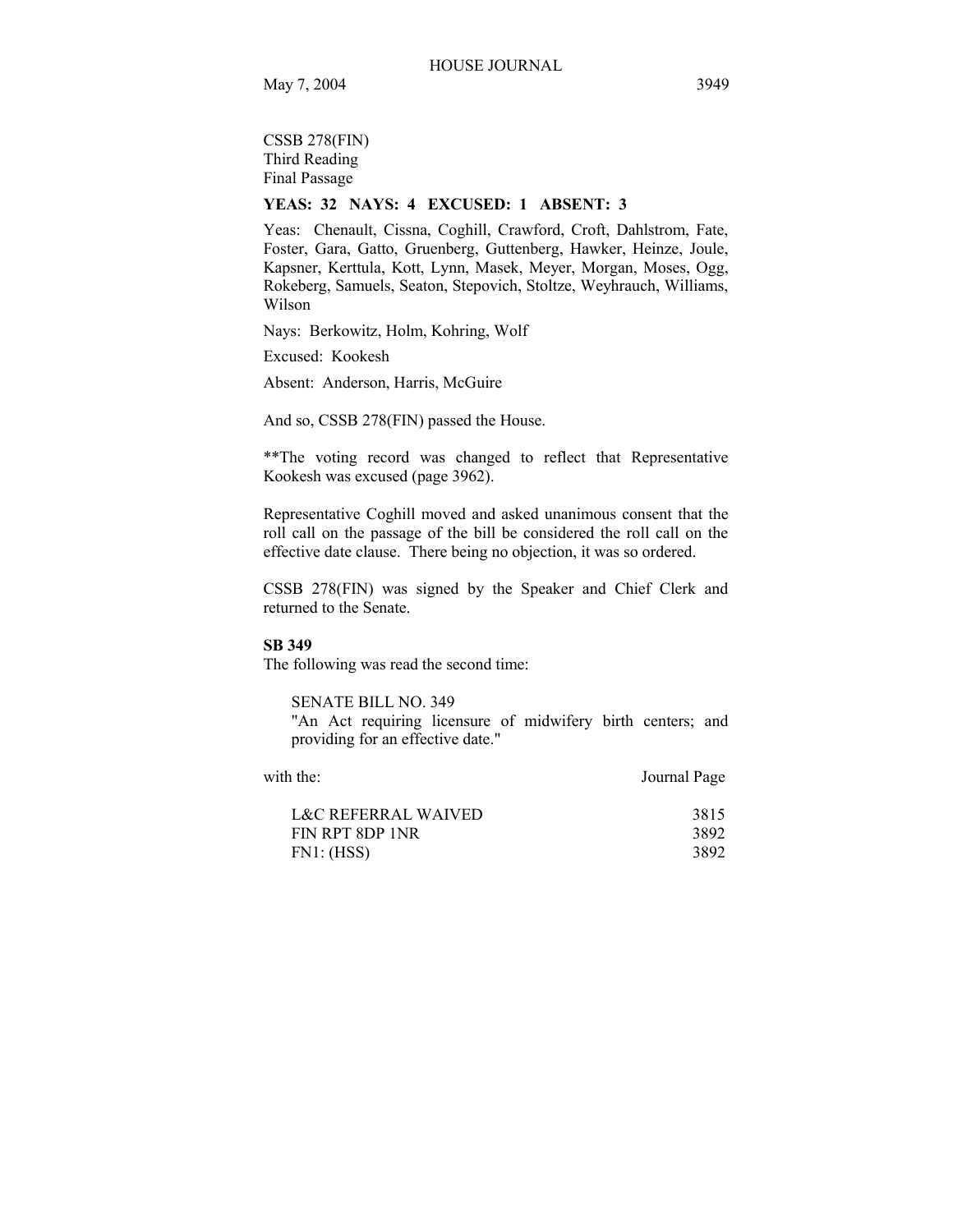CSSB 278(FIN)
Third Reading
Final Passage

**YEAS: 32 NAYS: 4 EXCUSED: 1 ABSENT: 3**

Yeas: Chenault, Cissna, Coghill, Crawford, Croft, Dahlstrom, Fate, Foster, Gara, Gatto, Gruenberg, Guttenberg, Hawker, Heinze, Joule, Kapsner, Kerttula, Kott, Lynn, Masek, Meyer, Morgan, Moses, Ogg, Rokeberg, Samuels, Seaton, Stepovich, Stoltze, Weyhrauch, Williams, Wilson

Nays: Berkowitz, Holm, Kohring, Wolf

Excused: Kookesh

Absent: Anderson, Harris, McGuire

And so, CSSB 278(FIN) passed the House.

**The voting record was changed to reflect that Representative Kookesh was excused (page 3962).

Representative Coghill moved and asked unanimous consent that the roll call on the passage of the bill be considered the roll call on the effective date clause. There being no objection, it was so ordered.

CSSB 278(FIN) was signed by the Speaker and Chief Clerk and returned to the Senate.

**SB 349**

The following was read the second time:

SENATE BILL NO. 349
"An Act requiring licensure of midwifery birth centers; and providing for an effective date."

| with the: | Journal Page |
|---|---|
| L&C REFERRAL WAIVED | 3815 |
| FIN RPT 8DP 1NR | 3892 |
| FN1: (HSS) | 3892 |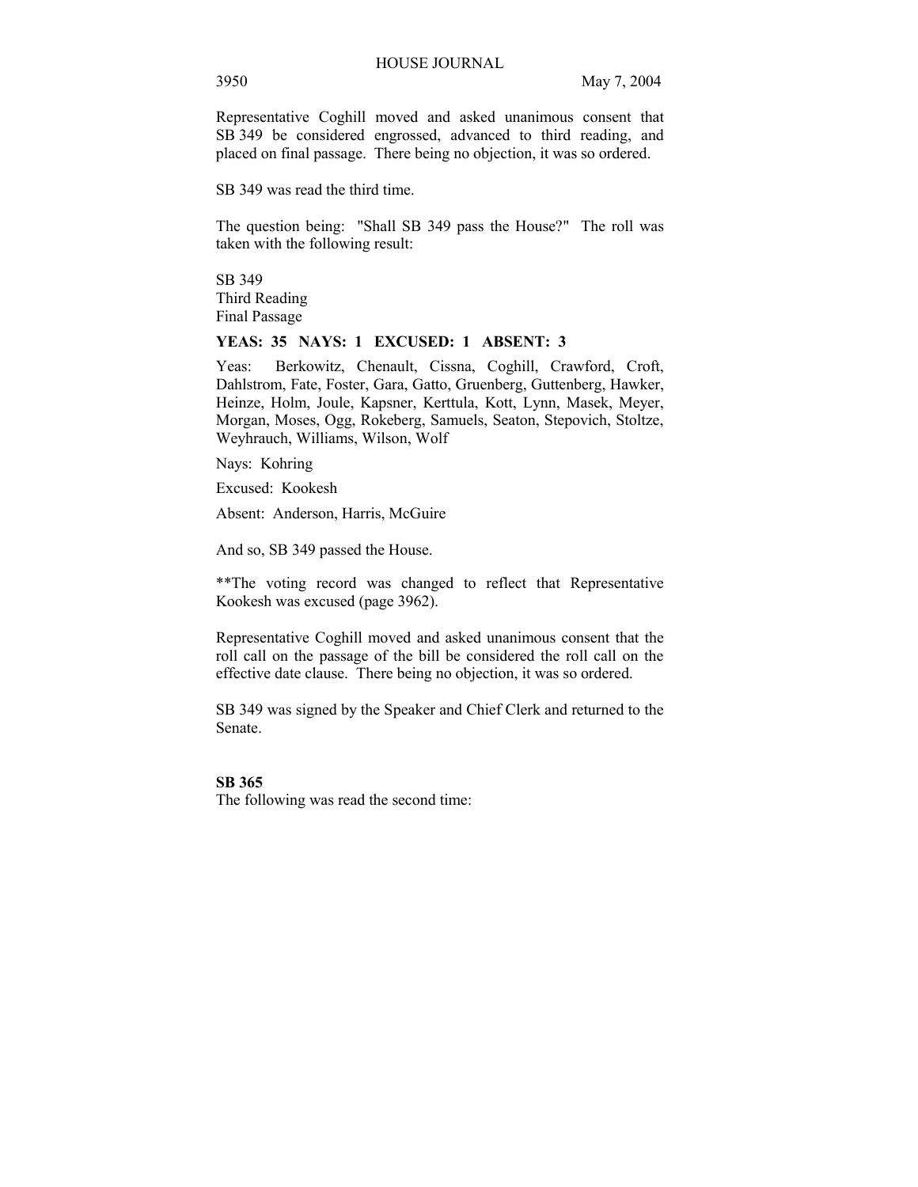Representative Coghill moved and asked unanimous consent that SB 349 be considered engrossed, advanced to third reading, and placed on final passage. There being no objection, it was so ordered.

SB 349 was read the third time.

The question being: "Shall SB 349 pass the House?" The roll was taken with the following result:

SB 349
Third Reading
Final Passage

**YEAS: 35 NAYS: 1 EXCUSED: 1 ABSENT: 3**

Yeas: Berkowitz, Chenault, Cissna, Coghill, Crawford, Croft, Dahlstrom, Fate, Foster, Gara, Gatto, Gruenberg, Guttenberg, Hawker, Heinze, Holm, Joule, Kapsner, Kerttula, Kott, Lynn, Masek, Meyer, Morgan, Moses, Ogg, Rokeberg, Samuels, Seaton, Stepovich, Stoltze, Weyhrauch, Williams, Wilson, Wolf

Nays: Kohring

Excused: Kookesh

Absent: Anderson, Harris, McGuire

And so, SB 349 passed the House.

**The voting record was changed to reflect that Representative Kookesh was excused (page 3962).

Representative Coghill moved and asked unanimous consent that the roll call on the passage of the bill be considered the roll call on the effective date clause. There being no objection, it was so ordered.

SB 349 was signed by the Speaker and Chief Clerk and returned to the Senate.

**SB 365**

The following was read the second time: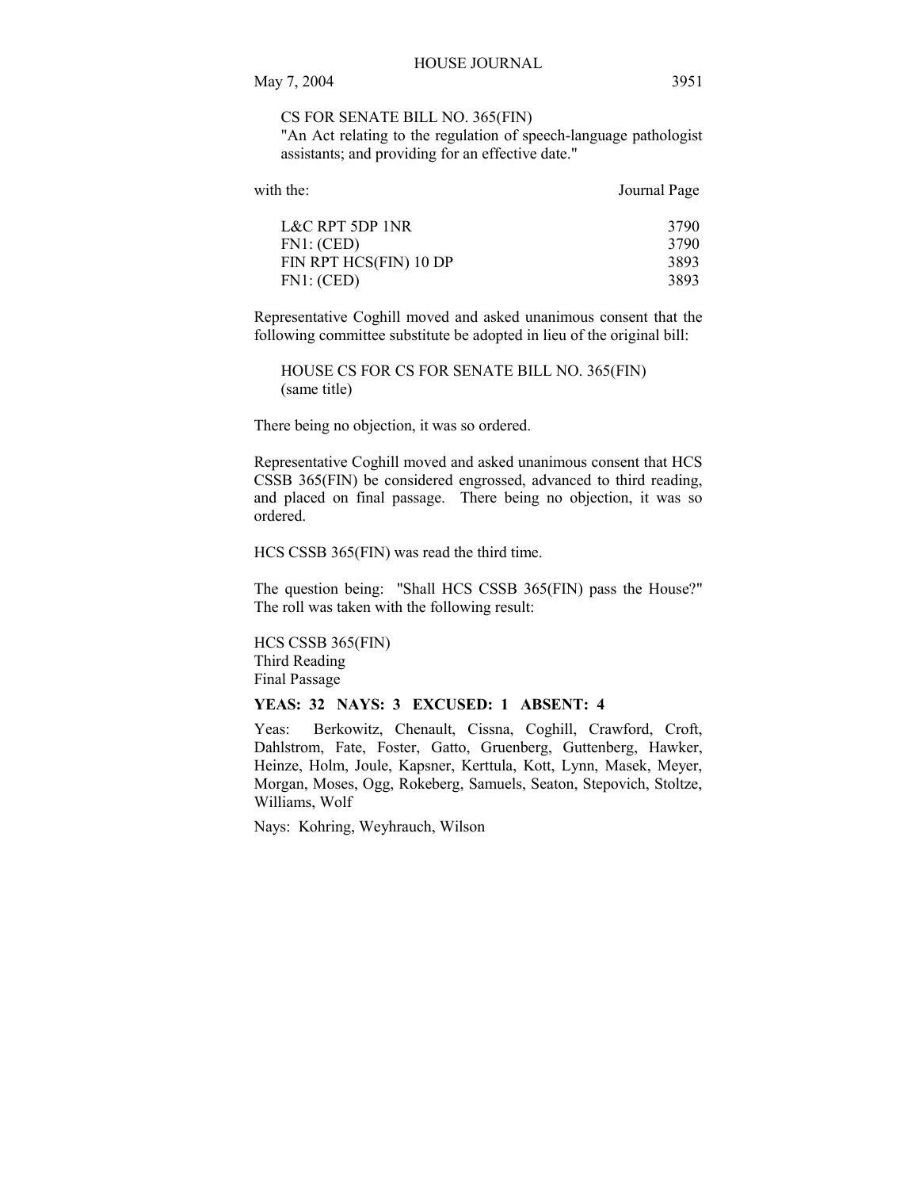CS FOR SENATE BILL NO. 365(FIN)
"An Act relating to the regulation of speech-language pathologist assistants; and providing for an effective date."

| with the: | Journal Page |
|---|---|
| L&C RPT 5DP 1NR | 3790 |
| FN1: (CED) | 3790 |
| FIN RPT HCS(FIN) 10 DP | 3893 |
| FN1: (CED) | 3893 |

Representative Coghill moved and asked unanimous consent that the following committee substitute be adopted in lieu of the original bill:

HOUSE CS FOR CS FOR SENATE BILL NO. 365(FIN)
(same title)

There being no objection, it was so ordered.

Representative Coghill moved and asked unanimous consent that HCS CSSB 365(FIN) be considered engrossed, advanced to third reading, and placed on final passage. There being no objection, it was so ordered.

HCS CSSB 365(FIN) was read the third time.

The question being: "Shall HCS CSSB 365(FIN) pass the House?" The roll was taken with the following result:

HCS CSSB 365(FIN)
Third Reading
Final Passage

**YEAS: 32 NAYS: 3 EXCUSED: 1 ABSENT: 4**

Yeas: Berkowitz, Chenault, Cissna, Coghill, Crawford, Croft, Dahlstrom, Fate, Foster, Gatto, Gruenberg, Guttenberg, Hawker, Heinze, Holm, Joule, Kapsner, Kerttula, Kott, Lynn, Masek, Meyer, Morgan, Moses, Ogg, Rokeberg, Samuels, Seaton, Stepovich, Stoltze, Williams, Wolf

Nays: Kohring, Weyhrauch, Wilson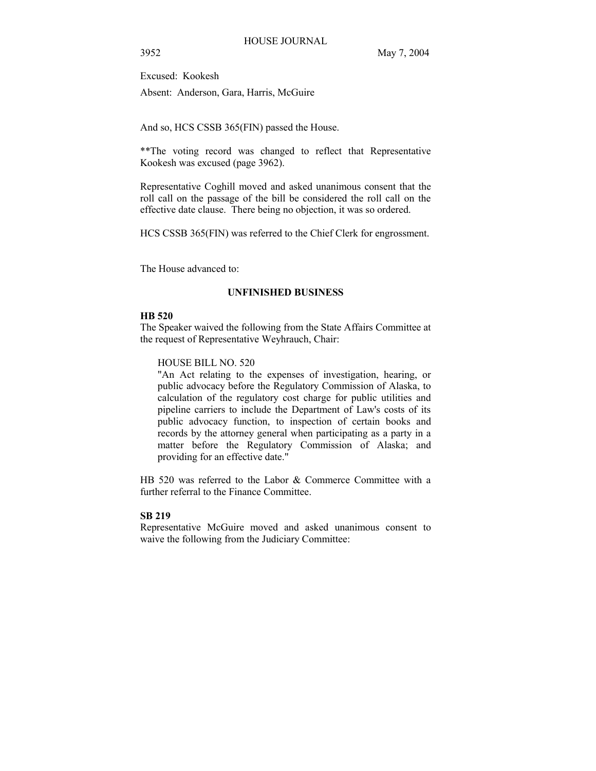Excused: Kookesh

Absent: Anderson, Gara, Harris, McGuire

And so, HCS CSSB 365(FIN) passed the House.

**The voting record was changed to reflect that Representative Kookesh was excused (page 3962).

Representative Coghill moved and asked unanimous consent that the roll call on the passage of the bill be considered the roll call on the effective date clause. There being no objection, it was so ordered.

HCS CSSB 365(FIN) was referred to the Chief Clerk for engrossment.

The House advanced to:

## UNFINISHED BUSINESS

**HB 520**

The Speaker waived the following from the State Affairs Committee at the request of Representative Weyhrauch, Chair:

> HOUSE BILL NO. 520
>
> "An Act relating to the expenses of investigation, hearing, or public advocacy before the Regulatory Commission of Alaska, to calculation of the regulatory cost charge for public utilities and pipeline carriers to include the Department of Law's costs of its public advocacy function, to inspection of certain books and records by the attorney general when participating as a party in a matter before the Regulatory Commission of Alaska; and providing for an effective date."

HB 520 was referred to the Labor & Commerce Committee with a further referral to the Finance Committee.

**SB 219**

Representative McGuire moved and asked unanimous consent to waive the following from the Judiciary Committee: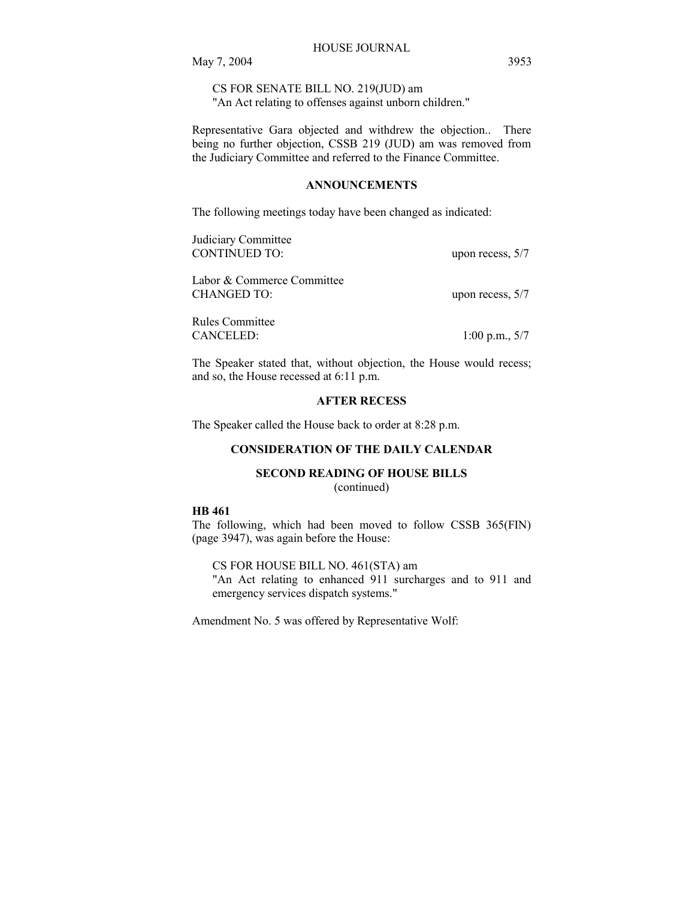CS FOR SENATE BILL NO. 219(JUD) am
"An Act relating to offenses against unborn children."

Representative Gara objected and withdrew the objection.. There being no further objection, CSSB 219 (JUD) am was removed from the Judiciary Committee and referred to the Finance Committee.

## ANNOUNCEMENTS

The following meetings today have been changed as indicated:

| | |
|---|---|
| Judiciary Committee<br>CONTINUED TO: | upon recess, 5/7 |
| Labor & Commerce Committee<br>CHANGED TO: | upon recess, 5/7 |
| Rules Committee<br>CANCELED: | 1:00 p.m., 5/7 |

The Speaker stated that, without objection, the House would recess; and so, the House recessed at 6:11 p.m.

## AFTER RECESS

The Speaker called the House back to order at 8:28 p.m.

## CONSIDERATION OF THE DAILY CALENDAR

### SECOND READING OF HOUSE BILLS
(continued)

**HB 461**
The following, which had been moved to follow CSSB 365(FIN) (page 3947), was again before the House:

CS FOR HOUSE BILL NO. 461(STA) am
"An Act relating to enhanced 911 surcharges and to 911 and emergency services dispatch systems."

Amendment No. 5 was offered by Representative Wolf: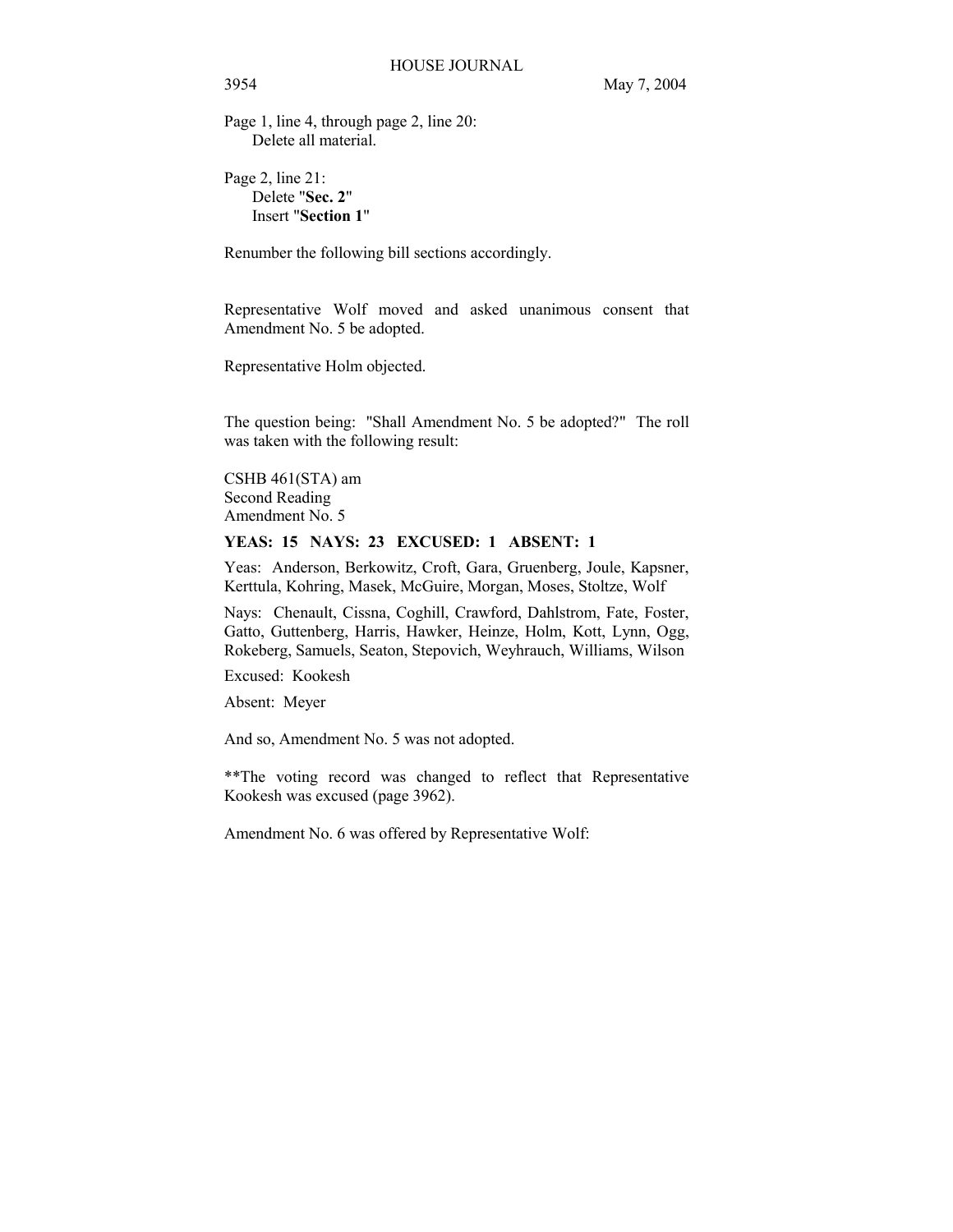Page 1, line 4, through page 2, line 20:
    Delete all material.

Page 2, line 21:
    Delete "**Sec. 2**"
    Insert "**Section 1**"

Renumber the following bill sections accordingly.

Representative Wolf moved and asked unanimous consent that Amendment No. 5 be adopted.

Representative Holm objected.

The question being: "Shall Amendment No. 5 be adopted?" The roll was taken with the following result:

CSHB 461(STA) am
Second Reading
Amendment No. 5

**YEAS: 15 NAYS: 23 EXCUSED: 1 ABSENT: 1**

Yeas: Anderson, Berkowitz, Croft, Gara, Gruenberg, Joule, Kapsner, Kerttula, Kohring, Masek, McGuire, Morgan, Moses, Stoltze, Wolf

Nays: Chenault, Cissna, Coghill, Crawford, Dahlstrom, Fate, Foster, Gatto, Guttenberg, Harris, Hawker, Heinze, Holm, Kott, Lynn, Ogg, Rokeberg, Samuels, Seaton, Stepovich, Weyhrauch, Williams, Wilson

Excused: Kookesh

Absent: Meyer

And so, Amendment No. 5 was not adopted.

**The voting record was changed to reflect that Representative Kookesh was excused (page 3962).

Amendment No. 6 was offered by Representative Wolf: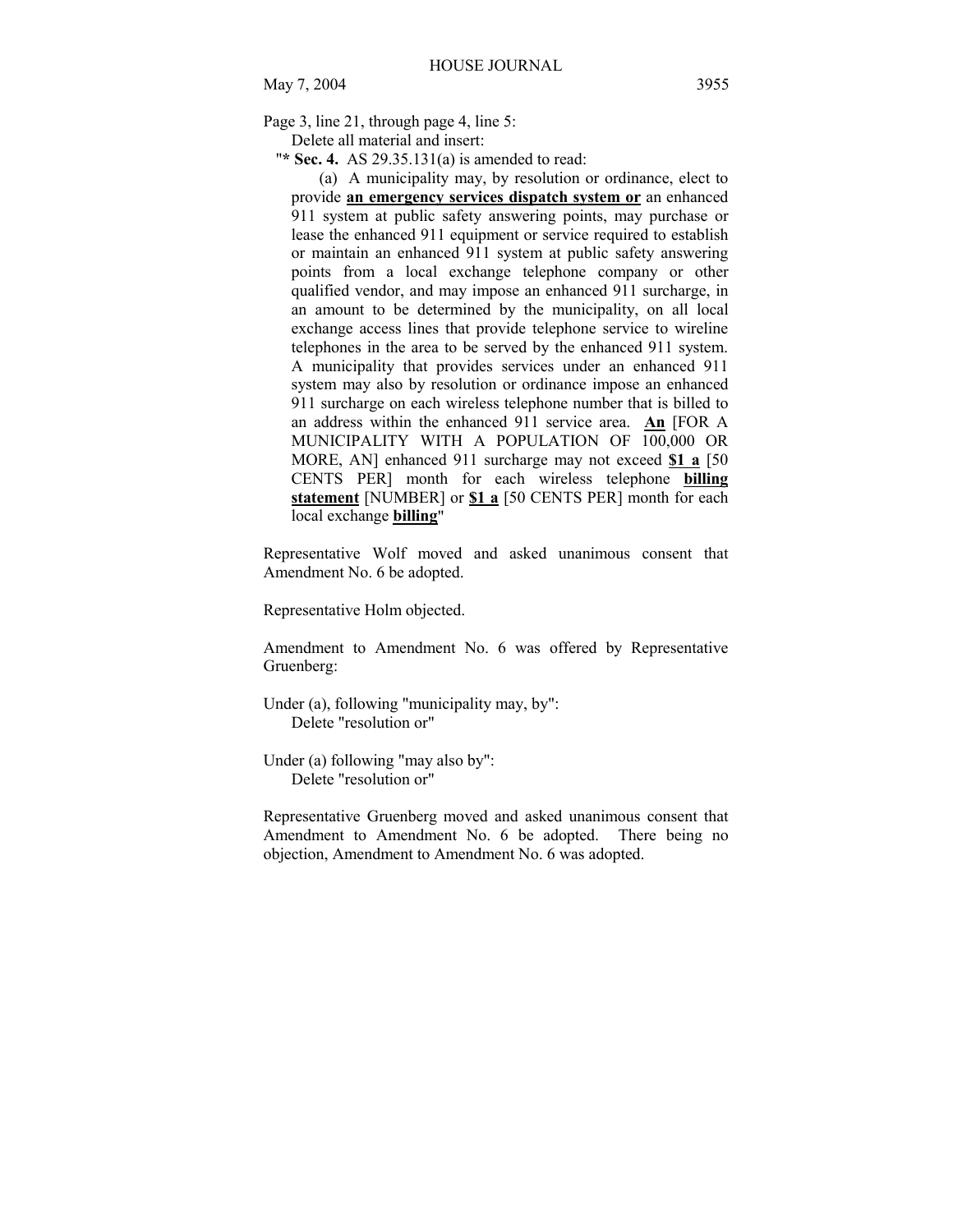Page 3, line 21, through page 4, line 5:

Delete all material and insert:

"* **Sec. 4.** AS 29.35.131(a) is amended to read:

(a) A municipality may, by resolution or ordinance, elect to provide **an emergency services dispatch system or** an enhanced 911 system at public safety answering points, may purchase or lease the enhanced 911 equipment or service required to establish or maintain an enhanced 911 system at public safety answering points from a local exchange telephone company or other qualified vendor, and may impose an enhanced 911 surcharge, in an amount to be determined by the municipality, on all local exchange access lines that provide telephone service to wireline telephones in the area to be served by the enhanced 911 system. A municipality that provides services under an enhanced 911 system may also by resolution or ordinance impose an enhanced 911 surcharge on each wireless telephone number that is billed to an address within the enhanced 911 service area. **An** [FOR A MUNICIPALITY WITH A POPULATION OF 100,000 OR MORE, AN] enhanced 911 surcharge may not exceed **$1 a** [50 CENTS PER] month for each wireless telephone **billing statement** [NUMBER] or **$1 a** [50 CENTS PER] month for each local exchange **billing**"

Representative Wolf moved and asked unanimous consent that Amendment No. 6 be adopted.

Representative Holm objected.

Amendment to Amendment No. 6 was offered by Representative Gruenberg:

Under (a), following "municipality may, by":

Delete "resolution or"

Under (a) following "may also by":

Delete "resolution or"

Representative Gruenberg moved and asked unanimous consent that Amendment to Amendment No. 6 be adopted. There being no objection, Amendment to Amendment No. 6 was adopted.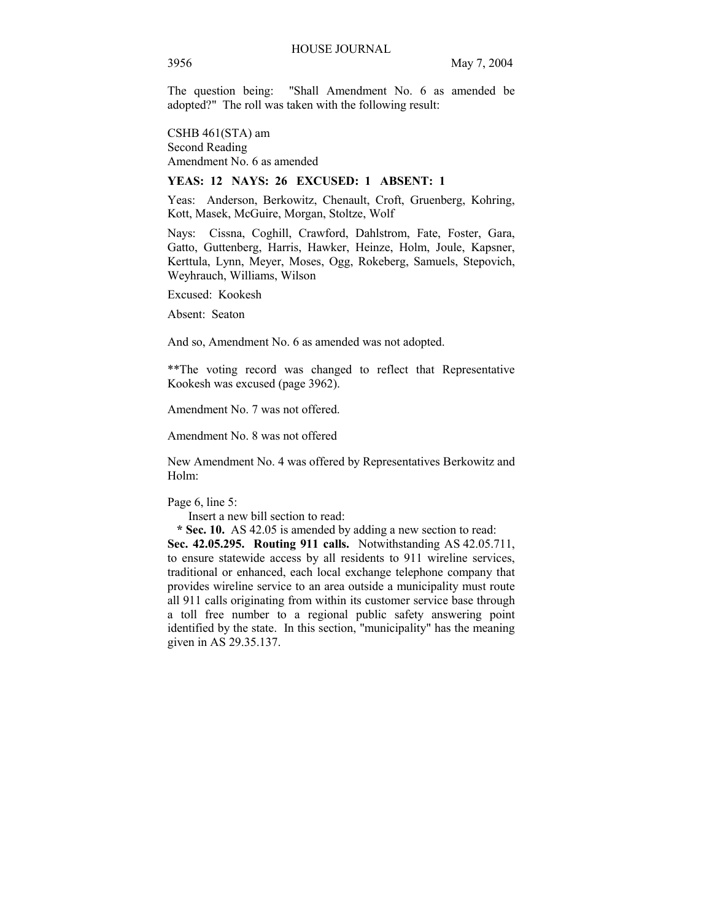The question being: "Shall Amendment No. 6 as amended be adopted?" The roll was taken with the following result:

CSHB 461(STA) am
Second Reading
Amendment No. 6 as amended

**YEAS: 12 NAYS: 26 EXCUSED: 1 ABSENT: 1**

Yeas: Anderson, Berkowitz, Chenault, Croft, Gruenberg, Kohring, Kott, Masek, McGuire, Morgan, Stoltze, Wolf

Nays: Cissna, Coghill, Crawford, Dahlstrom, Fate, Foster, Gara, Gatto, Guttenberg, Harris, Hawker, Heinze, Holm, Joule, Kapsner, Kerttula, Lynn, Meyer, Moses, Ogg, Rokeberg, Samuels, Stepovich, Weyhrauch, Williams, Wilson

Excused: Kookesh

Absent: Seaton

And so, Amendment No. 6 as amended was not adopted.

**The voting record was changed to reflect that Representative Kookesh was excused (page 3962).

Amendment No. 7 was not offered.

Amendment No. 8 was not offered

New Amendment No. 4 was offered by Representatives Berkowitz and Holm:

Page 6, line 5:
Insert a new bill section to read:
**\* Sec. 10.** AS 42.05 is amended by adding a new section to read:
**Sec. 42.05.295. Routing 911 calls.** Notwithstanding AS 42.05.711, to ensure statewide access by all residents to 911 wireline services, traditional or enhanced, each local exchange telephone company that provides wireline service to an area outside a municipality must route all 911 calls originating from within its customer service base through a toll free number to a regional public safety answering point identified by the state. In this section, "municipality" has the meaning given in AS 29.35.137.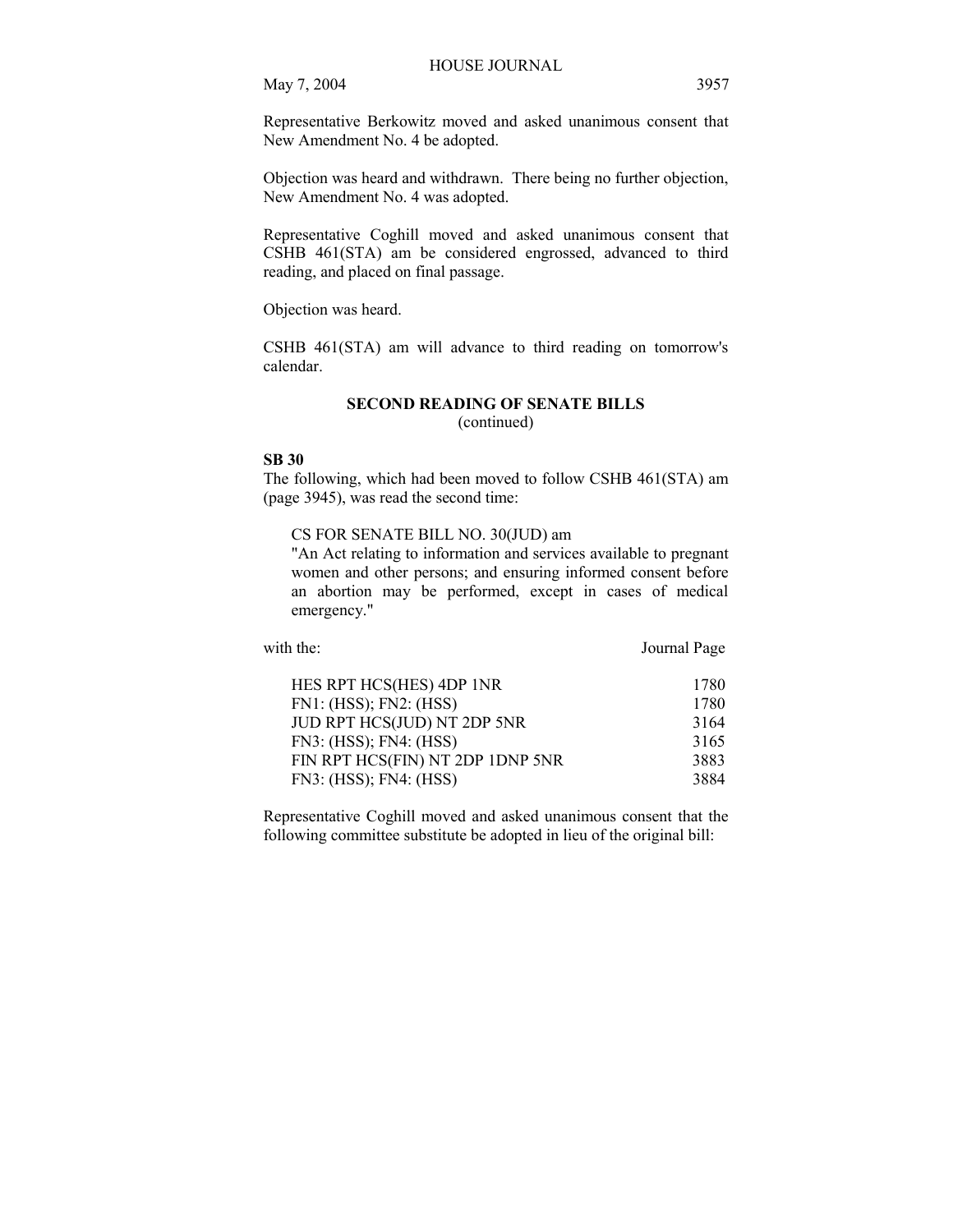Representative Berkowitz moved and asked unanimous consent that New Amendment No. 4 be adopted.

Objection was heard and withdrawn. There being no further objection, New Amendment No. 4 was adopted.

Representative Coghill moved and asked unanimous consent that CSHB 461(STA) am be considered engrossed, advanced to third reading, and placed on final passage.

Objection was heard.

CSHB 461(STA) am will advance to third reading on tomorrow's calendar.

## SECOND READING OF SENATE BILLS
(continued)

**SB 30**

The following, which had been moved to follow CSHB 461(STA) am (page 3945), was read the second time:

CS FOR SENATE BILL NO. 30(JUD) am
"An Act relating to information and services available to pregnant women and other persons; and ensuring informed consent before an abortion may be performed, except in cases of medical emergency."

| with the: | Journal Page |
| --- | --- |
| HES RPT HCS(HES) 4DP 1NR | 1780 |
| FN1: (HSS); FN2: (HSS) | 1780 |
| JUD RPT HCS(JUD) NT 2DP 5NR | 3164 |
| FN3: (HSS); FN4: (HSS) | 3165 |
| FIN RPT HCS(FIN) NT 2DP 1DNP 5NR | 3883 |
| FN3: (HSS); FN4: (HSS) | 3884 |

Representative Coghill moved and asked unanimous consent that the following committee substitute be adopted in lieu of the original bill: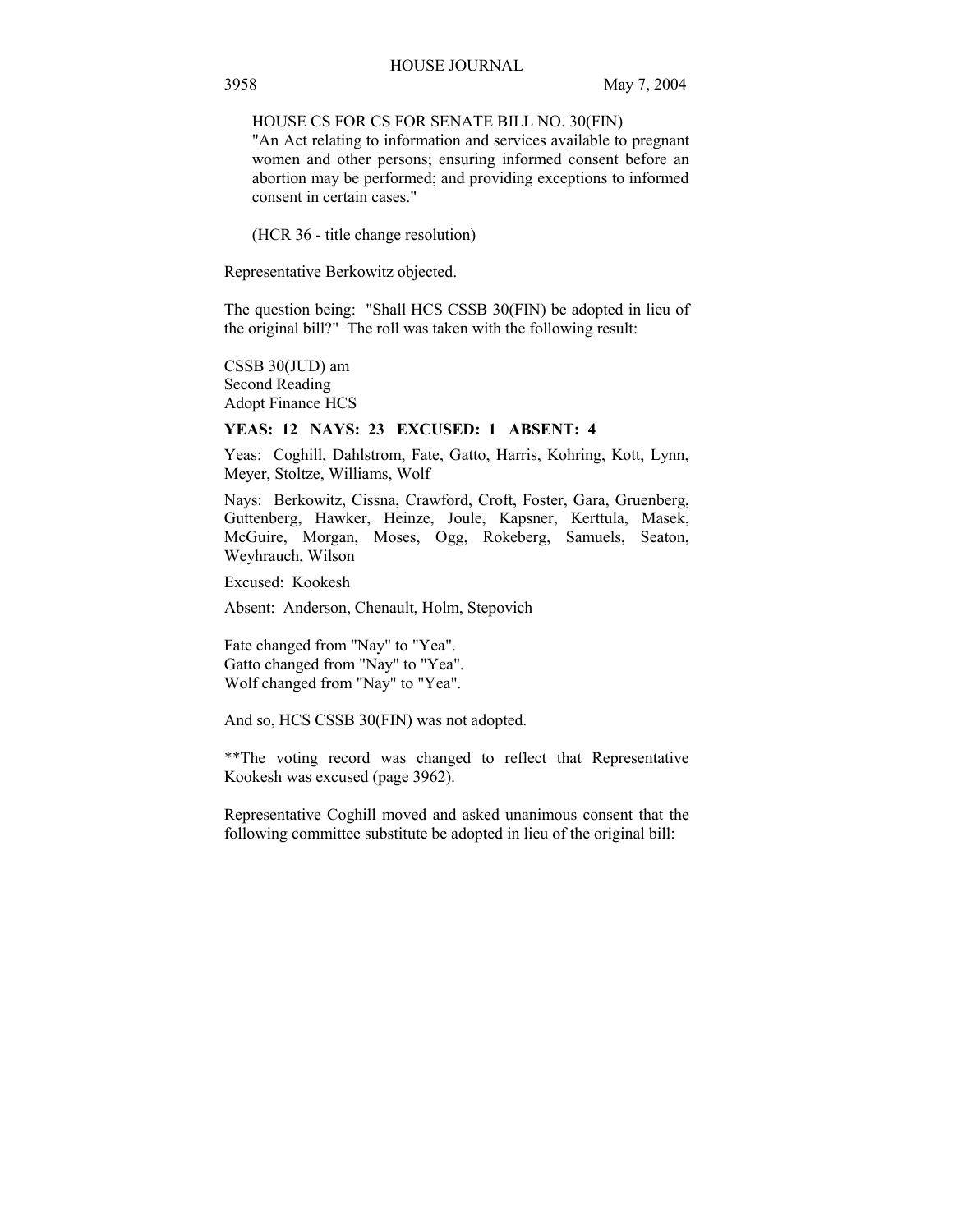HOUSE CS FOR CS FOR SENATE BILL NO. 30(FIN)
"An Act relating to information and services available to pregnant women and other persons; ensuring informed consent before an abortion may be performed; and providing exceptions to informed consent in certain cases."

(HCR 36 - title change resolution)

Representative Berkowitz objected.

The question being: "Shall HCS CSSB 30(FIN) be adopted in lieu of the original bill?" The roll was taken with the following result:

CSSB 30(JUD) am
Second Reading
Adopt Finance HCS

**YEAS: 12 NAYS: 23 EXCUSED: 1 ABSENT: 4**

Yeas: Coghill, Dahlstrom, Fate, Gatto, Harris, Kohring, Kott, Lynn, Meyer, Stoltze, Williams, Wolf

Nays: Berkowitz, Cissna, Crawford, Croft, Foster, Gara, Gruenberg, Guttenberg, Hawker, Heinze, Joule, Kapsner, Kerttula, Masek, McGuire, Morgan, Moses, Ogg, Rokeberg, Samuels, Seaton, Weyhrauch, Wilson

Excused: Kookesh

Absent: Anderson, Chenault, Holm, Stepovich

Fate changed from "Nay" to "Yea".
Gatto changed from "Nay" to "Yea".
Wolf changed from "Nay" to "Yea".

And so, HCS CSSB 30(FIN) was not adopted.

**The voting record was changed to reflect that Representative Kookesh was excused (page 3962).

Representative Coghill moved and asked unanimous consent that the following committee substitute be adopted in lieu of the original bill: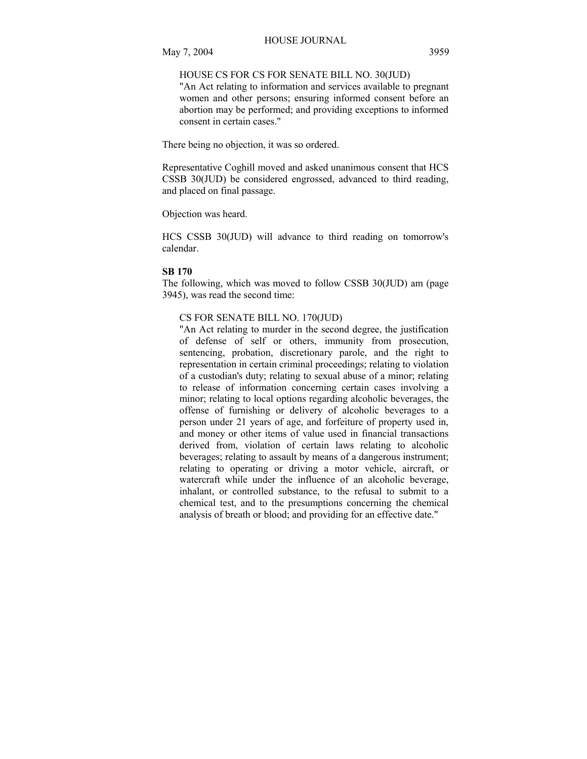HOUSE CS FOR CS FOR SENATE BILL NO. 30(JUD)
"An Act relating to information and services available to pregnant women and other persons; ensuring informed consent before an abortion may be performed; and providing exceptions to informed consent in certain cases."

There being no objection, it was so ordered.

Representative Coghill moved and asked unanimous consent that HCS CSSB 30(JUD) be considered engrossed, advanced to third reading, and placed on final passage.

Objection was heard.

HCS CSSB 30(JUD) will advance to third reading on tomorrow's calendar.

**SB 170**

The following, which was moved to follow CSSB 30(JUD) am (page 3945), was read the second time:

CS FOR SENATE BILL NO. 170(JUD)
"An Act relating to murder in the second degree, the justification of defense of self or others, immunity from prosecution, sentencing, probation, discretionary parole, and the right to representation in certain criminal proceedings; relating to violation of a custodian's duty; relating to sexual abuse of a minor; relating to release of information concerning certain cases involving a minor; relating to local options regarding alcoholic beverages, the offense of furnishing or delivery of alcoholic beverages to a person under 21 years of age, and forfeiture of property used in, and money or other items of value used in financial transactions derived from, violation of certain laws relating to alcoholic beverages; relating to assault by means of a dangerous instrument; relating to operating or driving a motor vehicle, aircraft, or watercraft while under the influence of an alcoholic beverage, inhalant, or controlled substance, to the refusal to submit to a chemical test, and to the presumptions concerning the chemical analysis of breath or blood; and providing for an effective date."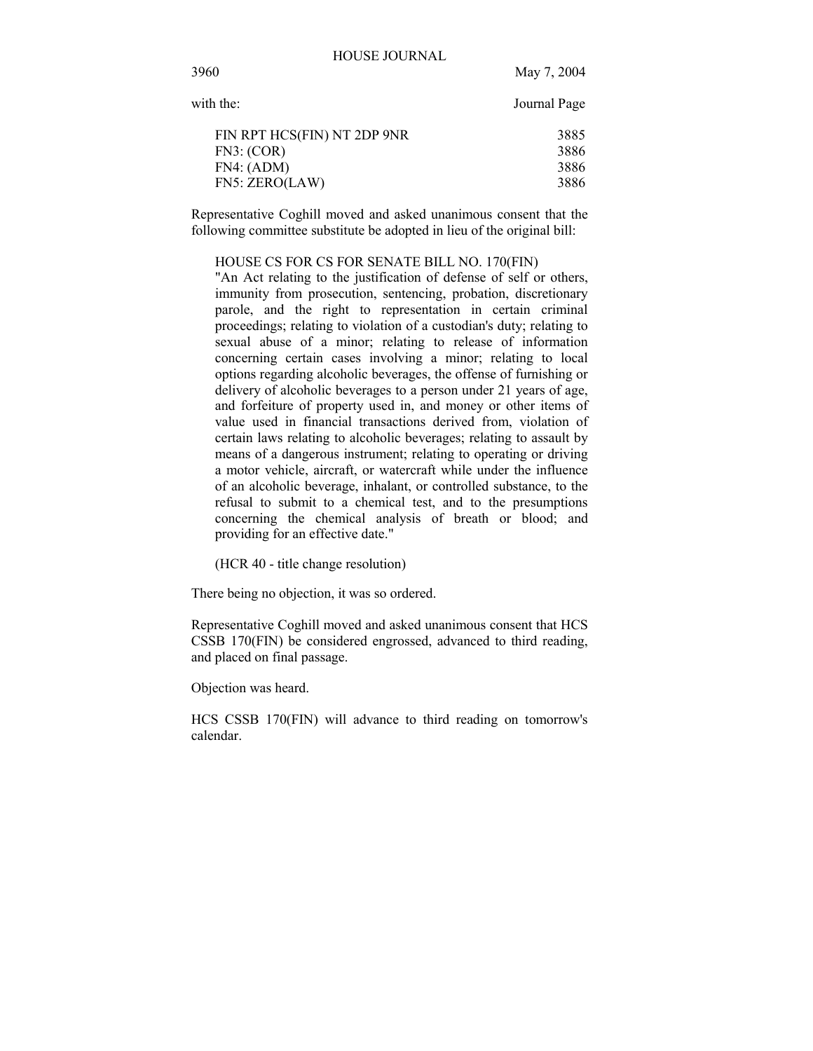with the: Journal Page

| | |
|---|---|
| FIN RPT HCS(FIN) NT 2DP 9NR | 3885 |
| FN3: (COR) | 3886 |
| FN4: (ADM) | 3886 |
| FN5: ZERO(LAW) | 3886 |

Representative Coghill moved and asked unanimous consent that the following committee substitute be adopted in lieu of the original bill:

HOUSE CS FOR CS FOR SENATE BILL NO. 170(FIN)
"An Act relating to the justification of defense of self or others, immunity from prosecution, sentencing, probation, discretionary parole, and the right to representation in certain criminal proceedings; relating to violation of a custodian's duty; relating to sexual abuse of a minor; relating to release of information concerning certain cases involving a minor; relating to local options regarding alcoholic beverages, the offense of furnishing or delivery of alcoholic beverages to a person under 21 years of age, and forfeiture of property used in, and money or other items of value used in financial transactions derived from, violation of certain laws relating to alcoholic beverages; relating to assault by means of a dangerous instrument; relating to operating or driving a motor vehicle, aircraft, or watercraft while under the influence of an alcoholic beverage, inhalant, or controlled substance, to the refusal to submit to a chemical test, and to the presumptions concerning the chemical analysis of breath or blood; and providing for an effective date."

(HCR 40 - title change resolution)

There being no objection, it was so ordered.

Representative Coghill moved and asked unanimous consent that HCS CSSB 170(FIN) be considered engrossed, advanced to third reading, and placed on final passage.

Objection was heard.

HCS CSSB 170(FIN) will advance to third reading on tomorrow's calendar.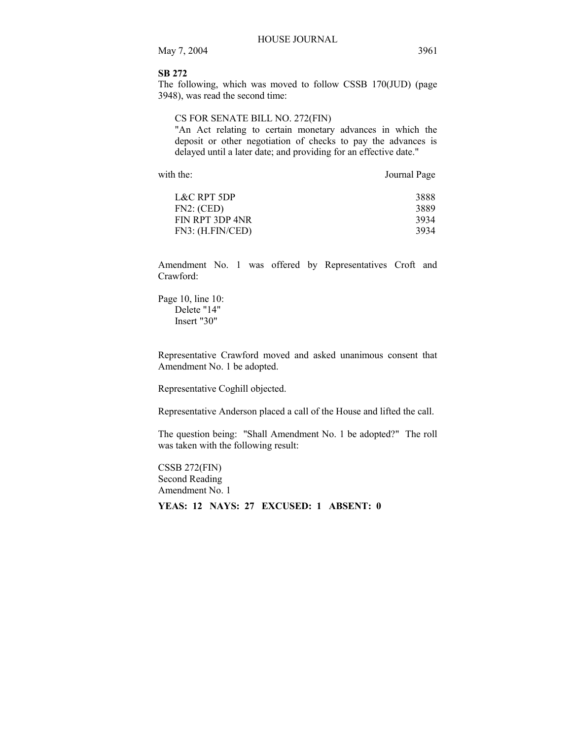**SB 272**

The following, which was moved to follow CSSB 170(JUD) (page 3948), was read the second time:

CS FOR SENATE BILL NO. 272(FIN)
"An Act relating to certain monetary advances in which the deposit or other negotiation of checks to pay the advances is delayed until a later date; and providing for an effective date."

| with the: | Journal Page |
|---|---|
| L&C RPT 5DP | 3888 |
| FN2: (CED) | 3889 |
| FIN RPT 3DP 4NR | 3934 |
| FN3: (H.FIN/CED) | 3934 |

Amendment No. 1 was offered by Representatives Croft and Crawford:

Page 10, line 10:
Delete "14"
Insert "30"

Representative Crawford moved and asked unanimous consent that Amendment No. 1 be adopted.

Representative Coghill objected.

Representative Anderson placed a call of the House and lifted the call.

The question being: "Shall Amendment No. 1 be adopted?" The roll was taken with the following result:

CSSB 272(FIN)
Second Reading
Amendment No. 1

**YEAS: 12 NAYS: 27 EXCUSED: 1 ABSENT: 0**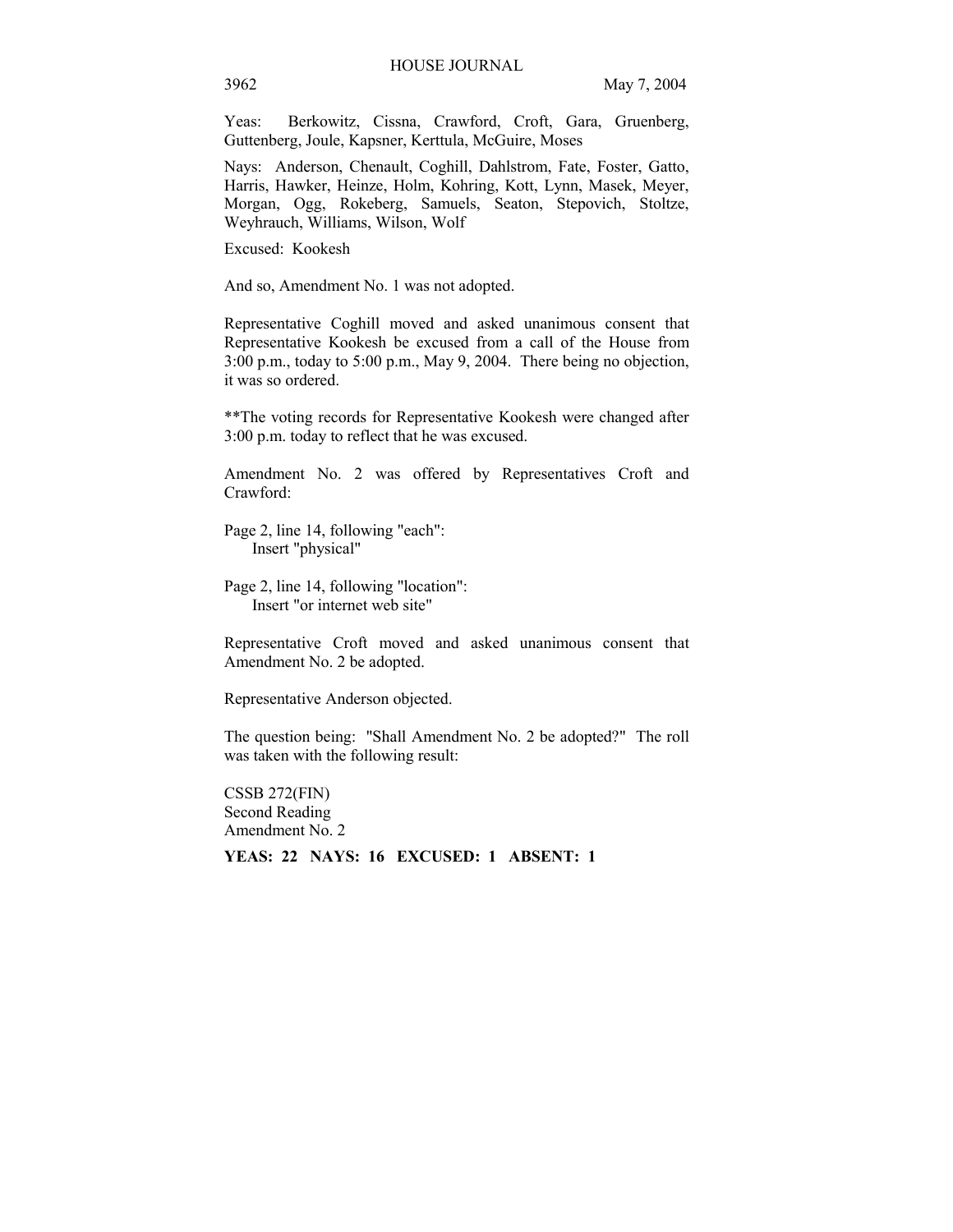Yeas: Berkowitz, Cissna, Crawford, Croft, Gara, Gruenberg, Guttenberg, Joule, Kapsner, Kerttula, McGuire, Moses

Nays: Anderson, Chenault, Coghill, Dahlstrom, Fate, Foster, Gatto, Harris, Hawker, Heinze, Holm, Kohring, Kott, Lynn, Masek, Meyer, Morgan, Ogg, Rokeberg, Samuels, Seaton, Stepovich, Stoltze, Weyhrauch, Williams, Wilson, Wolf

Excused: Kookesh

And so, Amendment No. 1 was not adopted.

Representative Coghill moved and asked unanimous consent that Representative Kookesh be excused from a call of the House from 3:00 p.m., today to 5:00 p.m., May 9, 2004. There being no objection, it was so ordered.

**The voting records for Representative Kookesh were changed after 3:00 p.m. today to reflect that he was excused.

Amendment No. 2 was offered by Representatives Croft and Crawford:

Page 2, line 14, following "each":
Insert "physical"

Page 2, line 14, following "location":
Insert "or internet web site"

Representative Croft moved and asked unanimous consent that Amendment No. 2 be adopted.

Representative Anderson objected.

The question being: "Shall Amendment No. 2 be adopted?" The roll was taken with the following result:

CSSB 272(FIN)
Second Reading
Amendment No. 2

**YEAS: 22 NAYS: 16 EXCUSED: 1 ABSENT: 1**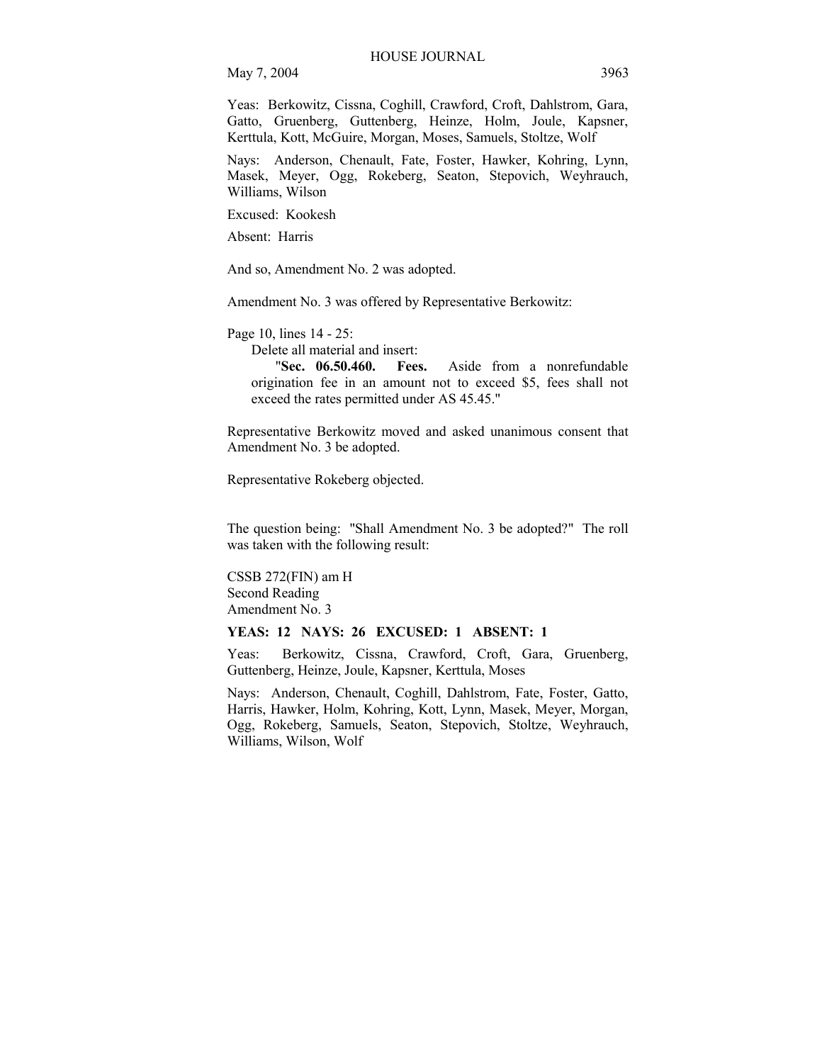Yeas: Berkowitz, Cissna, Coghill, Crawford, Croft, Dahlstrom, Gara, Gatto, Gruenberg, Guttenberg, Heinze, Holm, Joule, Kapsner, Kerttula, Kott, McGuire, Morgan, Moses, Samuels, Stoltze, Wolf

Nays: Anderson, Chenault, Fate, Foster, Hawker, Kohring, Lynn, Masek, Meyer, Ogg, Rokeberg, Seaton, Stepovich, Weyhrauch, Williams, Wilson

Excused: Kookesh

Absent: Harris

And so, Amendment No. 2 was adopted.

Amendment No. 3 was offered by Representative Berkowitz:

Page 10, lines 14 - 25:

Delete all material and insert:

"**Sec. 06.50.460. Fees.** Aside from a nonrefundable origination fee in an amount not to exceed $5, fees shall not exceed the rates permitted under AS 45.45."

Representative Berkowitz moved and asked unanimous consent that Amendment No. 3 be adopted.

Representative Rokeberg objected.

The question being: "Shall Amendment No. 3 be adopted?" The roll was taken with the following result:

CSSB 272(FIN) am H
Second Reading
Amendment No. 3

**YEAS: 12 NAYS: 26 EXCUSED: 1 ABSENT: 1**

Yeas: Berkowitz, Cissna, Crawford, Croft, Gara, Gruenberg, Guttenberg, Heinze, Joule, Kapsner, Kerttula, Moses

Nays: Anderson, Chenault, Coghill, Dahlstrom, Fate, Foster, Gatto, Harris, Hawker, Holm, Kohring, Kott, Lynn, Masek, Meyer, Morgan, Ogg, Rokeberg, Samuels, Seaton, Stepovich, Stoltze, Weyhrauch, Williams, Wilson, Wolf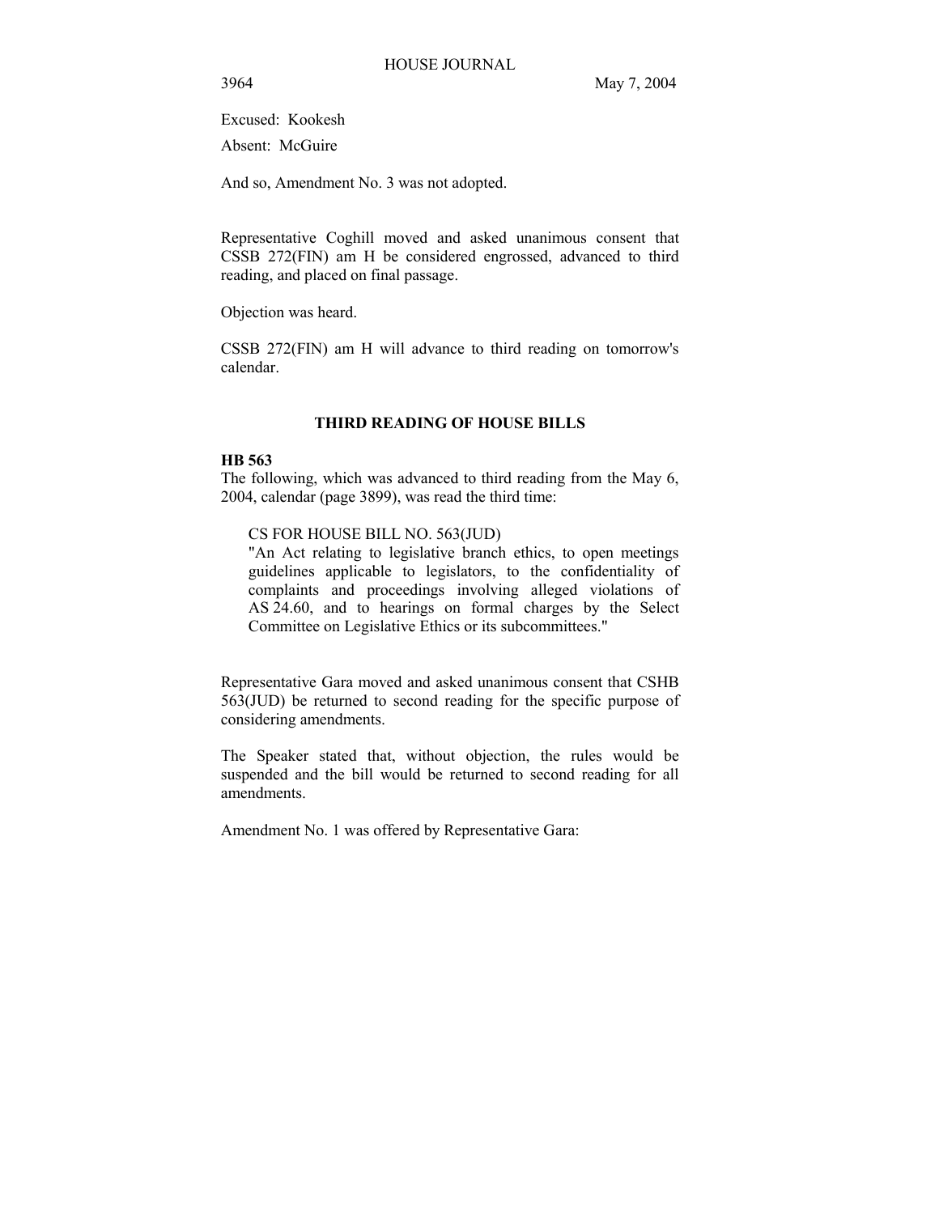Excused: Kookesh

Absent: McGuire

And so, Amendment No. 3 was not adopted.

Representative Coghill moved and asked unanimous consent that CSSB 272(FIN) am H be considered engrossed, advanced to third reading, and placed on final passage.

Objection was heard.

CSSB 272(FIN) am H will advance to third reading on tomorrow's calendar.

## THIRD READING OF HOUSE BILLS

**HB 563**

The following, which was advanced to third reading from the May 6, 2004, calendar (page 3899), was read the third time:

> CS FOR HOUSE BILL NO. 563(JUD)
> "An Act relating to legislative branch ethics, to open meetings guidelines applicable to legislators, to the confidentiality of complaints and proceedings involving alleged violations of AS 24.60, and to hearings on formal charges by the Select Committee on Legislative Ethics or its subcommittees."

Representative Gara moved and asked unanimous consent that CSHB 563(JUD) be returned to second reading for the specific purpose of considering amendments.

The Speaker stated that, without objection, the rules would be suspended and the bill would be returned to second reading for all amendments.

Amendment No. 1 was offered by Representative Gara: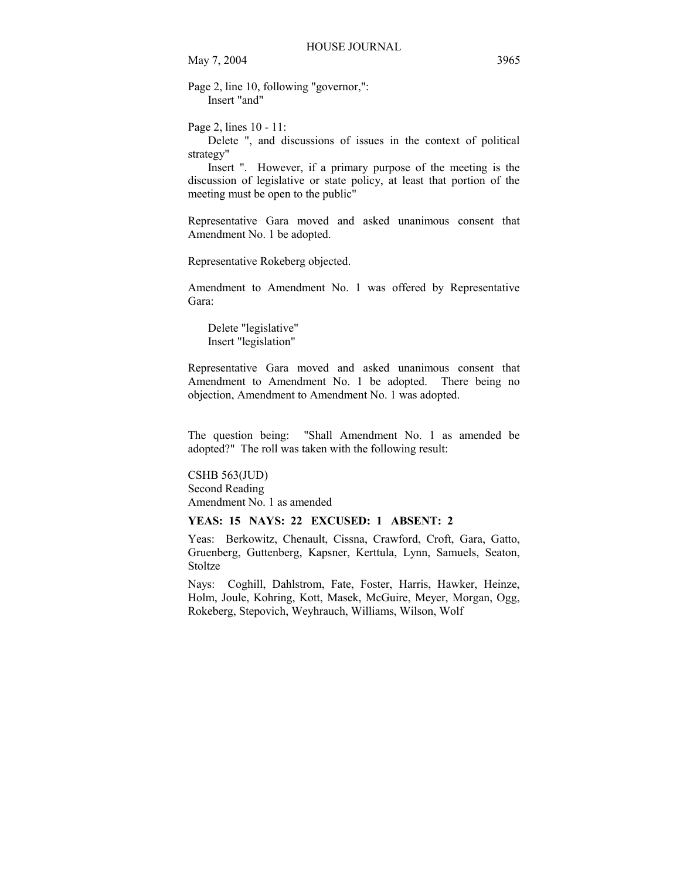Page 2, line 10, following "governor,":
Insert "and"

Page 2, lines 10 - 11:
Delete ", and discussions of issues in the context of political strategy"
Insert ". However, if a primary purpose of the meeting is the discussion of legislative or state policy, at least that portion of the meeting must be open to the public"

Representative Gara moved and asked unanimous consent that Amendment No. 1 be adopted.

Representative Rokeberg objected.

Amendment to Amendment No. 1 was offered by Representative Gara:

Delete "legislative"
Insert "legislation"

Representative Gara moved and asked unanimous consent that Amendment to Amendment No. 1 be adopted. There being no objection, Amendment to Amendment No. 1 was adopted.

The question being: "Shall Amendment No. 1 as amended be adopted?" The roll was taken with the following result:

CSHB 563(JUD)
Second Reading
Amendment No. 1 as amended

**YEAS: 15 NAYS: 22 EXCUSED: 1 ABSENT: 2**

Yeas: Berkowitz, Chenault, Cissna, Crawford, Croft, Gara, Gatto, Gruenberg, Guttenberg, Kapsner, Kerttula, Lynn, Samuels, Seaton, Stoltze

Nays: Coghill, Dahlstrom, Fate, Foster, Harris, Hawker, Heinze, Holm, Joule, Kohring, Kott, Masek, McGuire, Meyer, Morgan, Ogg, Rokeberg, Stepovich, Weyhrauch, Williams, Wilson, Wolf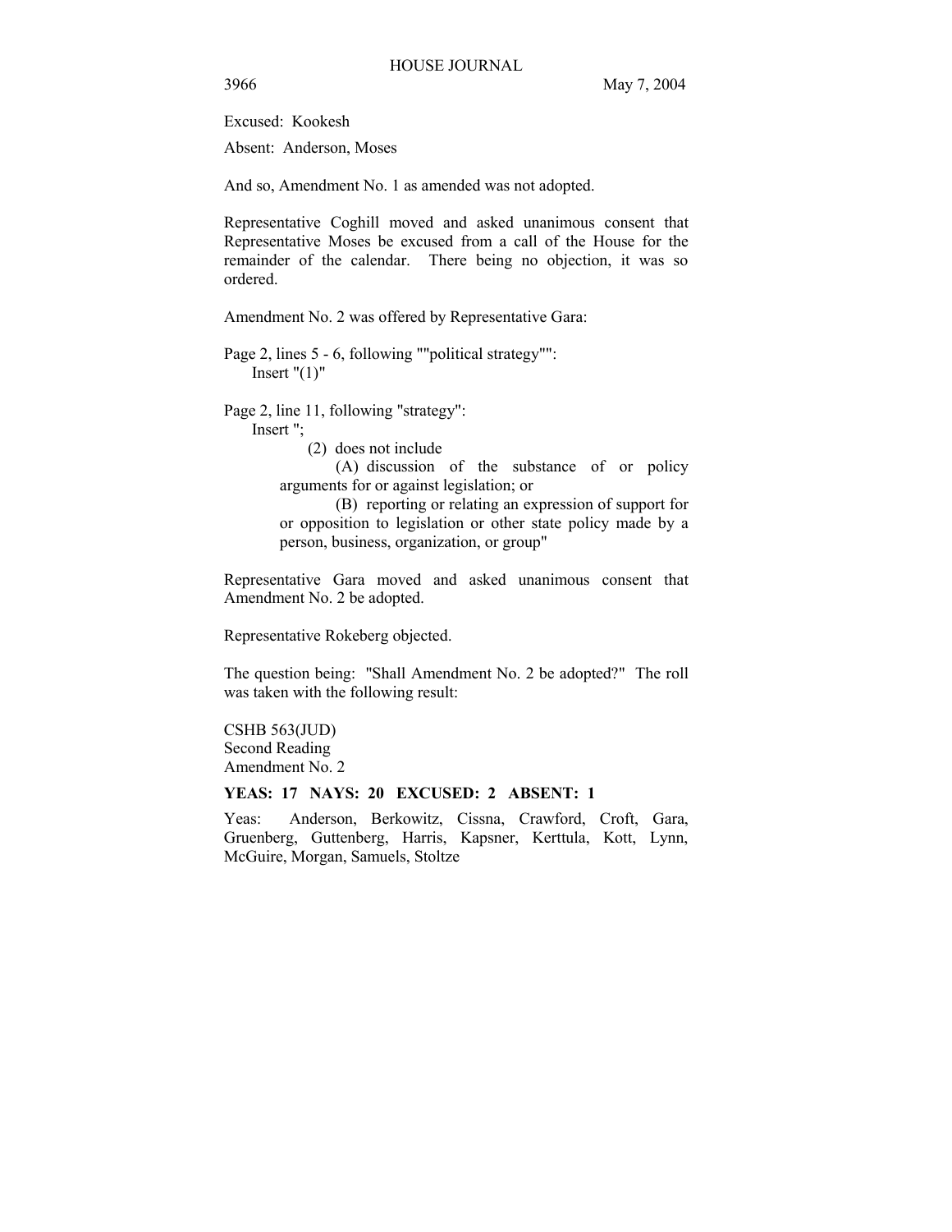Excused: Kookesh

Absent: Anderson, Moses

And so, Amendment No. 1 as amended was not adopted.

Representative Coghill moved and asked unanimous consent that Representative Moses be excused from a call of the House for the remainder of the calendar. There being no objection, it was so ordered.

Amendment No. 2 was offered by Representative Gara:

Page 2, lines 5 - 6, following ""political strategy"":
  Insert "(1)"

Page 2, line 11, following "strategy":
  Insert ";
      (2) does not include
        (A) discussion of the substance of or policy arguments for or against legislation; or
        (B) reporting or relating an expression of support for or opposition to legislation or other state policy made by a person, business, organization, or group"

Representative Gara moved and asked unanimous consent that Amendment No. 2 be adopted.

Representative Rokeberg objected.

The question being: "Shall Amendment No. 2 be adopted?" The roll was taken with the following result:

CSHB 563(JUD)
Second Reading
Amendment No. 2

**YEAS: 17 NAYS: 20 EXCUSED: 2 ABSENT: 1**

Yeas: Anderson, Berkowitz, Cissna, Crawford, Croft, Gara, Gruenberg, Guttenberg, Harris, Kapsner, Kerttula, Kott, Lynn, McGuire, Morgan, Samuels, Stoltze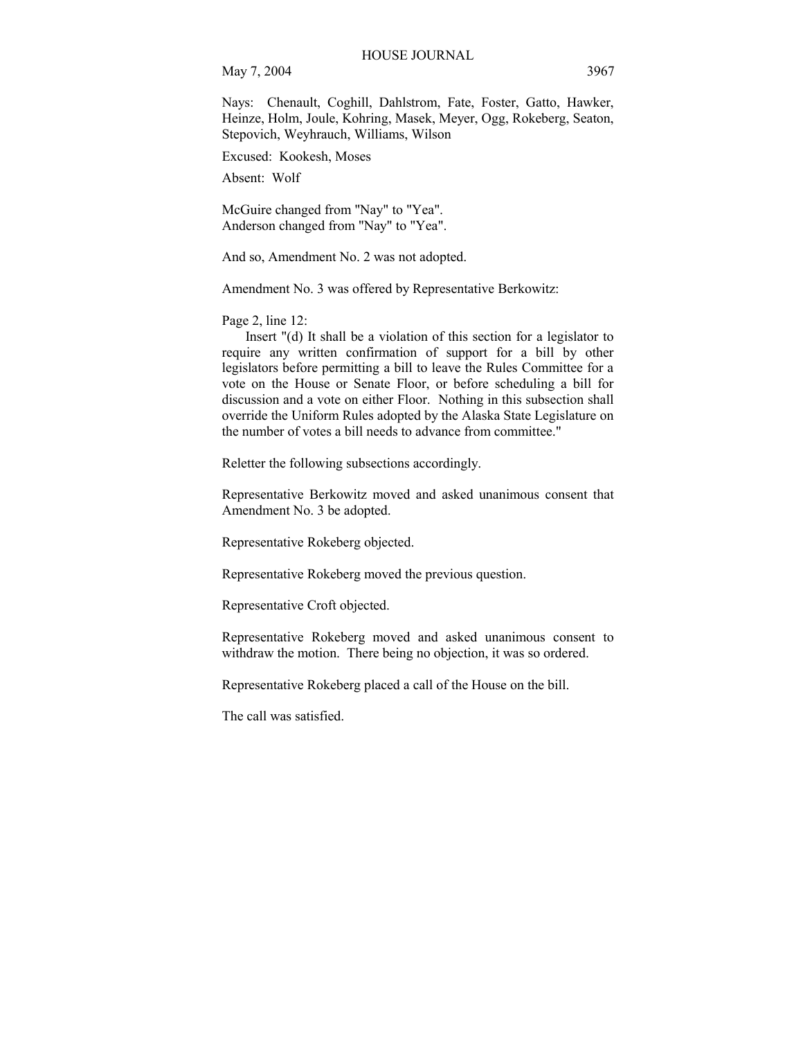Nays: Chenault, Coghill, Dahlstrom, Fate, Foster, Gatto, Hawker, Heinze, Holm, Joule, Kohring, Masek, Meyer, Ogg, Rokeberg, Seaton, Stepovich, Weyhrauch, Williams, Wilson

Excused: Kookesh, Moses

Absent: Wolf

McGuire changed from "Nay" to "Yea".
Anderson changed from "Nay" to "Yea".

And so, Amendment No. 2 was not adopted.

Amendment No. 3 was offered by Representative Berkowitz:

Page 2, line 12:

Insert "(d) It shall be a violation of this section for a legislator to require any written confirmation of support for a bill by other legislators before permitting a bill to leave the Rules Committee for a vote on the House or Senate Floor, or before scheduling a bill for discussion and a vote on either Floor. Nothing in this subsection shall override the Uniform Rules adopted by the Alaska State Legislature on the number of votes a bill needs to advance from committee."

Reletter the following subsections accordingly.

Representative Berkowitz moved and asked unanimous consent that Amendment No. 3 be adopted.

Representative Rokeberg objected.

Representative Rokeberg moved the previous question.

Representative Croft objected.

Representative Rokeberg moved and asked unanimous consent to withdraw the motion. There being no objection, it was so ordered.

Representative Rokeberg placed a call of the House on the bill.

The call was satisfied.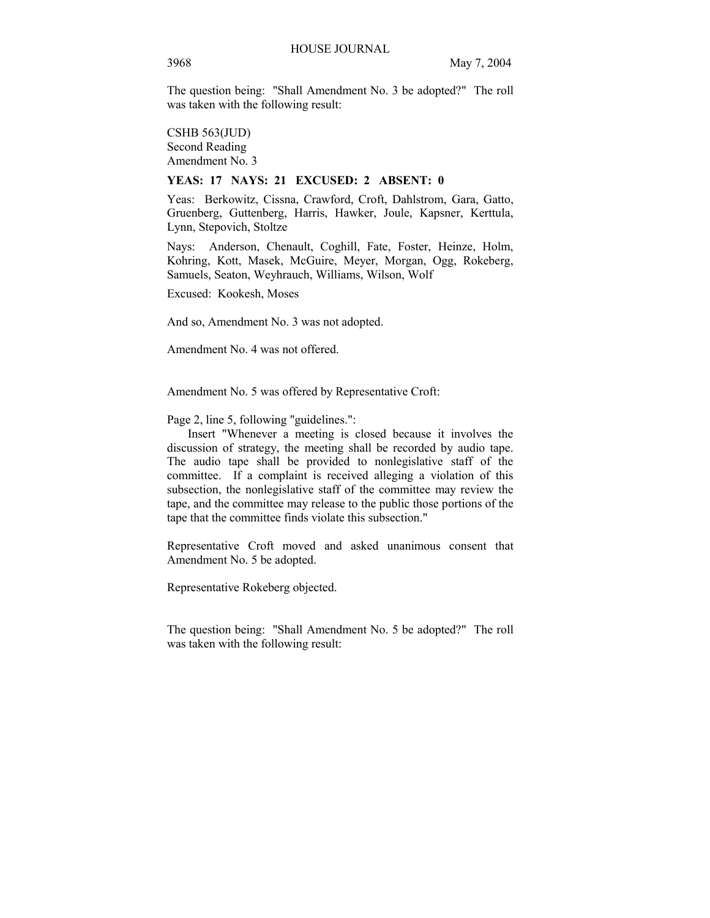The question being: "Shall Amendment No. 3 be adopted?" The roll was taken with the following result:

CSHB 563(JUD)
Second Reading
Amendment No. 3

**YEAS: 17 NAYS: 21 EXCUSED: 2 ABSENT: 0**

Yeas: Berkowitz, Cissna, Crawford, Croft, Dahlstrom, Gara, Gatto, Gruenberg, Guttenberg, Harris, Hawker, Joule, Kapsner, Kerttula, Lynn, Stepovich, Stoltze

Nays: Anderson, Chenault, Coghill, Fate, Foster, Heinze, Holm, Kohring, Kott, Masek, McGuire, Meyer, Morgan, Ogg, Rokeberg, Samuels, Seaton, Weyhrauch, Williams, Wilson, Wolf

Excused: Kookesh, Moses

And so, Amendment No. 3 was not adopted.

Amendment No. 4 was not offered.

Amendment No. 5 was offered by Representative Croft:

Page 2, line 5, following "guidelines.":

Insert "Whenever a meeting is closed because it involves the discussion of strategy, the meeting shall be recorded by audio tape. The audio tape shall be provided to nonlegislative staff of the committee. If a complaint is received alleging a violation of this subsection, the nonlegislative staff of the committee may review the tape, and the committee may release to the public those portions of the tape that the committee finds violate this subsection."

Representative Croft moved and asked unanimous consent that Amendment No. 5 be adopted.

Representative Rokeberg objected.

The question being: "Shall Amendment No. 5 be adopted?" The roll was taken with the following result: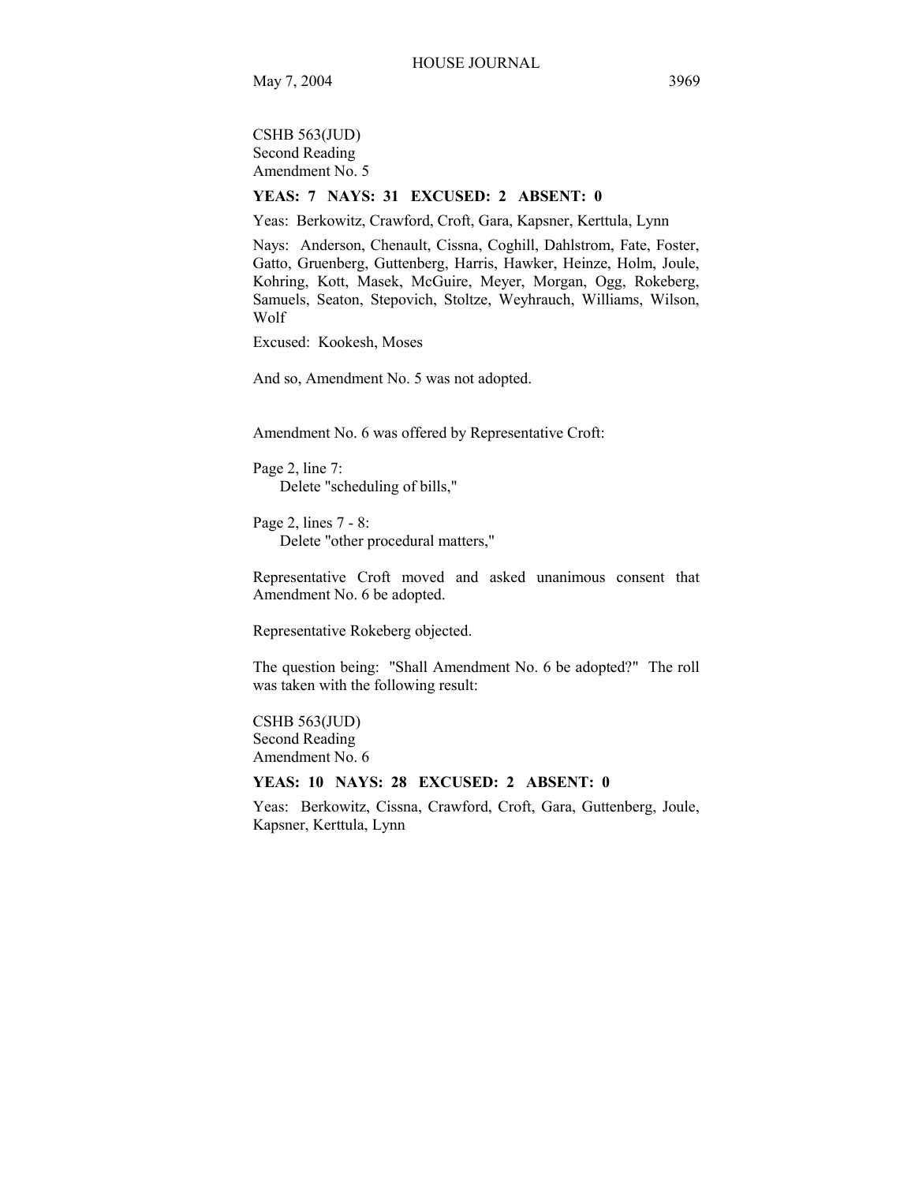CSHB 563(JUD)
Second Reading
Amendment No. 5

**YEAS: 7 NAYS: 31 EXCUSED: 2 ABSENT: 0**

Yeas: Berkowitz, Crawford, Croft, Gara, Kapsner, Kerttula, Lynn

Nays: Anderson, Chenault, Cissna, Coghill, Dahlstrom, Fate, Foster, Gatto, Gruenberg, Guttenberg, Harris, Hawker, Heinze, Holm, Joule, Kohring, Kott, Masek, McGuire, Meyer, Morgan, Ogg, Rokeberg, Samuels, Seaton, Stepovich, Stoltze, Weyhrauch, Williams, Wilson, Wolf

Excused: Kookesh, Moses

And so, Amendment No. 5 was not adopted.

Amendment No. 6 was offered by Representative Croft:

Page 2, line 7:
Delete "scheduling of bills,"

Page 2, lines 7 - 8:
Delete "other procedural matters,"

Representative Croft moved and asked unanimous consent that Amendment No. 6 be adopted.

Representative Rokeberg objected.

The question being: "Shall Amendment No. 6 be adopted?" The roll was taken with the following result:

CSHB 563(JUD)
Second Reading
Amendment No. 6

**YEAS: 10 NAYS: 28 EXCUSED: 2 ABSENT: 0**

Yeas: Berkowitz, Cissna, Crawford, Croft, Gara, Guttenberg, Joule, Kapsner, Kerttula, Lynn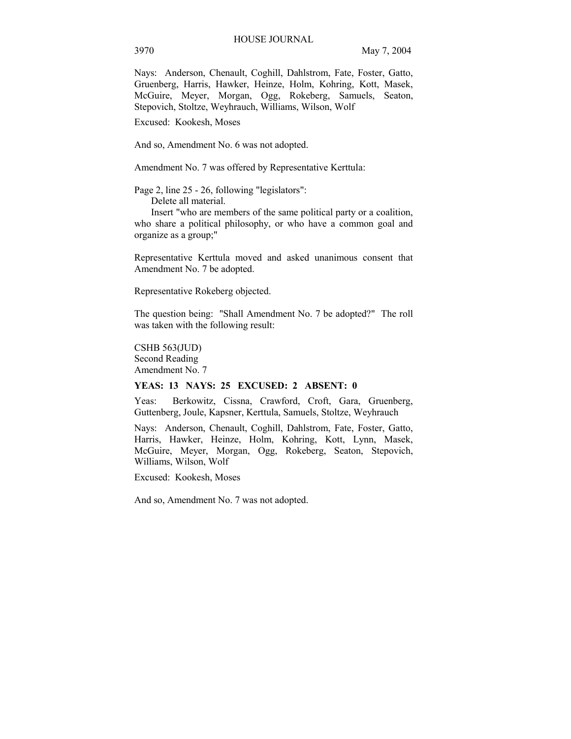Nays: Anderson, Chenault, Coghill, Dahlstrom, Fate, Foster, Gatto, Gruenberg, Harris, Hawker, Heinze, Holm, Kohring, Kott, Masek, McGuire, Meyer, Morgan, Ogg, Rokeberg, Samuels, Seaton, Stepovich, Stoltze, Weyhrauch, Williams, Wilson, Wolf

Excused: Kookesh, Moses

And so, Amendment No. 6 was not adopted.

Amendment No. 7 was offered by Representative Kerttula:

Page 2, line 25 - 26, following "legislators":
Delete all material.
Insert "who are members of the same political party or a coalition, who share a political philosophy, or who have a common goal and organize as a group;"

Representative Kerttula moved and asked unanimous consent that Amendment No. 7 be adopted.

Representative Rokeberg objected.

The question being: "Shall Amendment No. 7 be adopted?" The roll was taken with the following result:

CSHB 563(JUD)
Second Reading
Amendment No. 7

**YEAS: 13 NAYS: 25 EXCUSED: 2 ABSENT: 0**

Yeas: Berkowitz, Cissna, Crawford, Croft, Gara, Gruenberg, Guttenberg, Joule, Kapsner, Kerttula, Samuels, Stoltze, Weyhrauch

Nays: Anderson, Chenault, Coghill, Dahlstrom, Fate, Foster, Gatto, Harris, Hawker, Heinze, Holm, Kohring, Kott, Lynn, Masek, McGuire, Meyer, Morgan, Ogg, Rokeberg, Seaton, Stepovich, Williams, Wilson, Wolf

Excused: Kookesh, Moses

And so, Amendment No. 7 was not adopted.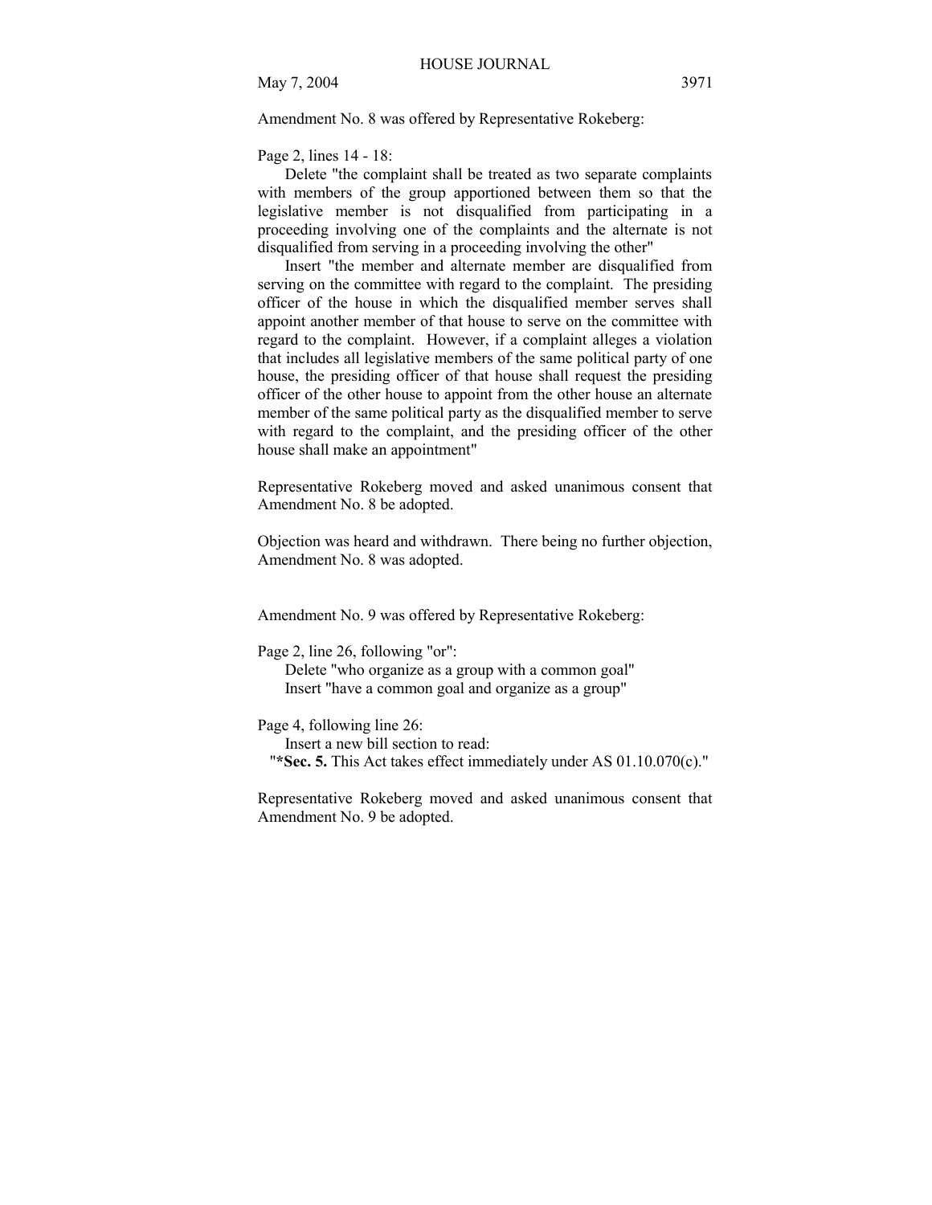Amendment No. 8 was offered by Representative Rokeberg:

Page 2, lines 14 - 18:

Delete "the complaint shall be treated as two separate complaints with members of the group apportioned between them so that the legislative member is not disqualified from participating in a proceeding involving one of the complaints and the alternate is not disqualified from serving in a proceeding involving the other"

Insert "the member and alternate member are disqualified from serving on the committee with regard to the complaint. The presiding officer of the house in which the disqualified member serves shall appoint another member of that house to serve on the committee with regard to the complaint. However, if a complaint alleges a violation that includes all legislative members of the same political party of one house, the presiding officer of that house shall request the presiding officer of the other house to appoint from the other house an alternate member of the same political party as the disqualified member to serve with regard to the complaint, and the presiding officer of the other house shall make an appointment"

Representative Rokeberg moved and asked unanimous consent that Amendment No. 8 be adopted.

Objection was heard and withdrawn. There being no further objection, Amendment No. 8 was adopted.

Amendment No. 9 was offered by Representative Rokeberg:

Page 2, line 26, following "or":

Delete "who organize as a group with a common goal"

Insert "have a common goal and organize as a group"

Page 4, following line 26:

Insert a new bill section to read:

"***Sec. 5.** This Act takes effect immediately under AS 01.10.070(c)."

Representative Rokeberg moved and asked unanimous consent that Amendment No. 9 be adopted.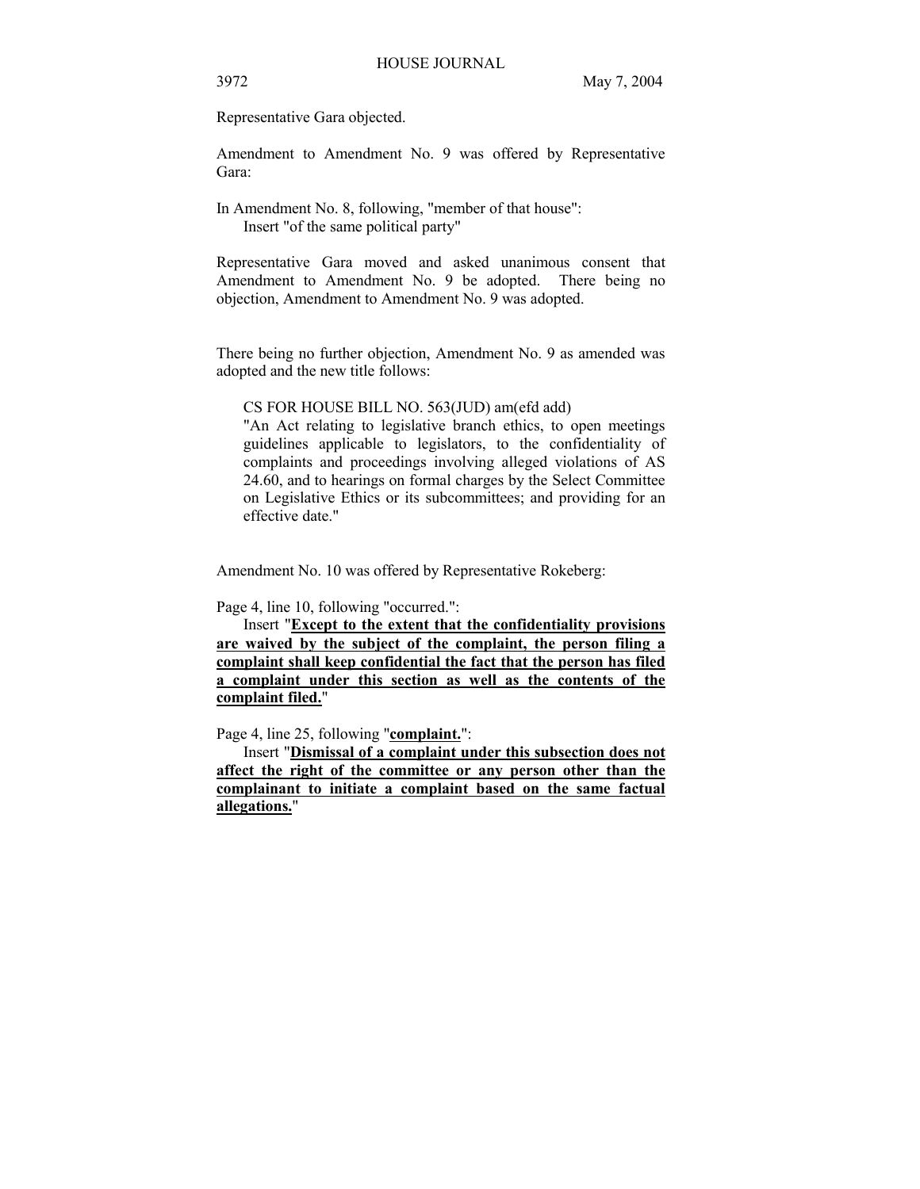Representative Gara objected.

Amendment to Amendment No. 9 was offered by Representative Gara:

In Amendment No. 8, following, "member of that house":
Insert "of the same political party"

Representative Gara moved and asked unanimous consent that Amendment to Amendment No. 9 be adopted. There being no objection, Amendment to Amendment No. 9 was adopted.

There being no further objection, Amendment No. 9 as amended was adopted and the new title follows:

CS FOR HOUSE BILL NO. 563(JUD) am(efd add)
"An Act relating to legislative branch ethics, to open meetings guidelines applicable to legislators, to the confidentiality of complaints and proceedings involving alleged violations of AS 24.60, and to hearings on formal charges by the Select Committee on Legislative Ethics or its subcommittees; and providing for an effective date."

Amendment No. 10 was offered by Representative Rokeberg:

Page 4, line 10, following "occurred.":
Insert "**Except to the extent that the confidentiality provisions are waived by the subject of the complaint, the person filing a complaint shall keep confidential the fact that the person has filed a complaint under this section as well as the contents of the complaint filed.**"

Page 4, line 25, following "**complaint.**":
Insert "**Dismissal of a complaint under this subsection does not affect the right of the committee or any person other than the complainant to initiate a complaint based on the same factual allegations.**"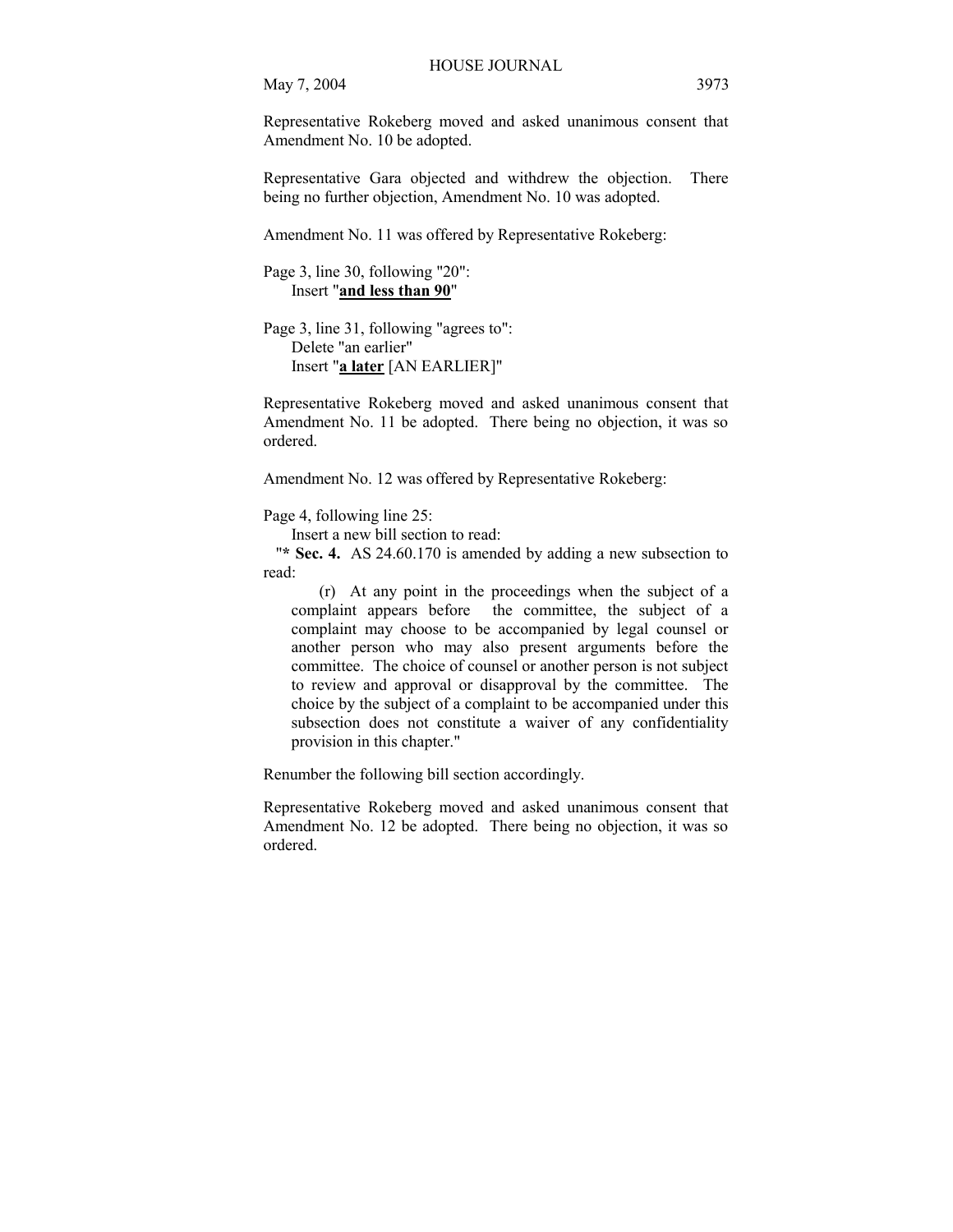Representative Rokeberg moved and asked unanimous consent that Amendment No. 10 be adopted.

Representative Gara objected and withdrew the objection. There being no further objection, Amendment No. 10 was adopted.

Amendment No. 11 was offered by Representative Rokeberg:

Page 3, line 30, following "20":
Insert "**and less than 90**"

Page 3, line 31, following "agrees to":
Delete "an earlier"
Insert "**a later** [AN EARLIER]"

Representative Rokeberg moved and asked unanimous consent that Amendment No. 11 be adopted. There being no objection, it was so ordered.

Amendment No. 12 was offered by Representative Rokeberg:

Page 4, following line 25:
Insert a new bill section to read:
"**\* Sec. 4.** AS 24.60.170 is amended by adding a new subsection to read:

(r) At any point in the proceedings when the subject of a complaint appears before the committee, the subject of a complaint may choose to be accompanied by legal counsel or another person who may also present arguments before the committee. The choice of counsel or another person is not subject to review and approval or disapproval by the committee. The choice by the subject of a complaint to be accompanied under this subsection does not constitute a waiver of any confidentiality provision in this chapter."

Renumber the following bill section accordingly.

Representative Rokeberg moved and asked unanimous consent that Amendment No. 12 be adopted. There being no objection, it was so ordered.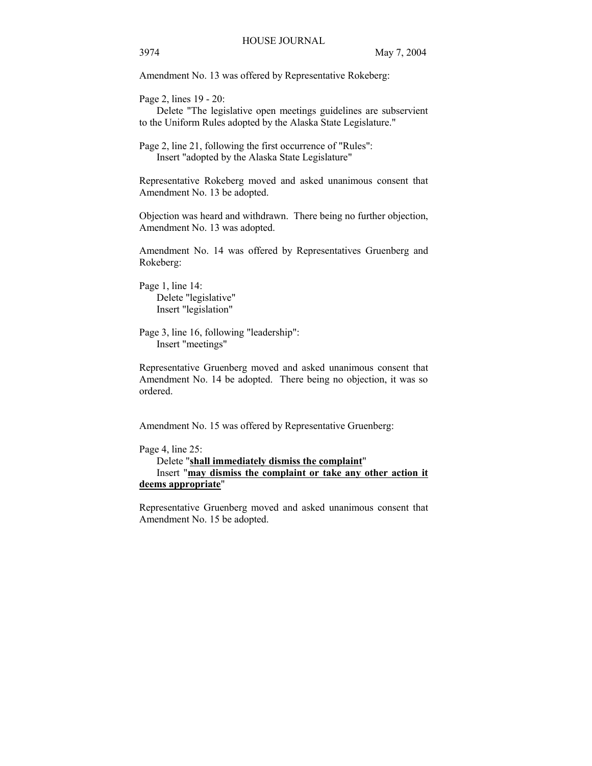Amendment No. 13 was offered by Representative Rokeberg:

Page 2, lines 19 - 20:
Delete "The legislative open meetings guidelines are subservient to the Uniform Rules adopted by the Alaska State Legislature."

Page 2, line 21, following the first occurrence of "Rules":
Insert "adopted by the Alaska State Legislature"

Representative Rokeberg moved and asked unanimous consent that Amendment No. 13 be adopted.

Objection was heard and withdrawn. There being no further objection, Amendment No. 13 was adopted.

Amendment No. 14 was offered by Representatives Gruenberg and Rokeberg:

Page 1, line 14:
Delete "legislative"
Insert "legislation"

Page 3, line 16, following "leadership":
Insert "meetings"

Representative Gruenberg moved and asked unanimous consent that Amendment No. 14 be adopted. There being no objection, it was so ordered.

Amendment No. 15 was offered by Representative Gruenberg:

Page 4, line 25:
Delete "**shall immediately dismiss the complaint**"
Insert "**may dismiss the complaint or take any other action it deems appropriate**"

Representative Gruenberg moved and asked unanimous consent that Amendment No. 15 be adopted.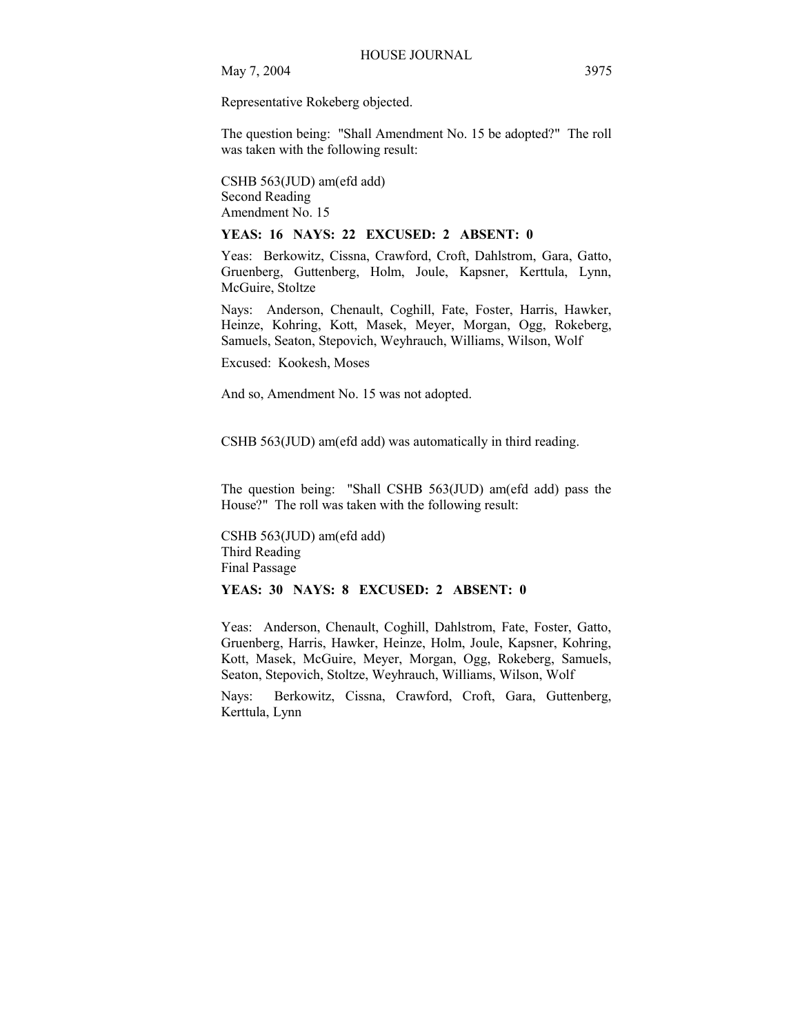Representative Rokeberg objected.

The question being: "Shall Amendment No. 15 be adopted?" The roll was taken with the following result:

CSHB 563(JUD) am(efd add)
Second Reading
Amendment No. 15

**YEAS: 16 NAYS: 22 EXCUSED: 2 ABSENT: 0**

Yeas: Berkowitz, Cissna, Crawford, Croft, Dahlstrom, Gara, Gatto, Gruenberg, Guttenberg, Holm, Joule, Kapsner, Kerttula, Lynn, McGuire, Stoltze

Nays: Anderson, Chenault, Coghill, Fate, Foster, Harris, Hawker, Heinze, Kohring, Kott, Masek, Meyer, Morgan, Ogg, Rokeberg, Samuels, Seaton, Stepovich, Weyhrauch, Williams, Wilson, Wolf

Excused: Kookesh, Moses

And so, Amendment No. 15 was not adopted.

CSHB 563(JUD) am(efd add) was automatically in third reading.

The question being: "Shall CSHB 563(JUD) am(efd add) pass the House?" The roll was taken with the following result:

CSHB 563(JUD) am(efd add)
Third Reading
Final Passage

**YEAS: 30 NAYS: 8 EXCUSED: 2 ABSENT: 0**

Yeas: Anderson, Chenault, Coghill, Dahlstrom, Fate, Foster, Gatto, Gruenberg, Harris, Hawker, Heinze, Holm, Joule, Kapsner, Kohring, Kott, Masek, McGuire, Meyer, Morgan, Ogg, Rokeberg, Samuels, Seaton, Stepovich, Stoltze, Weyhrauch, Williams, Wilson, Wolf

Nays: Berkowitz, Cissna, Crawford, Croft, Gara, Guttenberg, Kerttula, Lynn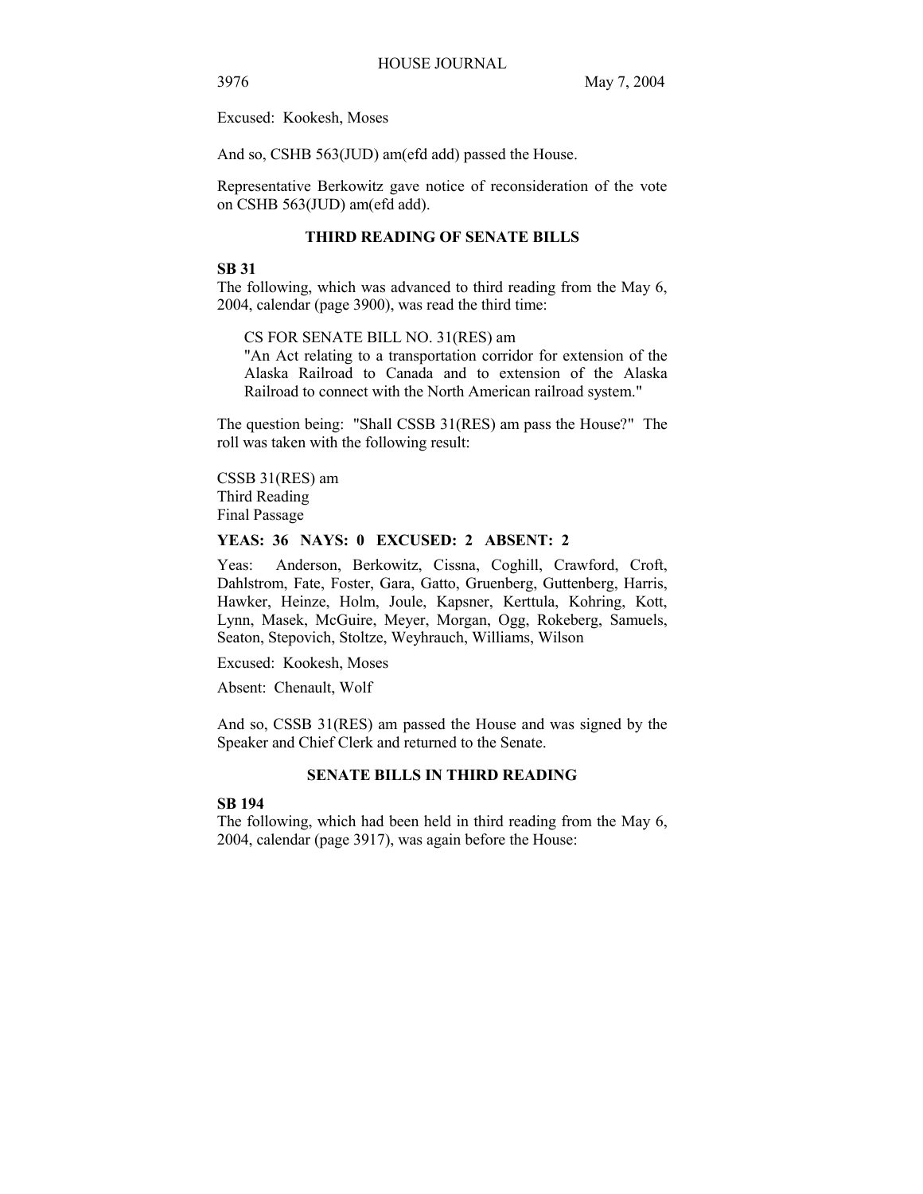Excused: Kookesh, Moses

And so, CSHB 563(JUD) am(efd add) passed the House.

Representative Berkowitz gave notice of reconsideration of the vote on CSHB 563(JUD) am(efd add).

## THIRD READING OF SENATE BILLS

**SB 31**
The following, which was advanced to third reading from the May 6, 2004, calendar (page 3900), was read the third time:

CS FOR SENATE BILL NO. 31(RES) am
"An Act relating to a transportation corridor for extension of the Alaska Railroad to Canada and to extension of the Alaska Railroad to connect with the North American railroad system."

The question being: "Shall CSSB 31(RES) am pass the House?" The roll was taken with the following result:

CSSB 31(RES) am
Third Reading
Final Passage

**YEAS: 36 NAYS: 0 EXCUSED: 2 ABSENT: 2**

Yeas: Anderson, Berkowitz, Cissna, Coghill, Crawford, Croft, Dahlstrom, Fate, Foster, Gara, Gatto, Gruenberg, Guttenberg, Harris, Hawker, Heinze, Holm, Joule, Kapsner, Kerttula, Kohring, Kott, Lynn, Masek, McGuire, Meyer, Morgan, Ogg, Rokeberg, Samuels, Seaton, Stepovich, Stoltze, Weyhrauch, Williams, Wilson

Excused: Kookesh, Moses

Absent: Chenault, Wolf

And so, CSSB 31(RES) am passed the House and was signed by the Speaker and Chief Clerk and returned to the Senate.

## SENATE BILLS IN THIRD READING

**SB 194**
The following, which had been held in third reading from the May 6, 2004, calendar (page 3917), was again before the House: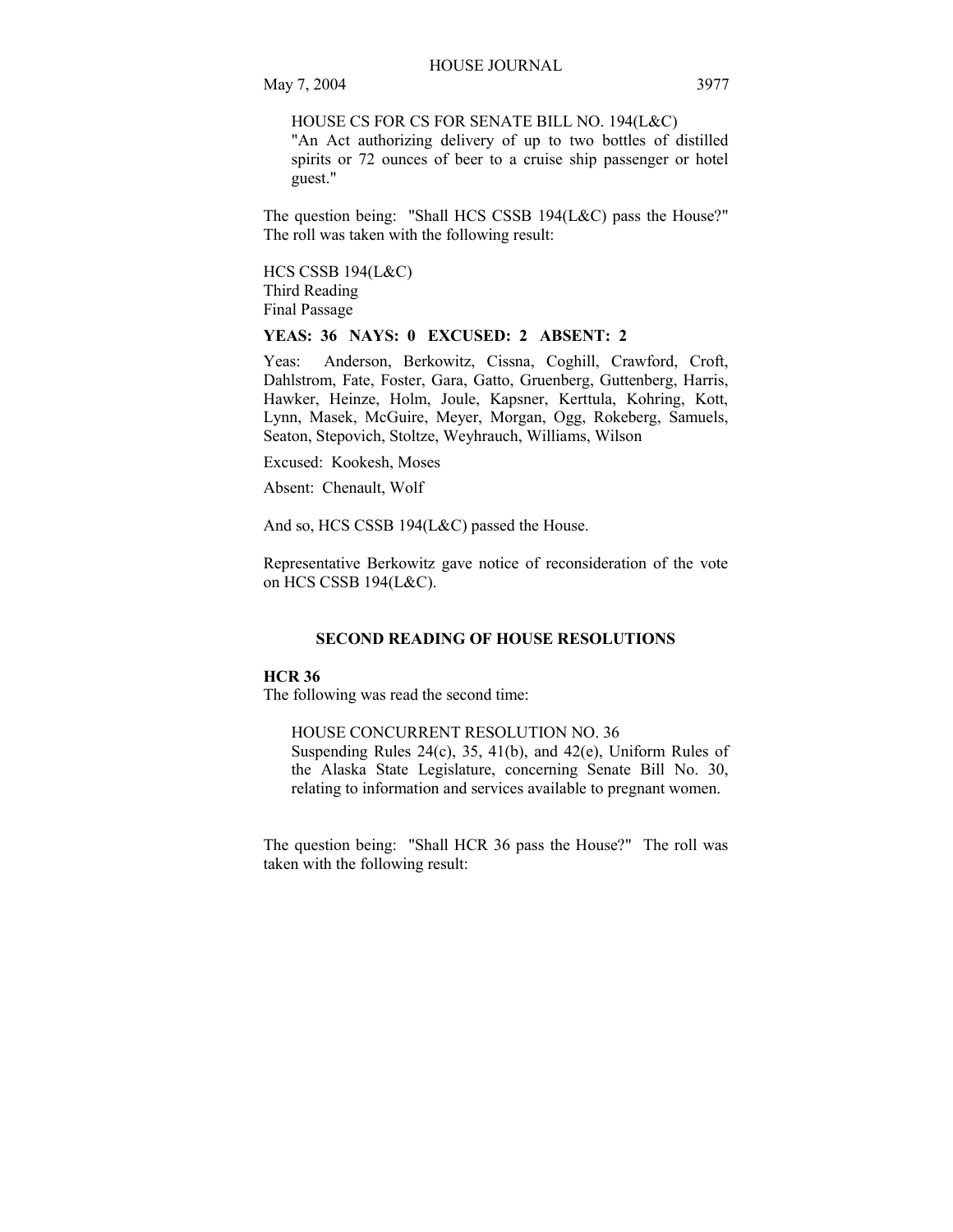HOUSE CS FOR CS FOR SENATE BILL NO. 194(L&C)
"An Act authorizing delivery of up to two bottles of distilled spirits or 72 ounces of beer to a cruise ship passenger or hotel guest."

The question being: "Shall HCS CSSB 194(L&C) pass the House?" The roll was taken with the following result:

HCS CSSB 194(L&C)
Third Reading
Final Passage

**YEAS: 36 NAYS: 0 EXCUSED: 2 ABSENT: 2**

Yeas: Anderson, Berkowitz, Cissna, Coghill, Crawford, Croft, Dahlstrom, Fate, Foster, Gara, Gatto, Gruenberg, Guttenberg, Harris, Hawker, Heinze, Holm, Joule, Kapsner, Kerttula, Kohring, Kott, Lynn, Masek, McGuire, Meyer, Morgan, Ogg, Rokeberg, Samuels, Seaton, Stepovich, Stoltze, Weyhrauch, Williams, Wilson

Excused: Kookesh, Moses

Absent: Chenault, Wolf

And so, HCS CSSB 194(L&C) passed the House.

Representative Berkowitz gave notice of reconsideration of the vote on HCS CSSB 194(L&C).

## SECOND READING OF HOUSE RESOLUTIONS

**HCR 36**
The following was read the second time:

HOUSE CONCURRENT RESOLUTION NO. 36
Suspending Rules 24(c), 35, 41(b), and 42(e), Uniform Rules of the Alaska State Legislature, concerning Senate Bill No. 30, relating to information and services available to pregnant women.

The question being: "Shall HCR 36 pass the House?" The roll was taken with the following result: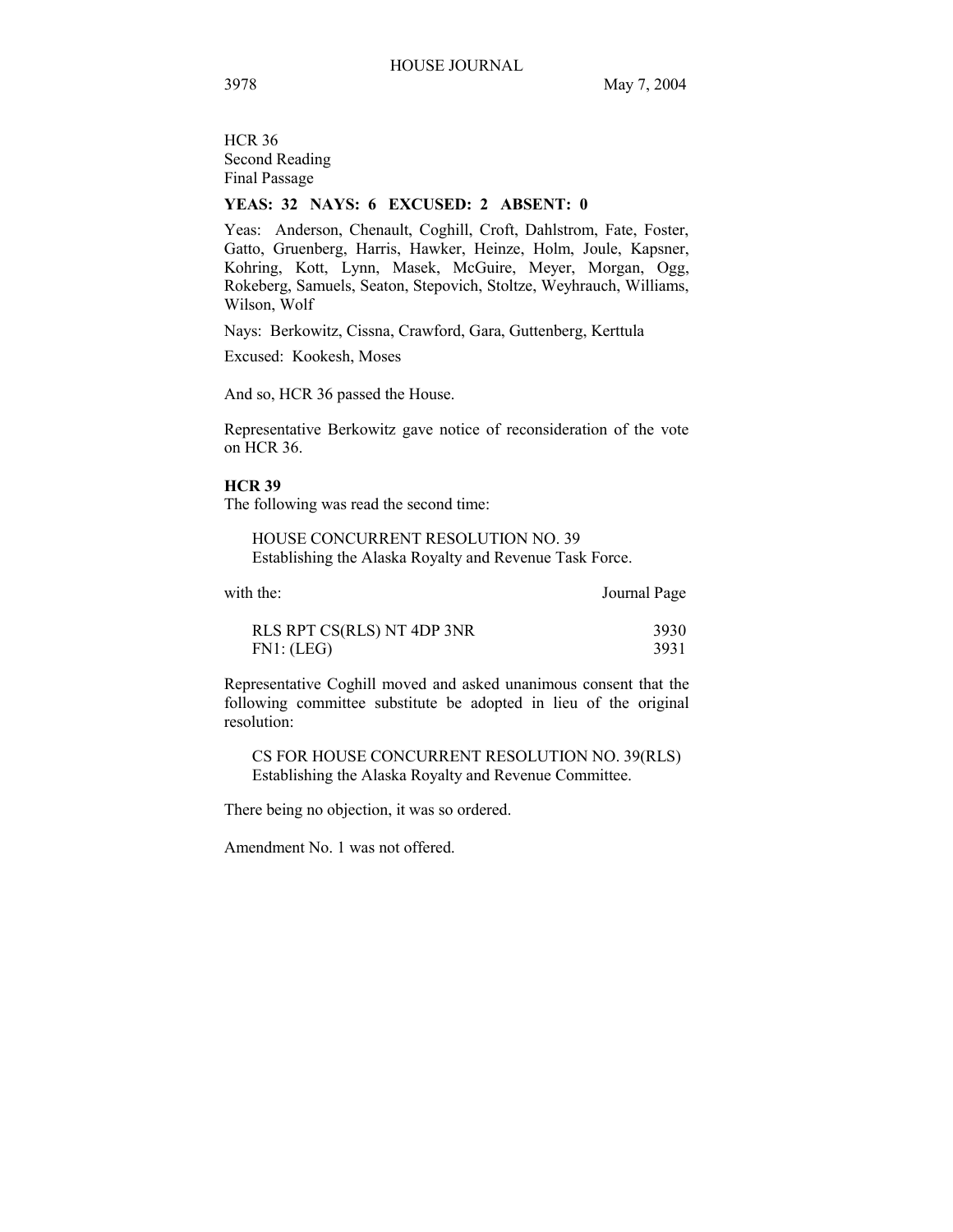HCR 36
Second Reading
Final Passage

**YEAS: 32 NAYS: 6 EXCUSED: 2 ABSENT: 0**

Yeas: Anderson, Chenault, Coghill, Croft, Dahlstrom, Fate, Foster, Gatto, Gruenberg, Harris, Hawker, Heinze, Holm, Joule, Kapsner, Kohring, Kott, Lynn, Masek, McGuire, Meyer, Morgan, Ogg, Rokeberg, Samuels, Seaton, Stepovich, Stoltze, Weyhrauch, Williams, Wilson, Wolf

Nays: Berkowitz, Cissna, Crawford, Gara, Guttenberg, Kerttula

Excused: Kookesh, Moses

And so, HCR 36 passed the House.

Representative Berkowitz gave notice of reconsideration of the vote on HCR 36.

**HCR 39**

The following was read the second time:

HOUSE CONCURRENT RESOLUTION NO. 39
Establishing the Alaska Royalty and Revenue Task Force.

| with the: | Journal Page |
|---|---|
| RLS RPT CS(RLS) NT 4DP 3NR | 3930 |
| FN1: (LEG) | 3931 |

Representative Coghill moved and asked unanimous consent that the following committee substitute be adopted in lieu of the original resolution:

CS FOR HOUSE CONCURRENT RESOLUTION NO. 39(RLS)
Establishing the Alaska Royalty and Revenue Committee.

There being no objection, it was so ordered.

Amendment No. 1 was not offered.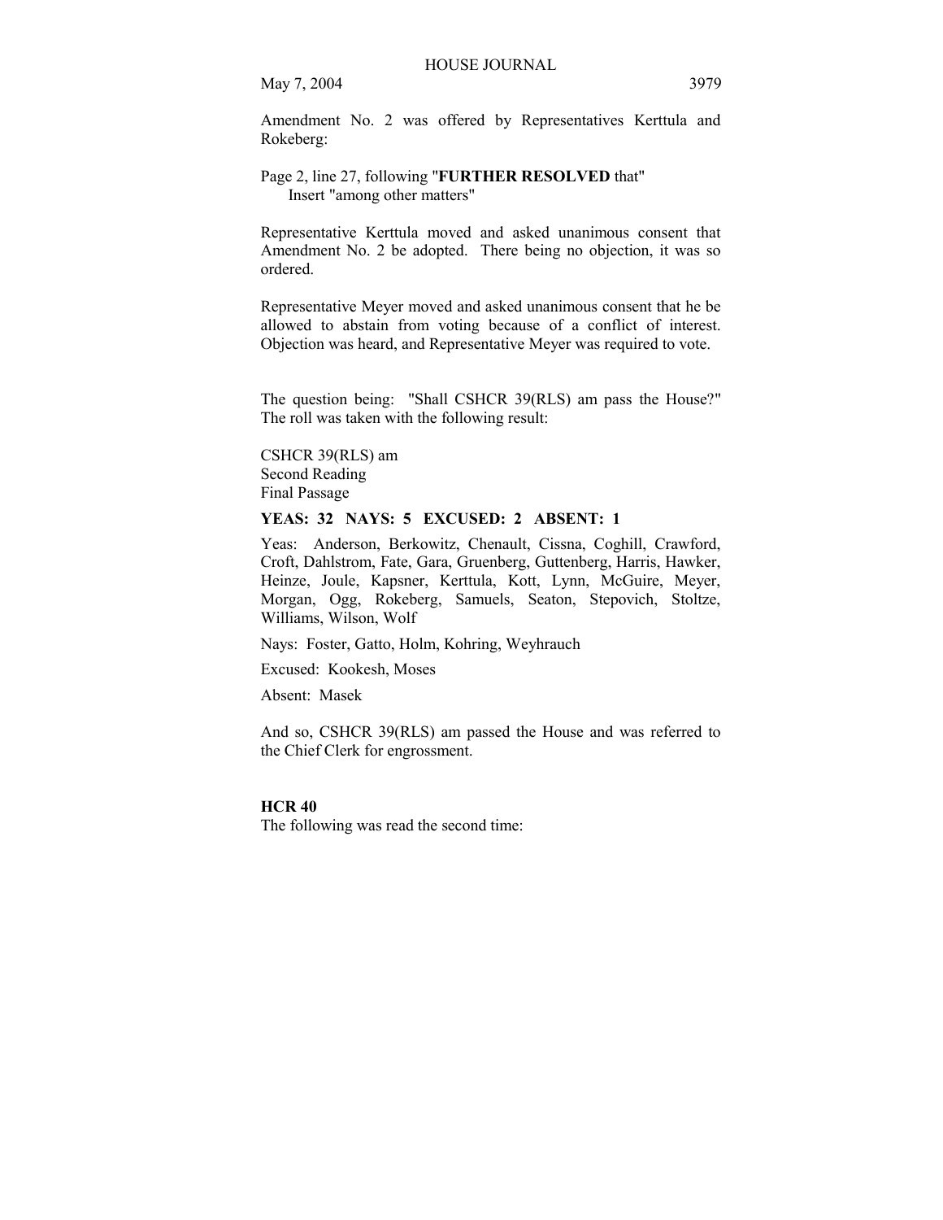Amendment No. 2 was offered by Representatives Kerttula and Rokeberg:

Page 2, line 27, following "**FURTHER RESOLVED** that"
    Insert "among other matters"

Representative Kerttula moved and asked unanimous consent that Amendment No. 2 be adopted. There being no objection, it was so ordered.

Representative Meyer moved and asked unanimous consent that he be allowed to abstain from voting because of a conflict of interest. Objection was heard, and Representative Meyer was required to vote.

The question being: "Shall CSHCR 39(RLS) am pass the House?" The roll was taken with the following result:

CSHCR 39(RLS) am
Second Reading
Final Passage

**YEAS: 32 NAYS: 5 EXCUSED: 2 ABSENT: 1**

Yeas: Anderson, Berkowitz, Chenault, Cissna, Coghill, Crawford, Croft, Dahlstrom, Fate, Gara, Gruenberg, Guttenberg, Harris, Hawker, Heinze, Joule, Kapsner, Kerttula, Kott, Lynn, McGuire, Meyer, Morgan, Ogg, Rokeberg, Samuels, Seaton, Stepovich, Stoltze, Williams, Wilson, Wolf

Nays: Foster, Gatto, Holm, Kohring, Weyhrauch

Excused: Kookesh, Moses

Absent: Masek

And so, CSHCR 39(RLS) am passed the House and was referred to the Chief Clerk for engrossment.

**HCR 40**
The following was read the second time: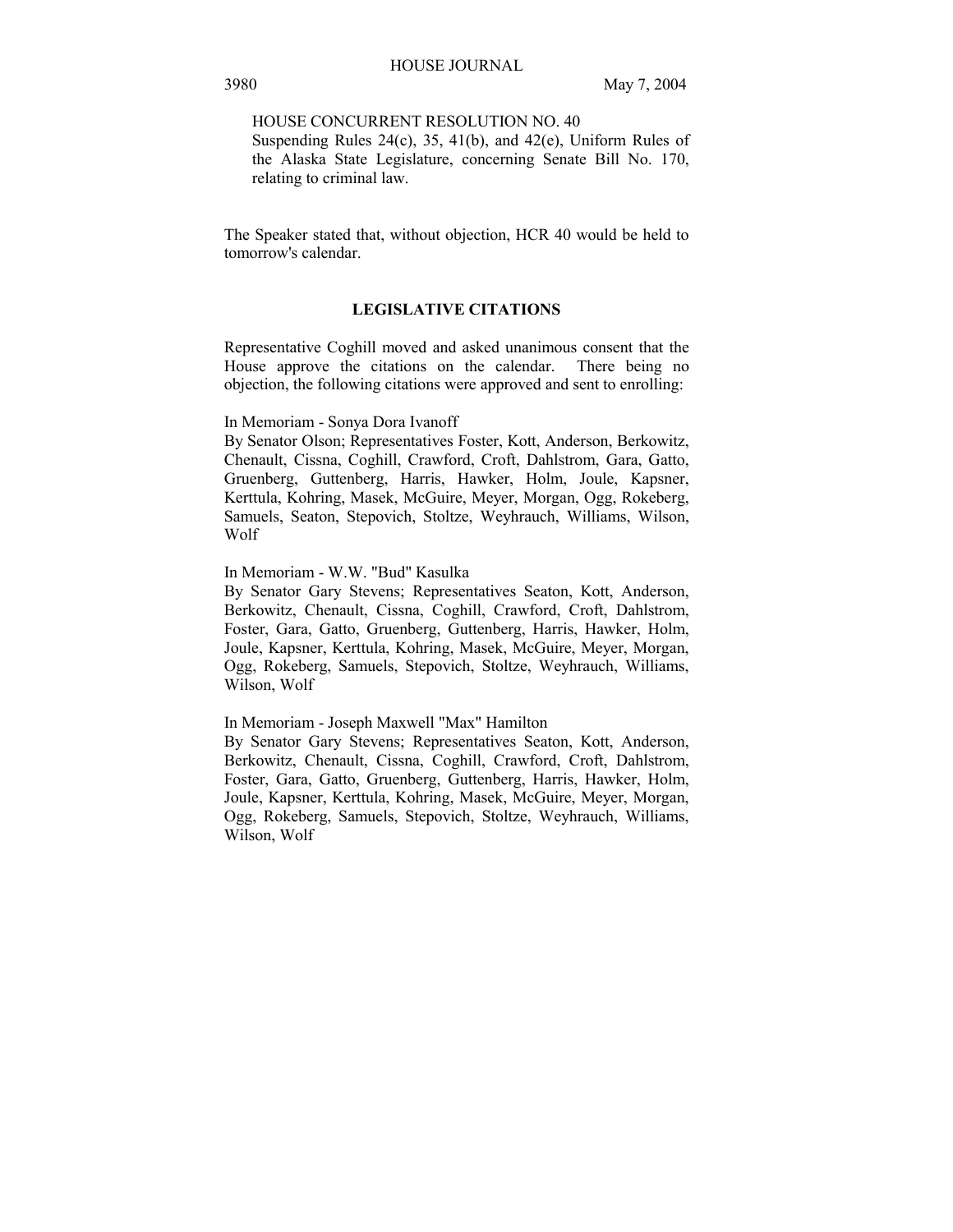HOUSE CONCURRENT RESOLUTION NO. 40
Suspending Rules 24(c), 35, 41(b), and 42(e), Uniform Rules of the Alaska State Legislature, concerning Senate Bill No. 170, relating to criminal law.

The Speaker stated that, without objection, HCR 40 would be held to tomorrow's calendar.

## LEGISLATIVE CITATIONS

Representative Coghill moved and asked unanimous consent that the House approve the citations on the calendar. There being no objection, the following citations were approved and sent to enrolling:

In Memoriam - Sonya Dora Ivanoff
By Senator Olson; Representatives Foster, Kott, Anderson, Berkowitz, Chenault, Cissna, Coghill, Crawford, Croft, Dahlstrom, Gara, Gatto, Gruenberg, Guttenberg, Harris, Hawker, Holm, Joule, Kapsner, Kerttula, Kohring, Masek, McGuire, Meyer, Morgan, Ogg, Rokeberg, Samuels, Seaton, Stepovich, Stoltze, Weyhrauch, Williams, Wilson, Wolf

In Memoriam - W.W. "Bud" Kasulka
By Senator Gary Stevens; Representatives Seaton, Kott, Anderson, Berkowitz, Chenault, Cissna, Coghill, Crawford, Croft, Dahlstrom, Foster, Gara, Gatto, Gruenberg, Guttenberg, Harris, Hawker, Holm, Joule, Kapsner, Kerttula, Kohring, Masek, McGuire, Meyer, Morgan, Ogg, Rokeberg, Samuels, Stepovich, Stoltze, Weyhrauch, Williams, Wilson, Wolf

In Memoriam - Joseph Maxwell "Max" Hamilton
By Senator Gary Stevens; Representatives Seaton, Kott, Anderson, Berkowitz, Chenault, Cissna, Coghill, Crawford, Croft, Dahlstrom, Foster, Gara, Gatto, Gruenberg, Guttenberg, Harris, Hawker, Holm, Joule, Kapsner, Kerttula, Kohring, Masek, McGuire, Meyer, Morgan, Ogg, Rokeberg, Samuels, Stepovich, Stoltze, Weyhrauch, Williams, Wilson, Wolf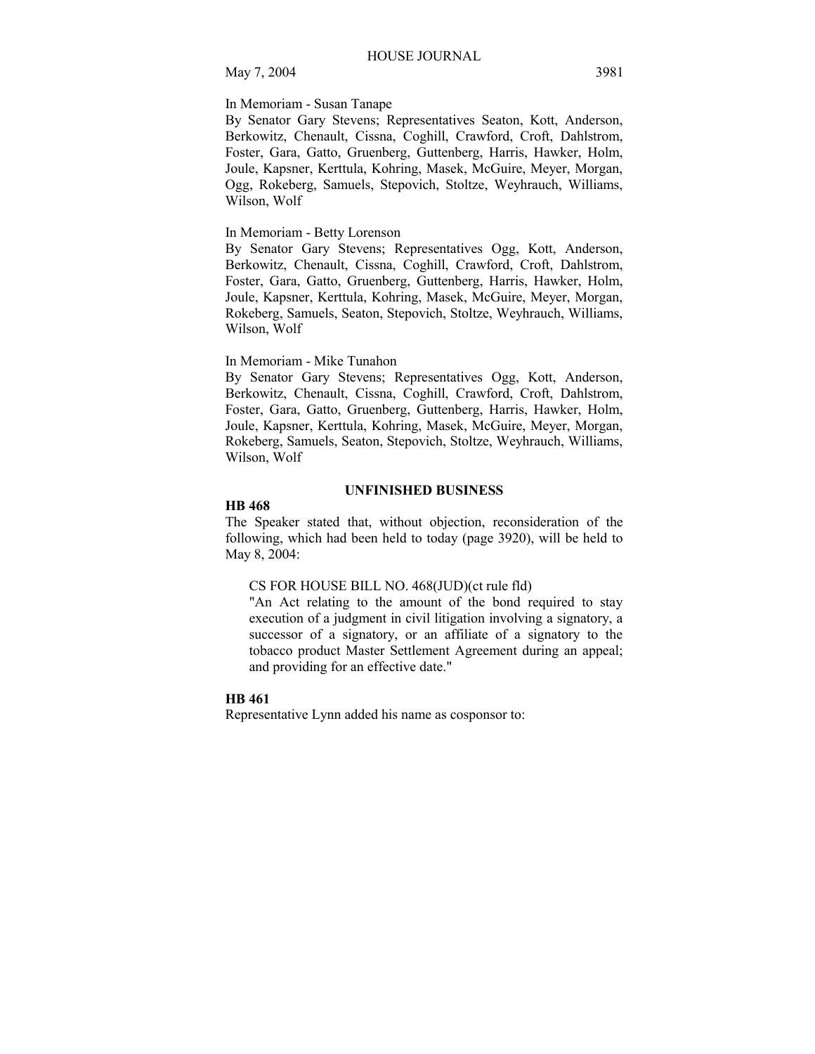In Memoriam - Susan Tanape
By Senator Gary Stevens; Representatives Seaton, Kott, Anderson, Berkowitz, Chenault, Cissna, Coghill, Crawford, Croft, Dahlstrom, Foster, Gara, Gatto, Gruenberg, Guttenberg, Harris, Hawker, Holm, Joule, Kapsner, Kerttula, Kohring, Masek, McGuire, Meyer, Morgan, Ogg, Rokeberg, Samuels, Stepovich, Stoltze, Weyhrauch, Williams, Wilson, Wolf

In Memoriam - Betty Lorenson
By Senator Gary Stevens; Representatives Ogg, Kott, Anderson, Berkowitz, Chenault, Cissna, Coghill, Crawford, Croft, Dahlstrom, Foster, Gara, Gatto, Gruenberg, Guttenberg, Harris, Hawker, Holm, Joule, Kapsner, Kerttula, Kohring, Masek, McGuire, Meyer, Morgan, Rokeberg, Samuels, Seaton, Stepovich, Stoltze, Weyhrauch, Williams, Wilson, Wolf

In Memoriam - Mike Tunahon
By Senator Gary Stevens; Representatives Ogg, Kott, Anderson, Berkowitz, Chenault, Cissna, Coghill, Crawford, Croft, Dahlstrom, Foster, Gara, Gatto, Gruenberg, Guttenberg, Harris, Hawker, Holm, Joule, Kapsner, Kerttula, Kohring, Masek, McGuire, Meyer, Morgan, Rokeberg, Samuels, Seaton, Stepovich, Stoltze, Weyhrauch, Williams, Wilson, Wolf

## UNFINISHED BUSINESS

**HB 468**

The Speaker stated that, without objection, reconsideration of the following, which had been held to today (page 3920), will be held to May 8, 2004:

> CS FOR HOUSE BILL NO. 468(JUD)(ct rule fld)
> "An Act relating to the amount of the bond required to stay execution of a judgment in civil litigation involving a signatory, a successor of a signatory, or an affiliate of a signatory to the tobacco product Master Settlement Agreement during an appeal; and providing for an effective date."

**HB 461**

Representative Lynn added his name as cosponsor to: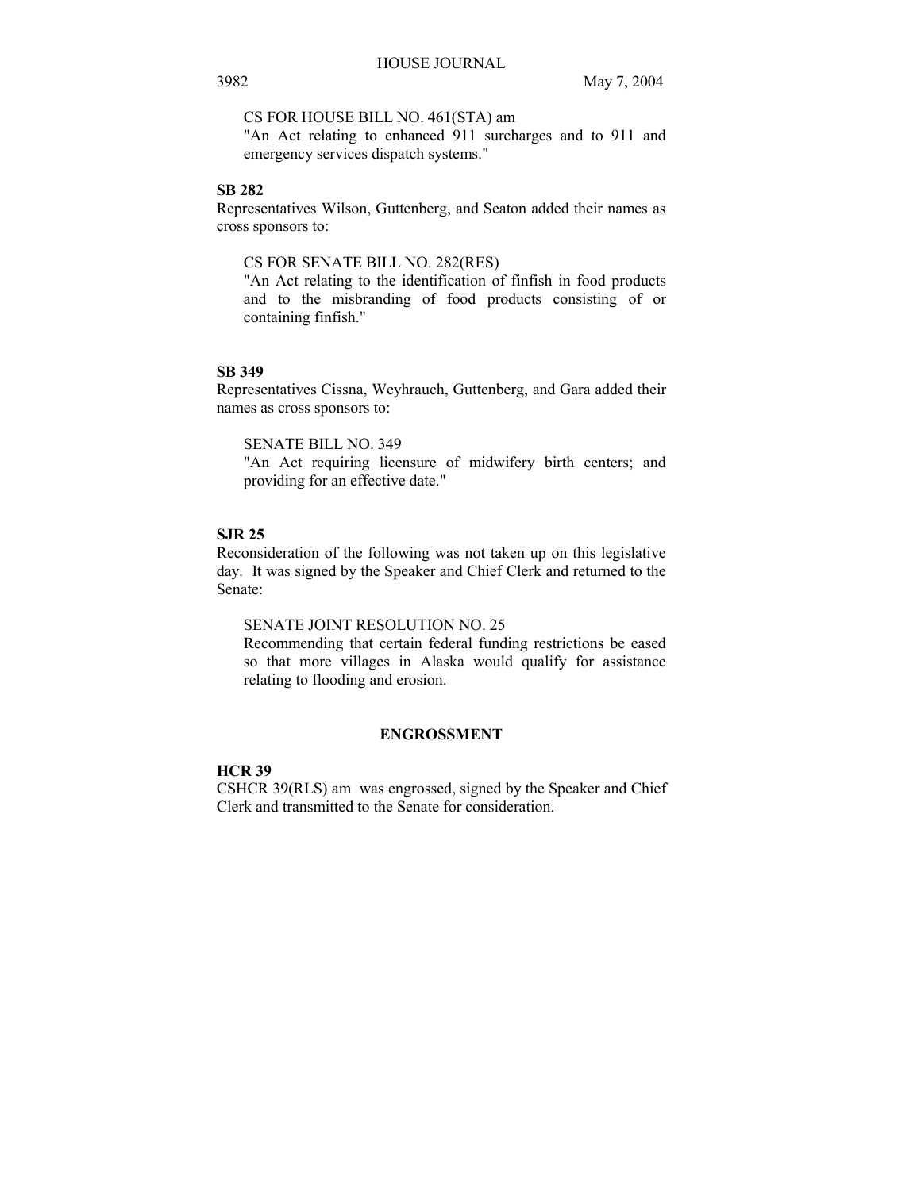CS FOR HOUSE BILL NO. 461(STA) am
"An Act relating to enhanced 911 surcharges and to 911 and emergency services dispatch systems."

**SB 282**
Representatives Wilson, Guttenberg, and Seaton added their names as cross sponsors to:

CS FOR SENATE BILL NO. 282(RES)
"An Act relating to the identification of finfish in food products and to the misbranding of food products consisting of or containing finfish."

**SB 349**
Representatives Cissna, Weyhrauch, Guttenberg, and Gara added their names as cross sponsors to:

SENATE BILL NO. 349
"An Act requiring licensure of midwifery birth centers; and providing for an effective date."

**SJR 25**
Reconsideration of the following was not taken up on this legislative day. It was signed by the Speaker and Chief Clerk and returned to the Senate:

SENATE JOINT RESOLUTION NO. 25
Recommending that certain federal funding restrictions be eased so that more villages in Alaska would qualify for assistance relating to flooding and erosion.

## ENGROSSMENT

**HCR 39**
CSHCR 39(RLS) am was engrossed, signed by the Speaker and Chief Clerk and transmitted to the Senate for consideration.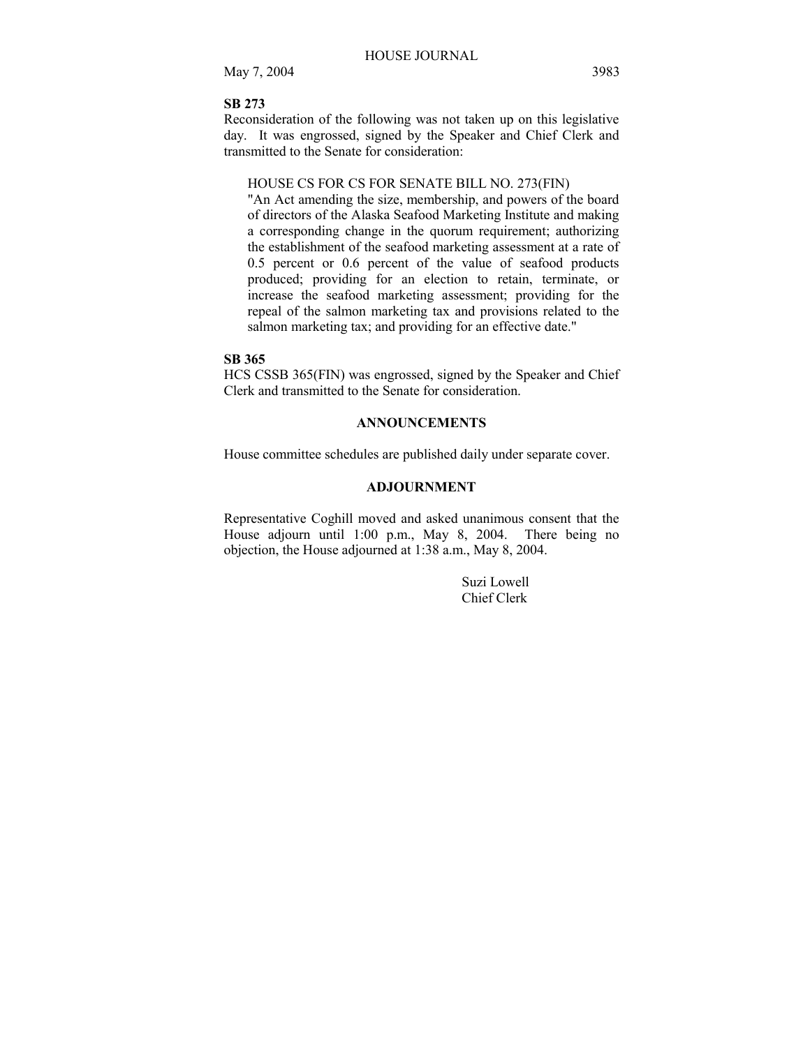**SB 273**

Reconsideration of the following was not taken up on this legislative day. It was engrossed, signed by the Speaker and Chief Clerk and transmitted to the Senate for consideration:

HOUSE CS FOR CS FOR SENATE BILL NO. 273(FIN)
"An Act amending the size, membership, and powers of the board of directors of the Alaska Seafood Marketing Institute and making a corresponding change in the quorum requirement; authorizing the establishment of the seafood marketing assessment at a rate of 0.5 percent or 0.6 percent of the value of seafood products produced; providing for an election to retain, terminate, or increase the seafood marketing assessment; providing for the repeal of the salmon marketing tax and provisions related to the salmon marketing tax; and providing for an effective date."

**SB 365**

HCS CSSB 365(FIN) was engrossed, signed by the Speaker and Chief Clerk and transmitted to the Senate for consideration.

## ANNOUNCEMENTS

House committee schedules are published daily under separate cover.

## ADJOURNMENT

Representative Coghill moved and asked unanimous consent that the House adjourn until 1:00 p.m., May 8, 2004. There being no objection, the House adjourned at 1:38 a.m., May 8, 2004.

Suzi Lowell
Chief Clerk